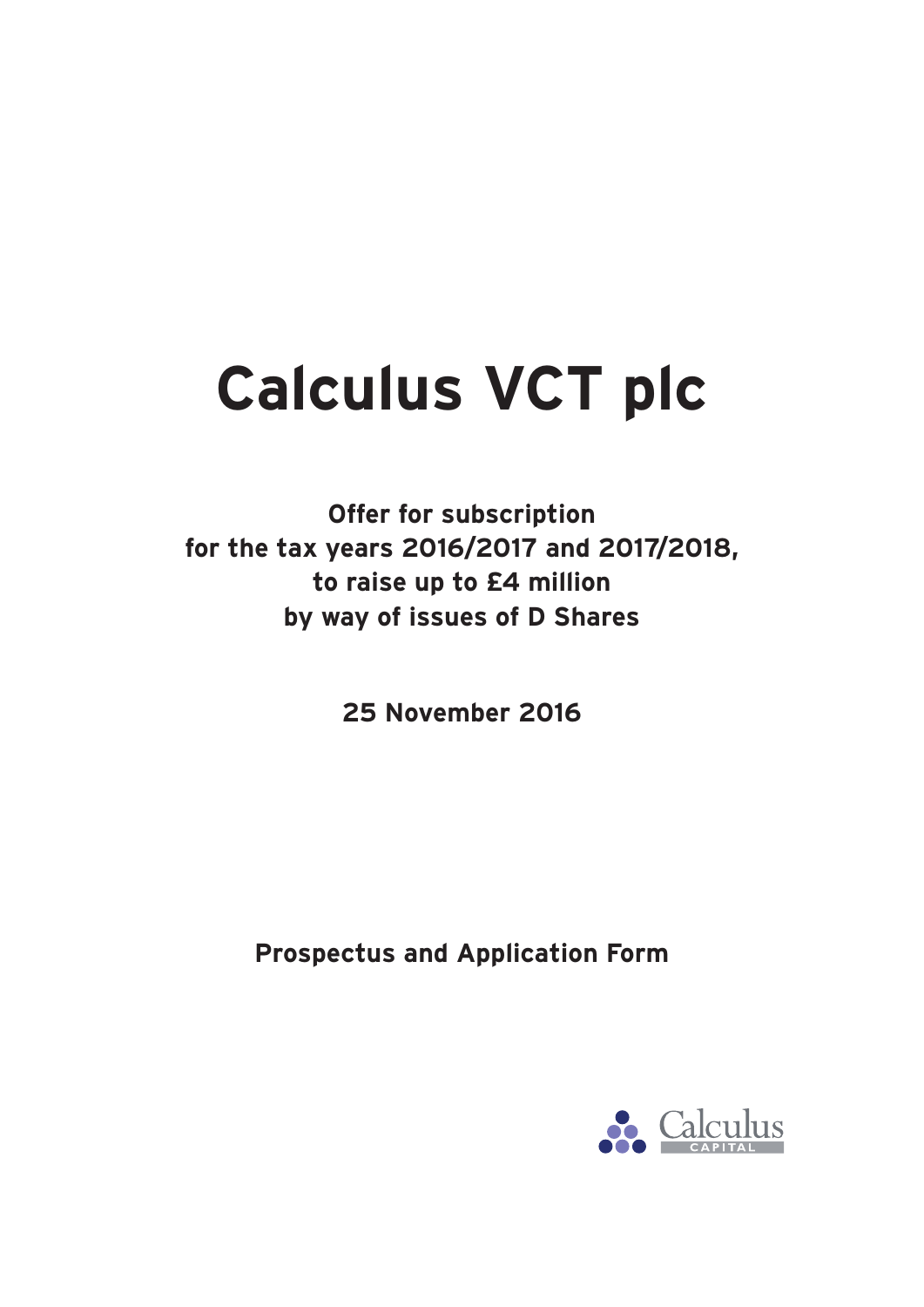# Calculus VCT plc

**Offer for subscription for the tax years 2016/2017 and 2017/2018, to raise up to £4 million by way of issues of D Shares**

**25 November 2016**

**Prospectus and Application Form**

Calculus CAPITAL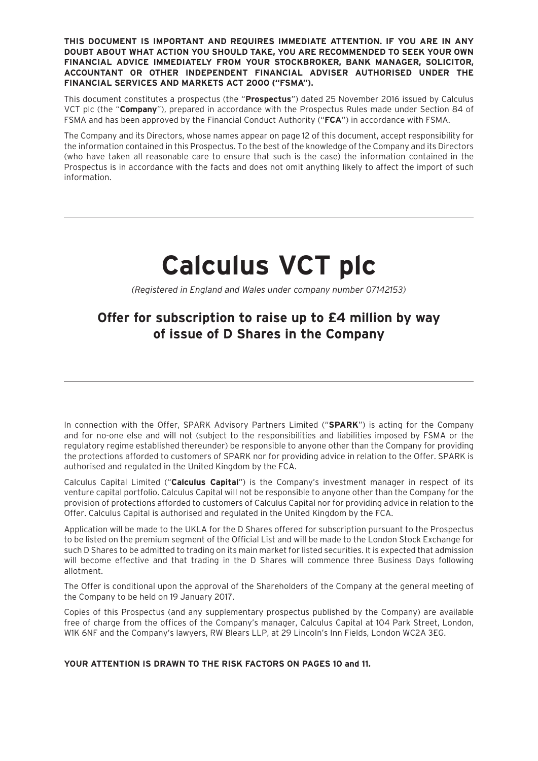**THIS DOCUMENT IS IMPORTANT AND REQUIRES IMMEDIATE ATTENTION. IF YOU ARE IN ANY DOUBT ABOUT WHAT ACTION YOU SHOULD TAKE, YOU ARE RECOMMENDED TO SEEK YOUR OWN FINANCIAL ADVICE IMMEDIATELY FROM YOUR STOCKBROKER, BANK MANAGER, SOLICITOR, ACCOUNTANT OR OTHER INDEPENDENT FINANCIAL ADVISER AUTHORISED UNDER THE FINANCIAL SERVICES AND MARKETS ACT 2000 ("FSMA").**

This document constitutes a prospectus (the "**Prospectus**") dated 25 November 2016 issued by Calculus VCT plc (the "**Company**"), prepared in accordance with the Prospectus Rules made under Section 84 of FSMA and has been approved by the Financial Conduct Authority ("**FCA**") in accordance with FSMA.

The Company and its Directors, whose names appear on page 12 of this document, accept responsibility for the information contained in this Prospectus. To the best of the knowledge of the Company and its Directors (who have taken all reasonable care to ensure that such is the case) the information contained in the Prospectus is in accordance with the facts and does not omit anything likely to affect the import of such information.

---

# Calculus VCT plc

*(Registered in England and Wales under company number 07142153)*

## Offer for subscription to raise up to £4 million by way of issue of D Shares in the Company

---

In connection with the Offer, SPARK Advisory Partners Limited ("**SPARK**") is acting for the Company and for no-one else and will not (subject to the responsibilities and liabilities imposed by FSMA or the regulatory regime established thereunder) be responsible to anyone other than the Company for providing the protections afforded to customers of SPARK nor for providing advice in relation to the Offer. SPARK is authorised and regulated in the United Kingdom by the FCA.

Calculus Capital Limited ("**Calculus Capital**") is the Company's investment manager in respect of its venture capital portfolio. Calculus Capital will not be responsible to anyone other than the Company for the provision of protections afforded to customers of Calculus Capital nor for providing advice in relation to the Offer. Calculus Capital is authorised and regulated in the United Kingdom by the FCA.

Application will be made to the UKLA for the D Shares offered for subscription pursuant to the Prospectus to be listed on the premium segment of the Official List and will be made to the London Stock Exchange for such D Shares to be admitted to trading on its main market for listed securities. It is expected that admission will become effective and that trading in the D Shares will commence three Business Days following allotment.

The Offer is conditional upon the approval of the Shareholders of the Company at the general meeting of the Company to be held on 19 January 2017.

Copies of this Prospectus (and any supplementary prospectus published by the Company) are available free of charge from the offices of the Company's manager, Calculus Capital at 104 Park Street, London, W1K 6NF and the Company's lawyers, RW Blears LLP, at 29 Lincoln's Inn Fields, London WC2A 3EG.

**YOUR ATTENTION IS DRAWN TO THE RISK FACTORS ON PAGES 10 and 11.**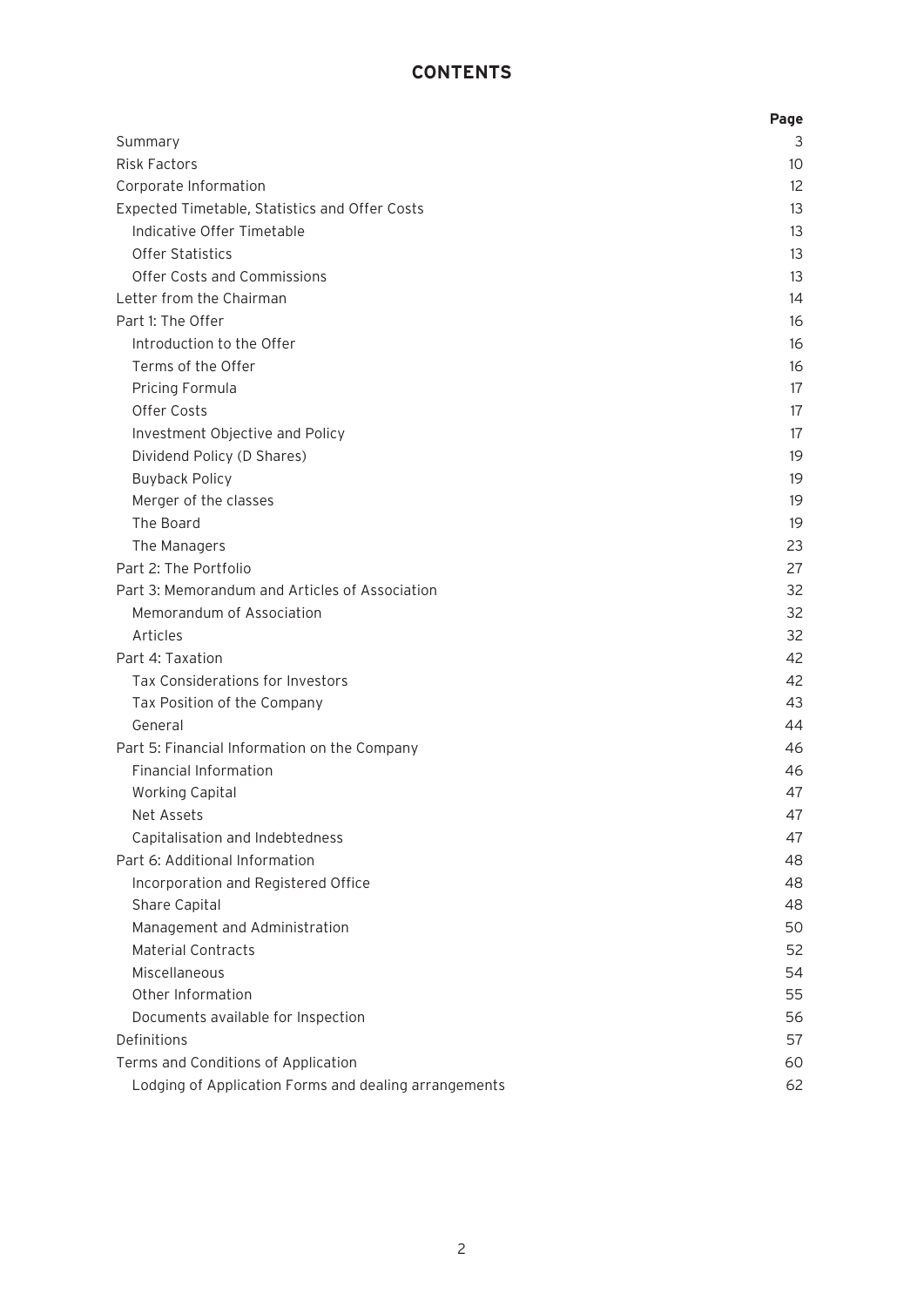# CONTENTS

| | Page |
|---|---|
| Summary | 3 |
| Risk Factors | 10 |
| Corporate Information | 12 |
| Expected Timetable, Statistics and Offer Costs | 13 |
| Indicative Offer Timetable | 13 |
| Offer Statistics | 13 |
| Offer Costs and Commissions | 13 |
| Letter from the Chairman | 14 |
| Part 1: The Offer | 16 |
| Introduction to the Offer | 16 |
| Terms of the Offer | 16 |
| Pricing Formula | 17 |
| Offer Costs | 17 |
| Investment Objective and Policy | 17 |
| Dividend Policy (D Shares) | 19 |
| Buyback Policy | 19 |
| Merger of the classes | 19 |
| The Board | 19 |
| The Managers | 23 |
| Part 2: The Portfolio | 27 |
| Part 3: Memorandum and Articles of Association | 32 |
| Memorandum of Association | 32 |
| Articles | 32 |
| Part 4: Taxation | 42 |
| Tax Considerations for Investors | 42 |
| Tax Position of the Company | 43 |
| General | 44 |
| Part 5: Financial Information on the Company | 46 |
| Financial Information | 46 |
| Working Capital | 47 |
| Net Assets | 47 |
| Capitalisation and Indebtedness | 47 |
| Part 6: Additional Information | 48 |
| Incorporation and Registered Office | 48 |
| Share Capital | 48 |
| Management and Administration | 50 |
| Material Contracts | 52 |
| Miscellaneous | 54 |
| Other Information | 55 |
| Documents available for Inspection | 56 |
| Definitions | 57 |
| Terms and Conditions of Application | 60 |
| Lodging of Application Forms and dealing arrangements | 62 |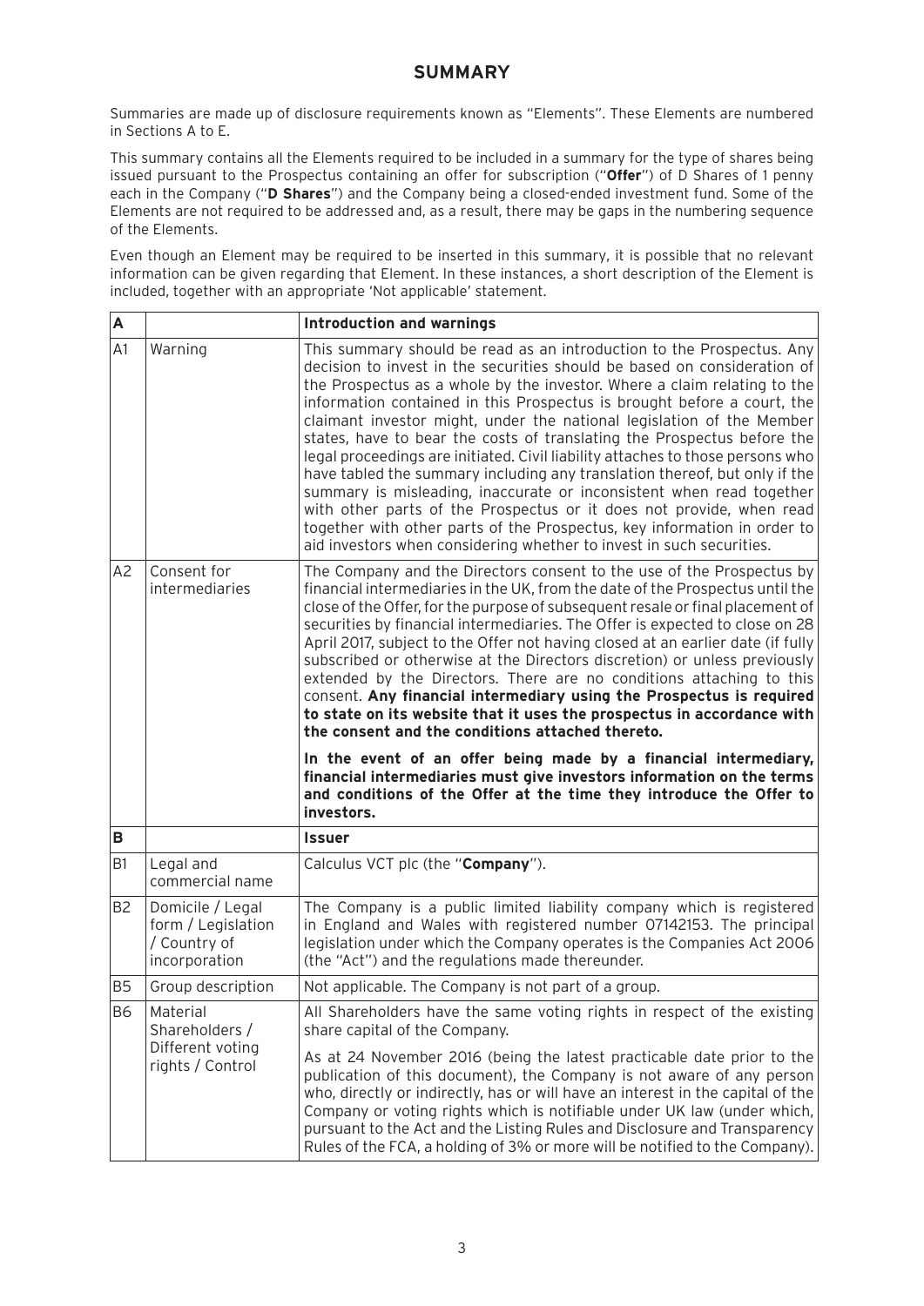# SUMMARY

Summaries are made up of disclosure requirements known as "Elements". These Elements are numbered in Sections A to E.

This summary contains all the Elements required to be included in a summary for the type of shares being issued pursuant to the Prospectus containing an offer for subscription ("**Offer**") of D Shares of 1 penny each in the Company ("**D Shares**") and the Company being a closed-ended investment fund. Some of the Elements are not required to be addressed and, as a result, there may be gaps in the numbering sequence of the Elements.

Even though an Element may be required to be inserted in this summary, it is possible that no relevant information can be given regarding that Element. In these instances, a short description of the Element is included, together with an appropriate 'Not applicable' statement.

| **A** | | **Introduction and warnings** |
|---|---|---|
| A1 | Warning | This summary should be read as an introduction to the Prospectus. Any decision to invest in the securities should be based on consideration of the Prospectus as a whole by the investor. Where a claim relating to the information contained in this Prospectus is brought before a court, the claimant investor might, under the national legislation of the Member states, have to bear the costs of translating the Prospectus before the legal proceedings are initiated. Civil liability attaches to those persons who have tabled the summary including any translation thereof, but only if the summary is misleading, inaccurate or inconsistent when read together with other parts of the Prospectus or it does not provide, when read together with other parts of the Prospectus, key information in order to aid investors when considering whether to invest in such securities. |
| A2 | Consent for intermediaries | The Company and the Directors consent to the use of the Prospectus by financial intermediaries in the UK, from the date of the Prospectus until the close of the Offer, for the purpose of subsequent resale or final placement of securities by financial intermediaries. The Offer is expected to close on 28 April 2017, subject to the Offer not having closed at an earlier date (if fully subscribed or otherwise at the Directors discretion) or unless previously extended by the Directors. There are no conditions attaching to this consent. **Any financial intermediary using the Prospectus is required to state on its website that it uses the prospectus in accordance with the consent and the conditions attached thereto.**<br><br>**In the event of an offer being made by a financial intermediary, financial intermediaries must give investors information on the terms and conditions of the Offer at the time they introduce the Offer to investors.** |
| **B** | | **Issuer** |
| B1 | Legal and commercial name | Calculus VCT plc (the "**Company**"). |
| B2 | Domicile / Legal form / Legislation / Country of incorporation | The Company is a public limited liability company which is registered in England and Wales with registered number 07142153. The principal legislation under which the Company operates is the Companies Act 2006 (the "Act") and the regulations made thereunder. |
| B5 | Group description | Not applicable. The Company is not part of a group. |
| B6 | Material Shareholders / Different voting rights / Control | All Shareholders have the same voting rights in respect of the existing share capital of the Company.<br><br>As at 24 November 2016 (being the latest practicable date prior to the publication of this document), the Company is not aware of any person who, directly or indirectly, has or will have an interest in the capital of the Company or voting rights which is notifiable under UK law (under which, pursuant to the Act and the Listing Rules and Disclosure and Transparency Rules of the FCA, a holding of 3% or more will be notified to the Company). |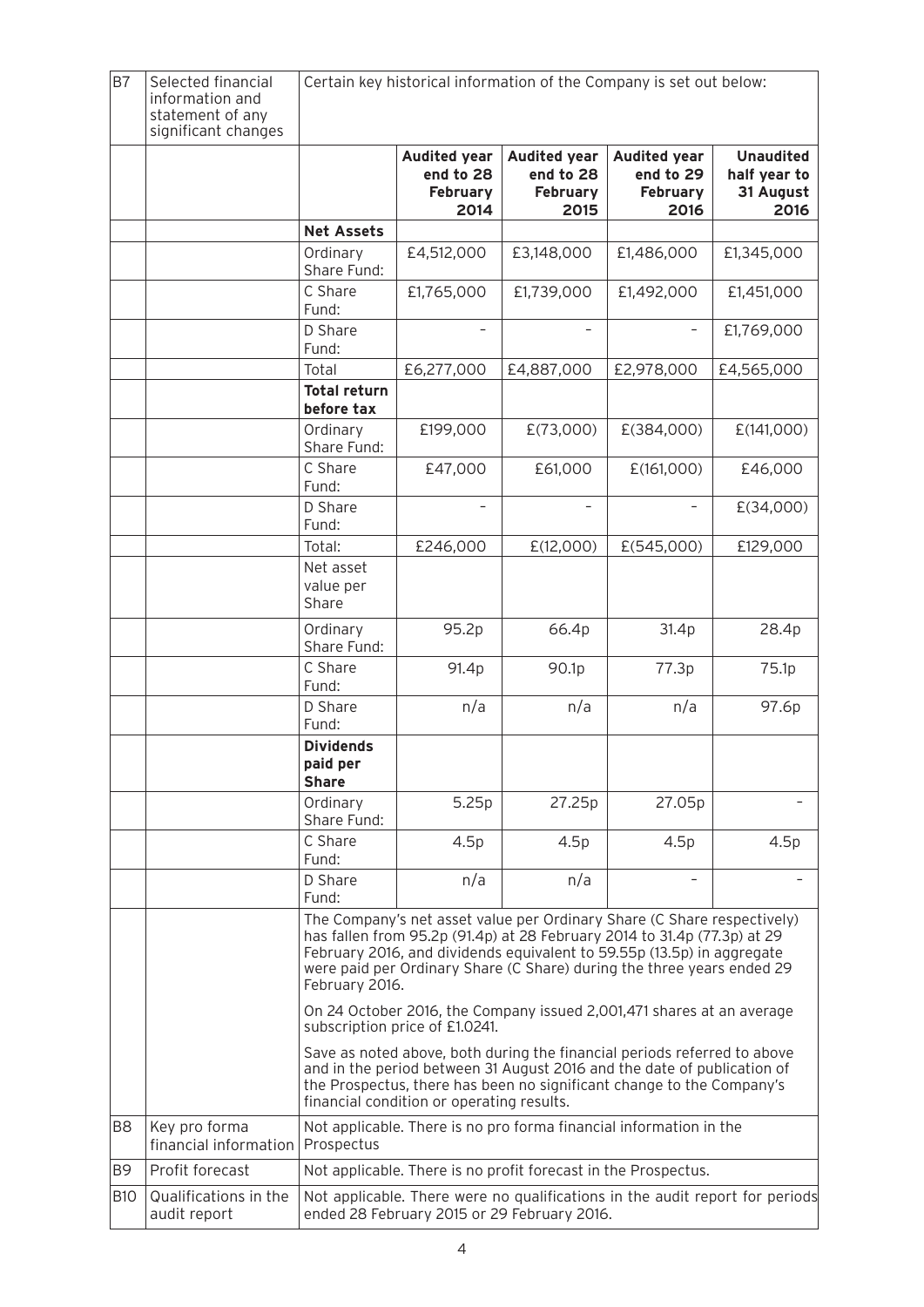| B7 | Selected financial information and statement of any significant changes | Certain key historical information of the Company is set out below: | | | | |
|---|---|---|---|---|---|---|
| | | | **Audited year end to 28 February 2014** | **Audited year end to 28 February 2015** | **Audited year end to 29 February 2016** | **Unaudited half year to 31 August 2016** |
| | | **Net Assets** | | | | |
| | | Ordinary Share Fund: | £4,512,000 | £3,148,000 | £1,486,000 | £1,345,000 |
| | | C Share Fund: | £1,765,000 | £1,739,000 | £1,492,000 | £1,451,000 |
| | | D Share Fund: | – | – | – | £1,769,000 |
| | | Total | £6,277,000 | £4,887,000 | £2,978,000 | £4,565,000 |
| | | **Total return before tax** | | | | |
| | | Ordinary Share Fund: | £199,000 | £(73,000) | £(384,000) | £(141,000) |
| | | C Share Fund: | £47,000 | £61,000 | £(161,000) | £46,000 |
| | | D Share Fund: | – | – | – | £(34,000) |
| | | Total: | £246,000 | £(12,000) | £(545,000) | £129,000 |
| | | Net asset value per Share | | | | |
| | | Ordinary Share Fund: | 95.2p | 66.4p | 31.4p | 28.4p |
| | | C Share Fund: | 91.4p | 90.1p | 77.3p | 75.1p |
| | | D Share Fund: | n/a | n/a | n/a | 97.6p |
| | | **Dividends paid per Share** | | | | |
| | | Ordinary Share Fund: | 5.25p | 27.25p | 27.05p | – |
| | | C Share Fund: | 4.5p | 4.5p | 4.5p | 4.5p |
| | | D Share Fund: | n/a | n/a | – | – |
| | | The Company's net asset value per Ordinary Share (C Share respectively) has fallen from 95.2p (91.4p) at 28 February 2014 to 31.4p (77.3p) at 29 February 2016, and dividends equivalent to 59.55p (13.5p) in aggregate were paid per Ordinary Share (C Share) during the three years ended 29 February 2016. On 24 October 2016, the Company issued 2,001,471 shares at an average subscription price of £1.0241. Save as noted above, both during the financial periods referred to above and in the period between 31 August 2016 and the date of publication of the Prospectus, there has been no significant change to the Company's financial condition or operating results. | | | | |
| B8 | Key pro forma financial information | Not applicable. There is no pro forma financial information in the Prospectus | | | | |
| B9 | Profit forecast | Not applicable. There is no profit forecast in the Prospectus. | | | | |
| B10 | Qualifications in the audit report | Not applicable. There were no qualifications in the audit report for periods ended 28 February 2015 or 29 February 2016. | | | | |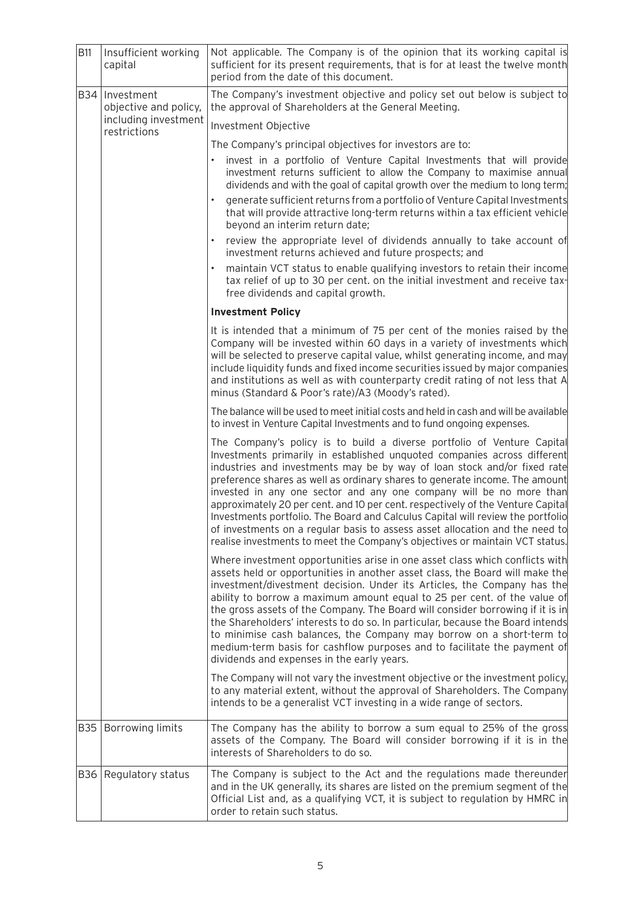| | | |
|---|---|---|
| B11 | Insufficient working capital | Not applicable. The Company is of the opinion that its working capital is sufficient for its present requirements, that is for at least the twelve month period from the date of this document. |
| B34 | Investment objective and policy, including investment restrictions | The Company's investment objective and policy set out below is subject to the approval of Shareholders at the General Meeting.<br><br>Investment Objective<br><br>The Company's principal objectives for investors are to:<br>• invest in a portfolio of Venture Capital Investments that will provide investment returns sufficient to allow the Company to maximise annual dividends and with the goal of capital growth over the medium to long term;<br>• generate sufficient returns from a portfolio of Venture Capital Investments that will provide attractive long-term returns within a tax efficient vehicle beyond an interim return date;<br>• review the appropriate level of dividends annually to take account of investment returns achieved and future prospects; and<br>• maintain VCT status to enable qualifying investors to retain their income tax relief of up to 30 per cent. on the initial investment and receive tax-free dividends and capital growth.<br><br>**Investment Policy**<br><br>It is intended that a minimum of 75 per cent of the monies raised by the Company will be invested within 60 days in a variety of investments which will be selected to preserve capital value, whilst generating income, and may include liquidity funds and fixed income securities issued by major companies and institutions as well as with counterparty credit rating of not less that A minus (Standard & Poor's rate)/A3 (Moody's rated).<br><br>The balance will be used to meet initial costs and held in cash and will be available to invest in Venture Capital Investments and to fund ongoing expenses.<br><br>The Company's policy is to build a diverse portfolio of Venture Capital Investments primarily in established unquoted companies across different industries and investments may be by way of loan stock and/or fixed rate preference shares as well as ordinary shares to generate income. The amount invested in any one sector and any one company will be no more than approximately 20 per cent. and 10 per cent. respectively of the Venture Capital Investments portfolio. The Board and Calculus Capital will review the portfolio of investments on a regular basis to assess asset allocation and the need to realise investments to meet the Company's objectives or maintain VCT status.<br><br>Where investment opportunities arise in one asset class which conflicts with assets held or opportunities in another asset class, the Board will make the investment/divestment decision. Under its Articles, the Company has the ability to borrow a maximum amount equal to 25 per cent. of the value of the gross assets of the Company. The Board will consider borrowing if it is in the Shareholders' interests to do so. In particular, because the Board intends to minimise cash balances, the Company may borrow on a short-term to medium-term basis for cashflow purposes and to facilitate the payment of dividends and expenses in the early years.<br><br>The Company will not vary the investment objective or the investment policy, to any material extent, without the approval of Shareholders. The Company intends to be a generalist VCT investing in a wide range of sectors. |
| B35 | Borrowing limits | The Company has the ability to borrow a sum equal to 25% of the gross assets of the Company. The Board will consider borrowing if it is in the interests of Shareholders to do so. |
| B36 | Regulatory status | The Company is subject to the Act and the regulations made thereunder and in the UK generally, its shares are listed on the premium segment of the Official List and, as a qualifying VCT, it is subject to regulation by HMRC in order to retain such status. |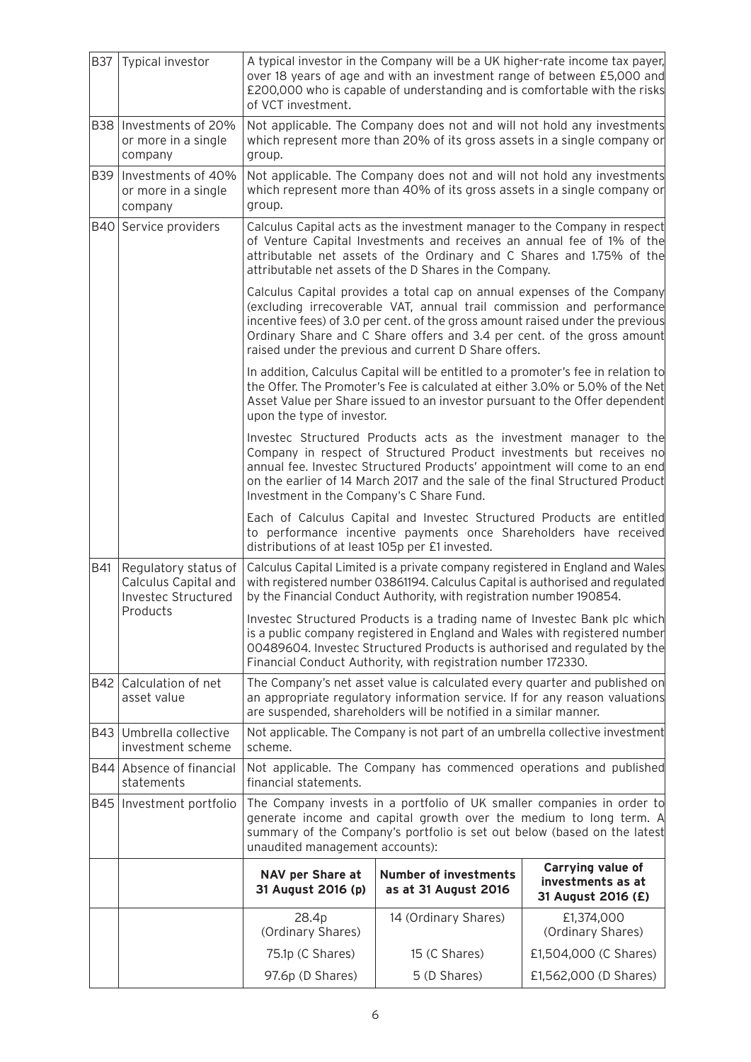| | | | | |
|---|---|---|---|---|
| B37 | Typical investor | A typical investor in the Company will be a UK higher-rate income tax payer, over 18 years of age and with an investment range of between £5,000 and £200,000 who is capable of understanding and is comfortable with the risks of VCT investment. | | |
| B38 | Investments of 20% or more in a single company | Not applicable. The Company does not and will not hold any investments which represent more than 20% of its gross assets in a single company or group. | | |
| B39 | Investments of 40% or more in a single company | Not applicable. The Company does not and will not hold any investments which represent more than 40% of its gross assets in a single company or group. | | |
| B40 | Service providers | Calculus Capital acts as the investment manager to the Company in respect of Venture Capital Investments and receives an annual fee of 1% of the attributable net assets of the Ordinary and C Shares and 1.75% of the attributable net assets of the D Shares in the Company.<br><br>Calculus Capital provides a total cap on annual expenses of the Company (excluding irrecoverable VAT, annual trail commission and performance incentive fees) of 3.0 per cent. of the gross amount raised under the previous Ordinary Share and C Share offers and 3.4 per cent. of the gross amount raised under the previous and current D Share offers.<br><br>In addition, Calculus Capital will be entitled to a promoter's fee in relation to the Offer. The Promoter's Fee is calculated at either 3.0% or 5.0% of the Net Asset Value per Share issued to an investor pursuant to the Offer dependent upon the type of investor.<br><br>Investec Structured Products acts as the investment manager to the Company in respect of Structured Product investments but receives no annual fee. Investec Structured Products' appointment will come to an end on the earlier of 14 March 2017 and the sale of the final Structured Product Investment in the Company's C Share Fund.<br><br>Each of Calculus Capital and Investec Structured Products are entitled to performance incentive payments once Shareholders have received distributions of at least 105p per £1 invested. | | |
| B41 | Regulatory status of Calculus Capital and Investec Structured Products | Calculus Capital Limited is a private company registered in England and Wales with registered number 03861194. Calculus Capital is authorised and regulated by the Financial Conduct Authority, with registration number 190854.<br><br>Investec Structured Products is a trading name of Investec Bank plc which is a public company registered in England and Wales with registered number 00489604. Investec Structured Products is authorised and regulated by the Financial Conduct Authority, with registration number 172330. | | |
| B42 | Calculation of net asset value | The Company's net asset value is calculated every quarter and published on an appropriate regulatory information service. If for any reason valuations are suspended, shareholders will be notified in a similar manner. | | |
| B43 | Umbrella collective investment scheme | Not applicable. The Company is not part of an umbrella collective investment scheme. | | |
| B44 | Absence of financial statements | Not applicable. The Company has commenced operations and published financial statements. | | |
| B45 | Investment portfolio | The Company invests in a portfolio of UK smaller companies in order to generate income and capital growth over the medium to long term. A summary of the Company's portfolio is set out below (based on the latest unaudited management accounts): | | |
| | | **NAV per Share at 31 August 2016 (p)** | **Number of investments as at 31 August 2016** | **Carrying value of investments as at 31 August 2016 (£)** |
| | | 28.4p (Ordinary Shares) | 14 (Ordinary Shares) | £1,374,000 (Ordinary Shares) |
| | | 75.1p (C Shares) | 15 (C Shares) | £1,504,000 (C Shares) |
| | | 97.6p (D Shares) | 5 (D Shares) | £1,562,000 (D Shares) |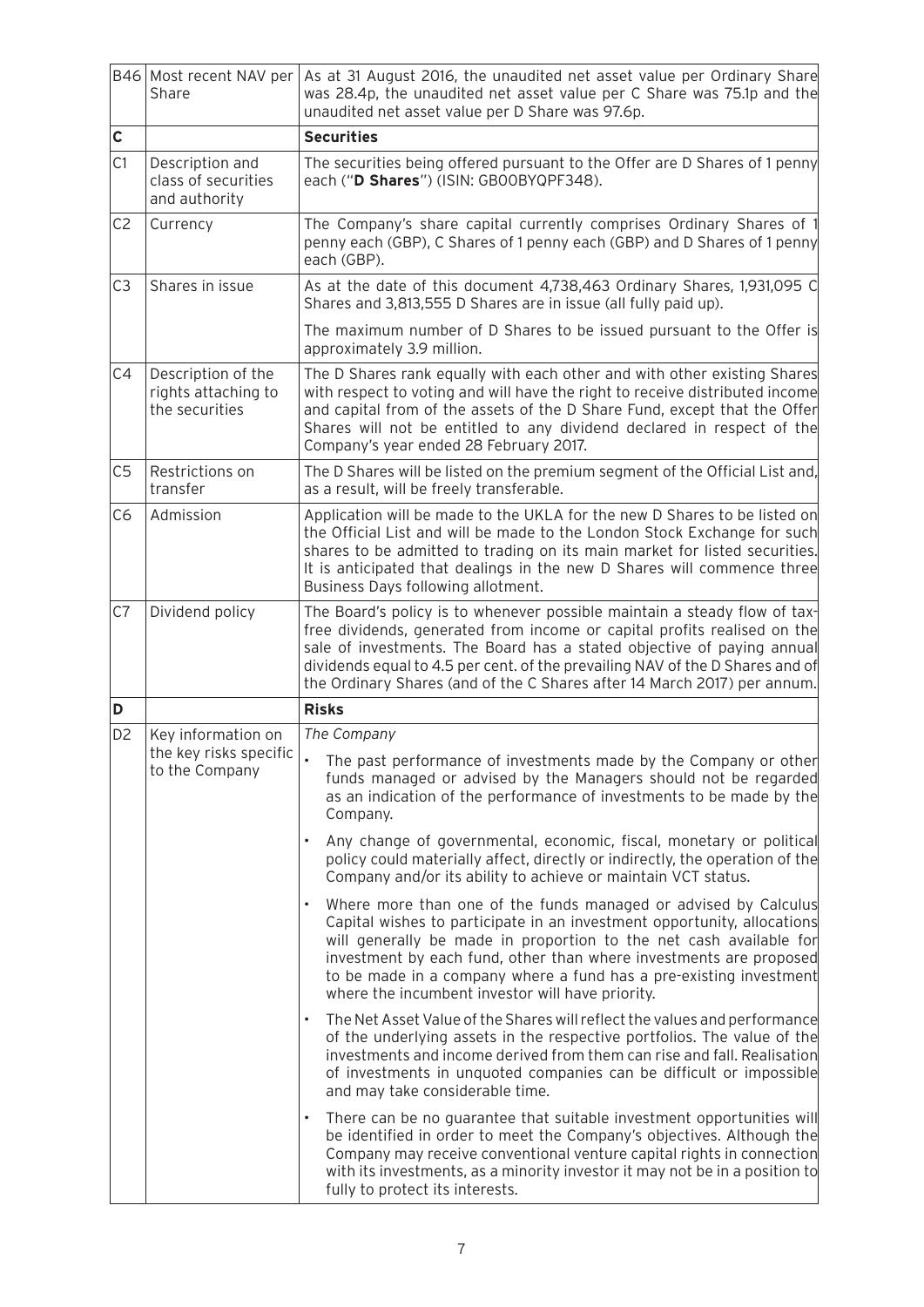| | | |
|---|---|---|
| B46 | Most recent NAV per Share | As at 31 August 2016, the unaudited net asset value per Ordinary Share was 28.4p, the unaudited net asset value per C Share was 75.1p and the unaudited net asset value per D Share was 97.6p. |
| **C** | | **Securities** |
| C1 | Description and class of securities and authority | The securities being offered pursuant to the Offer are D Shares of 1 penny each ("**D Shares**") (ISIN: GB00BYQPF348). |
| C2 | Currency | The Company's share capital currently comprises Ordinary Shares of 1 penny each (GBP), C Shares of 1 penny each (GBP) and D Shares of 1 penny each (GBP). |
| C3 | Shares in issue | As at the date of this document 4,738,463 Ordinary Shares, 1,931,095 C Shares and 3,813,555 D Shares are in issue (all fully paid up).<br><br>The maximum number of D Shares to be issued pursuant to the Offer is approximately 3.9 million. |
| C4 | Description of the rights attaching to the securities | The D Shares rank equally with each other and with other existing Shares with respect to voting and will have the right to receive distributed income and capital from of the assets of the D Share Fund, except that the Offer Shares will not be entitled to any dividend declared in respect of the Company's year ended 28 February 2017. |
| C5 | Restrictions on transfer | The D Shares will be listed on the premium segment of the Official List and, as a result, will be freely transferable. |
| C6 | Admission | Application will be made to the UKLA for the new D Shares to be listed on the Official List and will be made to the London Stock Exchange for such shares to be admitted to trading on its main market for listed securities. It is anticipated that dealings in the new D Shares will commence three Business Days following allotment. |
| C7 | Dividend policy | The Board's policy is to whenever possible maintain a steady flow of tax-free dividends, generated from income or capital profits realised on the sale of investments. The Board has a stated objective of paying annual dividends equal to 4.5 per cent. of the prevailing NAV of the D Shares and of the Ordinary Shares (and of the C Shares after 14 March 2017) per annum. |
| **D** | | **Risks** |
| D2 | Key information on the key risks specific to the Company | *The Company*<br><br>• The past performance of investments made by the Company or other funds managed or advised by the Managers should not be regarded as an indication of the performance of investments to be made by the Company.<br><br>• Any change of governmental, economic, fiscal, monetary or political policy could materially affect, directly or indirectly, the operation of the Company and/or its ability to achieve or maintain VCT status.<br><br>• Where more than one of the funds managed or advised by Calculus Capital wishes to participate in an investment opportunity, allocations will generally be made in proportion to the net cash available for investment by each fund, other than where investments are proposed to be made in a company where a fund has a pre-existing investment where the incumbent investor will have priority.<br><br>• The Net Asset Value of the Shares will reflect the values and performance of the underlying assets in the respective portfolios. The value of the investments and income derived from them can rise and fall. Realisation of investments in unquoted companies can be difficult or impossible and may take considerable time.<br><br>• There can be no guarantee that suitable investment opportunities will be identified in order to meet the Company's objectives. Although the Company may receive conventional venture capital rights in connection with its investments, as a minority investor it may not be in a position to fully to protect its interests. |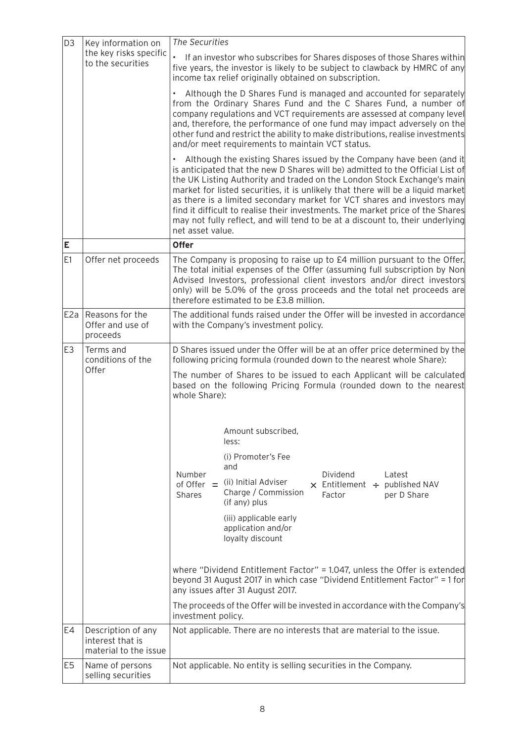| | | |
|---|---|---|
| D3 | Key information on the key risks specific to the securities | *The Securities*<br>• If an investor who subscribes for Shares disposes of those Shares within five years, the investor is likely to be subject to clawback by HMRC of any income tax relief originally obtained on subscription.<br>• Although the D Shares Fund is managed and accounted for separately from the Ordinary Shares Fund and the C Shares Fund, a number of company regulations and VCT requirements are assessed at company level and, therefore, the performance of one fund may impact adversely on the other fund and restrict the ability to make distributions, realise investments and/or meet requirements to maintain VCT status.<br>• Although the existing Shares issued by the Company have been (and it is anticipated that the new D Shares will be) admitted to the Official List of the UK Listing Authority and traded on the London Stock Exchange's main market for listed securities, it is unlikely that there will be a liquid market as there is a limited secondary market for VCT shares and investors may find it difficult to realise their investments. The market price of the Shares may not fully reflect, and will tend to be at a discount to, their underlying net asset value. |
| **E** | | **Offer** |
| E1 | Offer net proceeds | The Company is proposing to raise up to £4 million pursuant to the Offer. The total initial expenses of the Offer (assuming full subscription by Non Advised Investors, professional client investors and/or direct investors only) will be 5.0% of the gross proceeds and the total net proceeds are therefore estimated to be £3.8 million. |
| E2a | Reasons for the Offer and use of proceeds | The additional funds raised under the Offer will be invested in accordance with the Company's investment policy. |
| E3 | Terms and conditions of the Offer | D Shares issued under the Offer will be at an offer price determined by the following pricing formula (rounded down to the nearest whole Share):<br>The number of Shares to be issued to each Applicant will be calculated based on the following Pricing Formula (rounded down to the nearest whole Share):<br>Number of Offer Shares = [Amount subscribed, less: (i) Promoter's Fee and (ii) Initial Adviser Charge / Commission (if any) plus (iii) applicable early application and/or loyalty discount] × Dividend Entitlement Factor ÷ Latest published NAV per D Share<br>where "Dividend Entitlement Factor" = 1.047, unless the Offer is extended beyond 31 August 2017 in which case "Dividend Entitlement Factor" = 1 for any issues after 31 August 2017.<br>The proceeds of the Offer will be invested in accordance with the Company's investment policy. |
| E4 | Description of any interest that is material to the issue | Not applicable. There are no interests that are material to the issue. |
| E5 | Name of persons selling securities | Not applicable. No entity is selling securities in the Company. |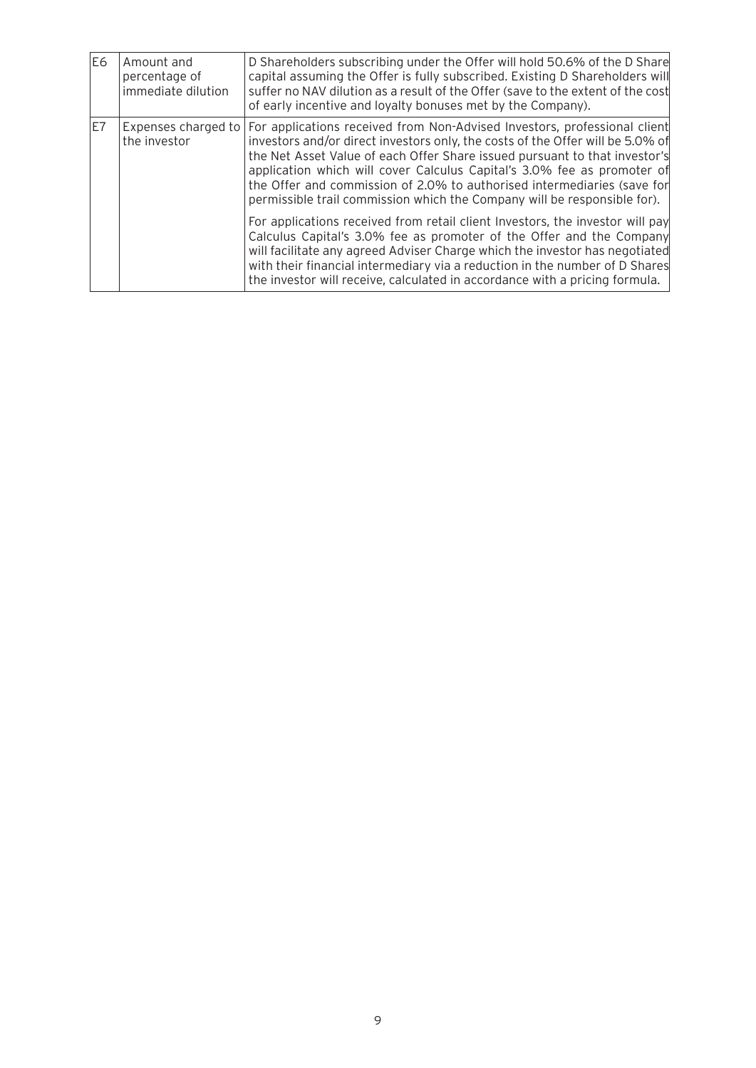| | | |
|---|---|---|
| E6 | Amount and percentage of immediate dilution | D Shareholders subscribing under the Offer will hold 50.6% of the D Share capital assuming the Offer is fully subscribed. Existing D Shareholders will suffer no NAV dilution as a result of the Offer (save to the extent of the cost of early incentive and loyalty bonuses met by the Company). |
| E7 | Expenses charged to the investor | For applications received from Non-Advised Investors, professional client investors and/or direct investors only, the costs of the Offer will be 5.0% of the Net Asset Value of each Offer Share issued pursuant to that investor's application which will cover Calculus Capital's 3.0% fee as promoter of the Offer and commission of 2.0% to authorised intermediaries (save for permissible trail commission which the Company will be responsible for).<br><br>For applications received from retail client Investors, the investor will pay Calculus Capital's 3.0% fee as promoter of the Offer and the Company will facilitate any agreed Adviser Charge which the investor has negotiated with their financial intermediary via a reduction in the number of D Shares the investor will receive, calculated in accordance with a pricing formula. |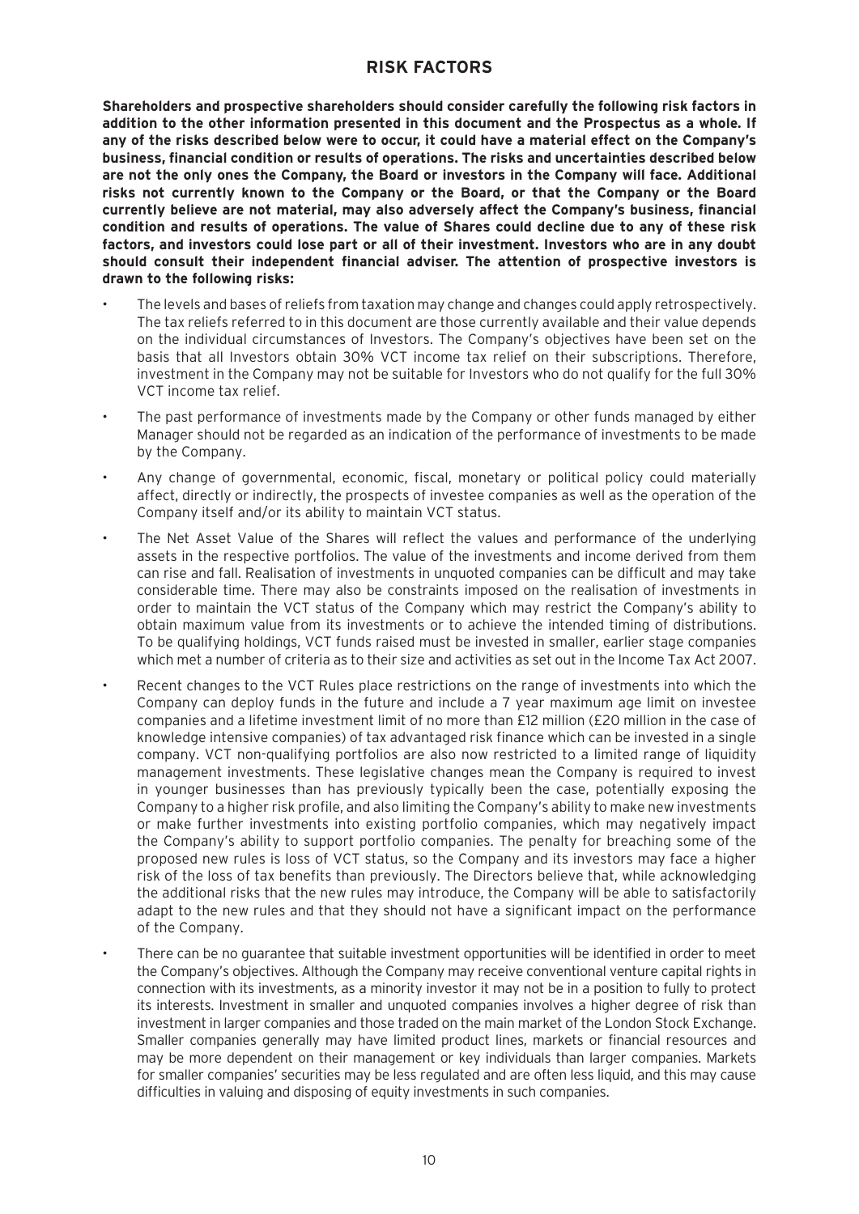## RISK FACTORS

**Shareholders and prospective shareholders should consider carefully the following risk factors in addition to the other information presented in this document and the Prospectus as a whole. If any of the risks described below were to occur, it could have a material effect on the Company's business, financial condition or results of operations. The risks and uncertainties described below are not the only ones the Company, the Board or investors in the Company will face. Additional risks not currently known to the Company or the Board, or that the Company or the Board currently believe are not material, may also adversely affect the Company's business, financial condition and results of operations. The value of Shares could decline due to any of these risk factors, and investors could lose part or all of their investment. Investors who are in any doubt should consult their independent financial adviser. The attention of prospective investors is drawn to the following risks:**

- The levels and bases of reliefs from taxation may change and changes could apply retrospectively. The tax reliefs referred to in this document are those currently available and their value depends on the individual circumstances of Investors. The Company's objectives have been set on the basis that all Investors obtain 30% VCT income tax relief on their subscriptions. Therefore, investment in the Company may not be suitable for Investors who do not qualify for the full 30% VCT income tax relief.
- The past performance of investments made by the Company or other funds managed by either Manager should not be regarded as an indication of the performance of investments to be made by the Company.
- Any change of governmental, economic, fiscal, monetary or political policy could materially affect, directly or indirectly, the prospects of investee companies as well as the operation of the Company itself and/or its ability to maintain VCT status.
- The Net Asset Value of the Shares will reflect the values and performance of the underlying assets in the respective portfolios. The value of the investments and income derived from them can rise and fall. Realisation of investments in unquoted companies can be difficult and may take considerable time. There may also be constraints imposed on the realisation of investments in order to maintain the VCT status of the Company which may restrict the Company's ability to obtain maximum value from its investments or to achieve the intended timing of distributions. To be qualifying holdings, VCT funds raised must be invested in smaller, earlier stage companies which met a number of criteria as to their size and activities as set out in the Income Tax Act 2007.
- Recent changes to the VCT Rules place restrictions on the range of investments into which the Company can deploy funds in the future and include a 7 year maximum age limit on investee companies and a lifetime investment limit of no more than £12 million (£20 million in the case of knowledge intensive companies) of tax advantaged risk finance which can be invested in a single company. VCT non-qualifying portfolios are also now restricted to a limited range of liquidity management investments. These legislative changes mean the Company is required to invest in younger businesses than has previously typically been the case, potentially exposing the Company to a higher risk profile, and also limiting the Company's ability to make new investments or make further investments into existing portfolio companies, which may negatively impact the Company's ability to support portfolio companies. The penalty for breaching some of the proposed new rules is loss of VCT status, so the Company and its investors may face a higher risk of the loss of tax benefits than previously. The Directors believe that, while acknowledging the additional risks that the new rules may introduce, the Company will be able to satisfactorily adapt to the new rules and that they should not have a significant impact on the performance of the Company.
- There can be no guarantee that suitable investment opportunities will be identified in order to meet the Company's objectives. Although the Company may receive conventional venture capital rights in connection with its investments, as a minority investor it may not be in a position to fully to protect its interests. Investment in smaller and unquoted companies involves a higher degree of risk than investment in larger companies and those traded on the main market of the London Stock Exchange. Smaller companies generally may have limited product lines, markets or financial resources and may be more dependent on their management or key individuals than larger companies. Markets for smaller companies' securities may be less regulated and are often less liquid, and this may cause difficulties in valuing and disposing of equity investments in such companies.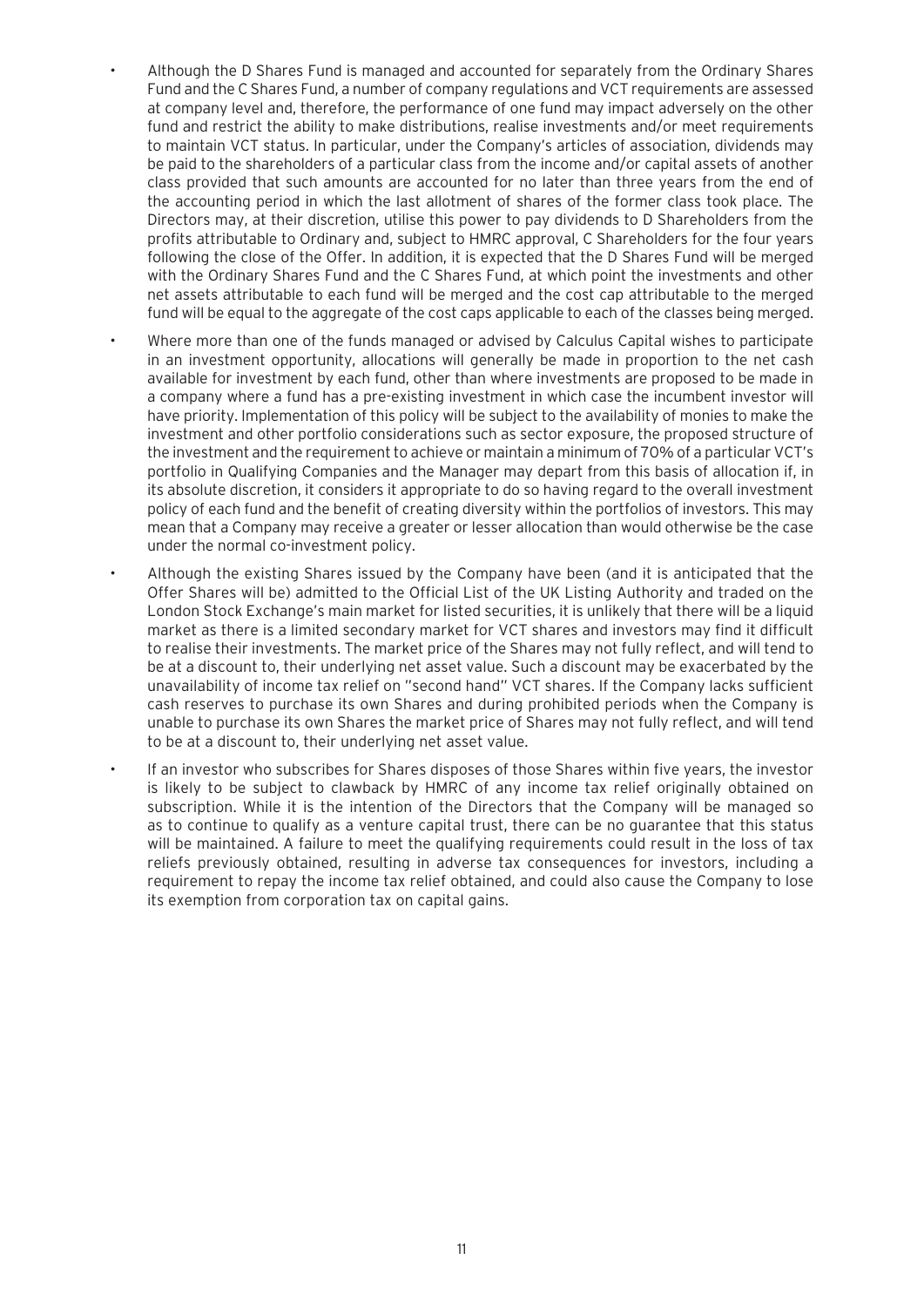- Although the D Shares Fund is managed and accounted for separately from the Ordinary Shares Fund and the C Shares Fund, a number of company regulations and VCT requirements are assessed at company level and, therefore, the performance of one fund may impact adversely on the other fund and restrict the ability to make distributions, realise investments and/or meet requirements to maintain VCT status. In particular, under the Company's articles of association, dividends may be paid to the shareholders of a particular class from the income and/or capital assets of another class provided that such amounts are accounted for no later than three years from the end of the accounting period in which the last allotment of shares of the former class took place. The Directors may, at their discretion, utilise this power to pay dividends to D Shareholders from the profits attributable to Ordinary and, subject to HMRC approval, C Shareholders for the four years following the close of the Offer. In addition, it is expected that the D Shares Fund will be merged with the Ordinary Shares Fund and the C Shares Fund, at which point the investments and other net assets attributable to each fund will be merged and the cost cap attributable to the merged fund will be equal to the aggregate of the cost caps applicable to each of the classes being merged.
- Where more than one of the funds managed or advised by Calculus Capital wishes to participate in an investment opportunity, allocations will generally be made in proportion to the net cash available for investment by each fund, other than where investments are proposed to be made in a company where a fund has a pre-existing investment in which case the incumbent investor will have priority. Implementation of this policy will be subject to the availability of monies to make the investment and other portfolio considerations such as sector exposure, the proposed structure of the investment and the requirement to achieve or maintain a minimum of 70% of a particular VCT's portfolio in Qualifying Companies and the Manager may depart from this basis of allocation if, in its absolute discretion, it considers it appropriate to do so having regard to the overall investment policy of each fund and the benefit of creating diversity within the portfolios of investors. This may mean that a Company may receive a greater or lesser allocation than would otherwise be the case under the normal co-investment policy.
- Although the existing Shares issued by the Company have been (and it is anticipated that the Offer Shares will be) admitted to the Official List of the UK Listing Authority and traded on the London Stock Exchange's main market for listed securities, it is unlikely that there will be a liquid market as there is a limited secondary market for VCT shares and investors may find it difficult to realise their investments. The market price of the Shares may not fully reflect, and will tend to be at a discount to, their underlying net asset value. Such a discount may be exacerbated by the unavailability of income tax relief on "second hand" VCT shares. If the Company lacks sufficient cash reserves to purchase its own Shares and during prohibited periods when the Company is unable to purchase its own Shares the market price of Shares may not fully reflect, and will tend to be at a discount to, their underlying net asset value.
- If an investor who subscribes for Shares disposes of those Shares within five years, the investor is likely to be subject to clawback by HMRC of any income tax relief originally obtained on subscription. While it is the intention of the Directors that the Company will be managed so as to continue to qualify as a venture capital trust, there can be no guarantee that this status will be maintained. A failure to meet the qualifying requirements could result in the loss of tax reliefs previously obtained, resulting in adverse tax consequences for investors, including a requirement to repay the income tax relief obtained, and could also cause the Company to lose its exemption from corporation tax on capital gains.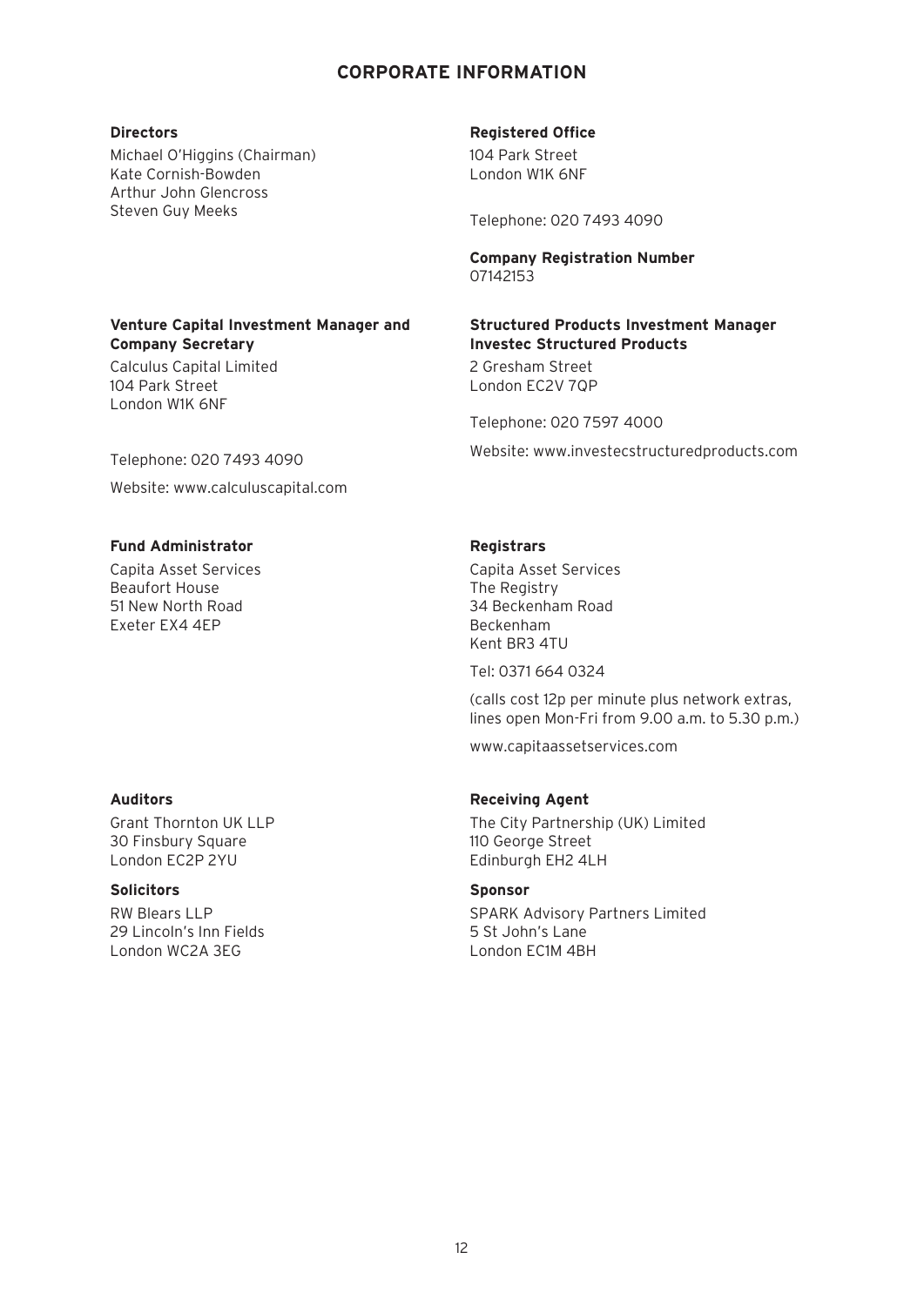# CORPORATE INFORMATION

**Directors**

Michael O'Higgins (Chairman)
Kate Cornish-Bowden
Arthur John Glencross
Steven Guy Meeks

**Registered Office**

104 Park Street
London W1K 6NF

Telephone: 020 7493 4090

**Company Registration Number**

07142153

**Venture Capital Investment Manager and Company Secretary**

Calculus Capital Limited
104 Park Street
London W1K 6NF

Telephone: 020 7493 4090

Website: www.calculuscapital.com

**Structured Products Investment Manager**
**Investec Structured Products**

2 Gresham Street
London EC2V 7QP

Telephone: 020 7597 4000

Website: www.investecstructuredproducts.com

**Fund Administrator**

Capita Asset Services
Beaufort House
51 New North Road
Exeter EX4 4EP

**Registrars**

Capita Asset Services
The Registry
34 Beckenham Road
Beckenham
Kent BR3 4TU

Tel: 0371 664 0324

(calls cost 12p per minute plus network extras, lines open Mon-Fri from 9.00 a.m. to 5.30 p.m.)

www.capitaassetservices.com

**Auditors**

Grant Thornton UK LLP
30 Finsbury Square
London EC2P 2YU

**Receiving Agent**

The City Partnership (UK) Limited
110 George Street
Edinburgh EH2 4LH

**Solicitors**

RW Blears LLP
29 Lincoln's Inn Fields
London WC2A 3EG

**Sponsor**

SPARK Advisory Partners Limited
5 St John's Lane
London EC1M 4BH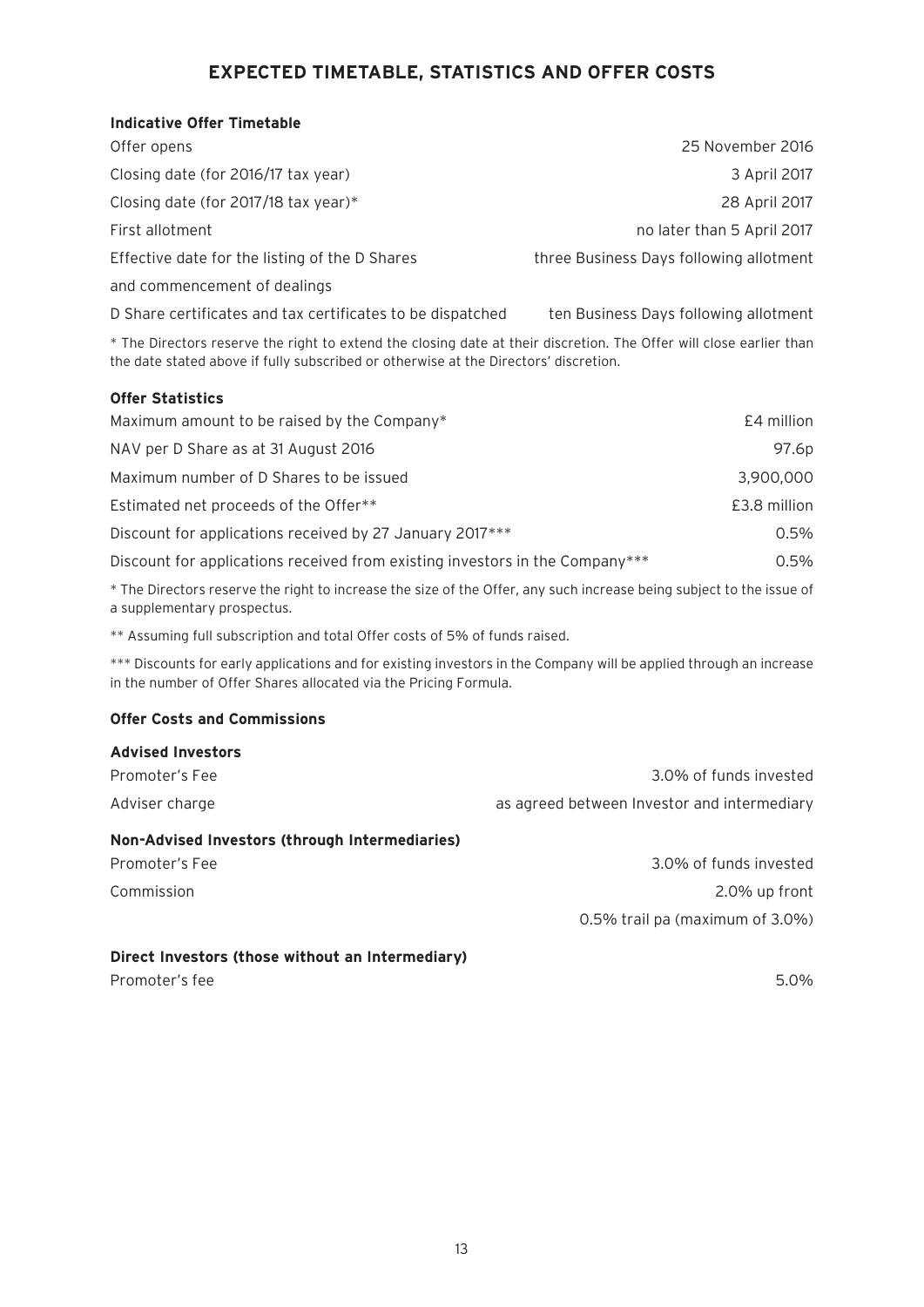# EXPECTED TIMETABLE, STATISTICS AND OFFER COSTS

**Indicative Offer Timetable**

| | |
|---|---|
| Offer opens | 25 November 2016 |
| Closing date (for 2016/17 tax year) | 3 April 2017 |
| Closing date (for 2017/18 tax year)* | 28 April 2017 |
| First allotment | no later than 5 April 2017 |
| Effective date for the listing of the D Shares and commencement of dealings | three Business Days following allotment |
| D Share certificates and tax certificates to be dispatched | ten Business Days following allotment |

* The Directors reserve the right to extend the closing date at their discretion. The Offer will close earlier than the date stated above if fully subscribed or otherwise at the Directors' discretion.

**Offer Statistics**

| | |
|---|---|
| Maximum amount to be raised by the Company* | £4 million |
| NAV per D Share as at 31 August 2016 | 97.6p |
| Maximum number of D Shares to be issued | 3,900,000 |
| Estimated net proceeds of the Offer** | £3.8 million |
| Discount for applications received by 27 January 2017*** | 0.5% |
| Discount for applications received from existing investors in the Company*** | 0.5% |

* The Directors reserve the right to increase the size of the Offer, any such increase being subject to the issue of a supplementary prospectus.

** Assuming full subscription and total Offer costs of 5% of funds raised.

*** Discounts for early applications and for existing investors in the Company will be applied through an increase in the number of Offer Shares allocated via the Pricing Formula.

**Offer Costs and Commissions**

**Advised Investors**

| | |
|---|---|
| Promoter's Fee | 3.0% of funds invested |
| Adviser charge | as agreed between Investor and intermediary |

**Non-Advised Investors (through Intermediaries)**

| | |
|---|---|
| Promoter's Fee | 3.0% of funds invested |
| Commission | 2.0% up front |
| | 0.5% trail pa (maximum of 3.0%) |

**Direct Investors (those without an Intermediary)**

| | |
|---|---|
| Promoter's fee | 5.0% |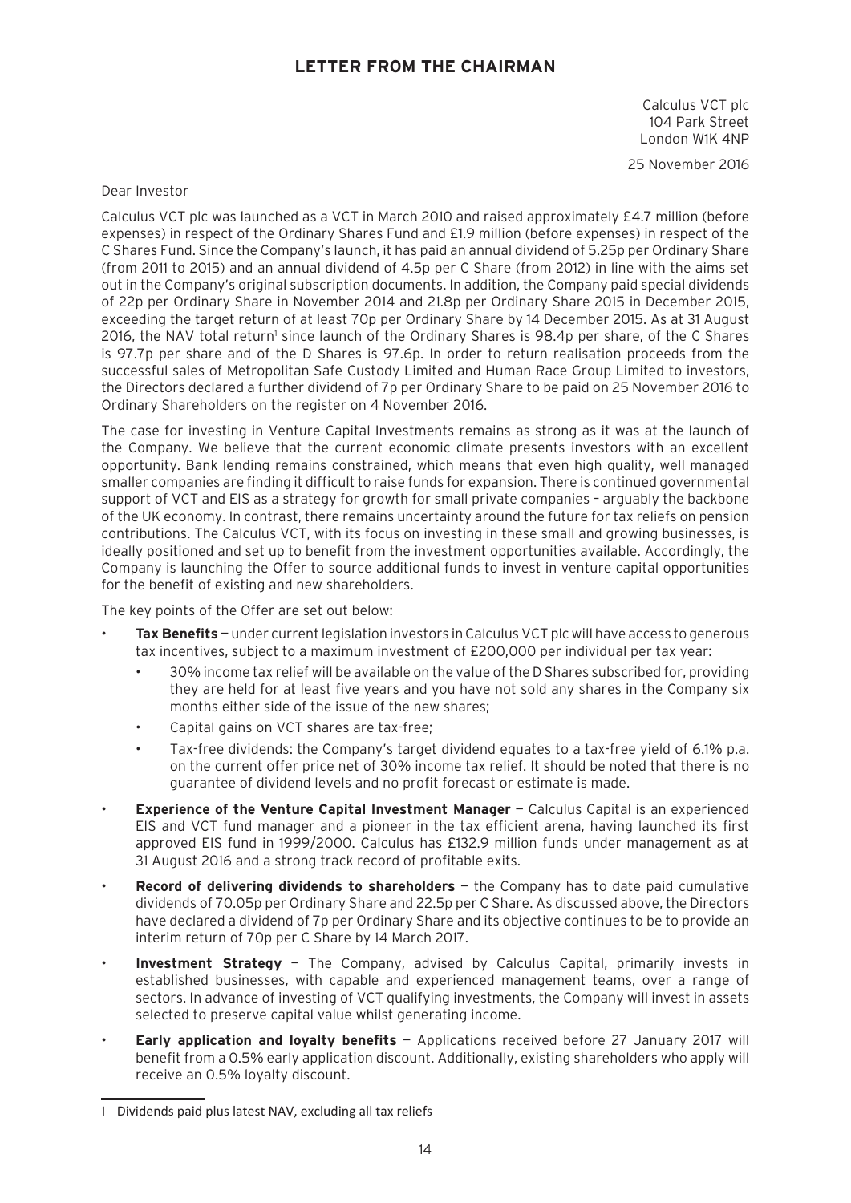# LETTER FROM THE CHAIRMAN

Calculus VCT plc
104 Park Street
London W1K 4NP

25 November 2016

Dear Investor

Calculus VCT plc was launched as a VCT in March 2010 and raised approximately £4.7 million (before expenses) in respect of the Ordinary Shares Fund and £1.9 million (before expenses) in respect of the C Shares Fund. Since the Company's launch, it has paid an annual dividend of 5.25p per Ordinary Share (from 2011 to 2015) and an annual dividend of 4.5p per C Share (from 2012) in line with the aims set out in the Company's original subscription documents. In addition, the Company paid special dividends of 22p per Ordinary Share in November 2014 and 21.8p per Ordinary Share 2015 in December 2015, exceeding the target return of at least 70p per Ordinary Share by 14 December 2015. As at 31 August 2016, the NAV total return[1] since launch of the Ordinary Shares is 98.4p per share, of the C Shares is 97.7p per share and of the D Shares is 97.6p. In order to return realisation proceeds from the successful sales of Metropolitan Safe Custody Limited and Human Race Group Limited to investors, the Directors declared a further dividend of 7p per Ordinary Share to be paid on 25 November 2016 to Ordinary Shareholders on the register on 4 November 2016.

The case for investing in Venture Capital Investments remains as strong as it was at the launch of the Company. We believe that the current economic climate presents investors with an excellent opportunity. Bank lending remains constrained, which means that even high quality, well managed smaller companies are finding it difficult to raise funds for expansion. There is continued governmental support of VCT and EIS as a strategy for growth for small private companies – arguably the backbone of the UK economy. In contrast, there remains uncertainty around the future for tax reliefs on pension contributions. The Calculus VCT, with its focus on investing in these small and growing businesses, is ideally positioned and set up to benefit from the investment opportunities available. Accordingly, the Company is launching the Offer to source additional funds to invest in venture capital opportunities for the benefit of existing and new shareholders.

The key points of the Offer are set out below:

- **Tax Benefits** — under current legislation investors in Calculus VCT plc will have access to generous tax incentives, subject to a maximum investment of £200,000 per individual per tax year:
  - 30% income tax relief will be available on the value of the D Shares subscribed for, providing they are held for at least five years and you have not sold any shares in the Company six months either side of the issue of the new shares;
  - Capital gains on VCT shares are tax-free;
  - Tax-free dividends: the Company's target dividend equates to a tax-free yield of 6.1% p.a. on the current offer price net of 30% income tax relief. It should be noted that there is no guarantee of dividend levels and no profit forecast or estimate is made.
- **Experience of the Venture Capital Investment Manager** — Calculus Capital is an experienced EIS and VCT fund manager and a pioneer in the tax efficient arena, having launched its first approved EIS fund in 1999/2000. Calculus has £132.9 million funds under management as at 31 August 2016 and a strong track record of profitable exits.
- **Record of delivering dividends to shareholders** — the Company has to date paid cumulative dividends of 70.05p per Ordinary Share and 22.5p per C Share. As discussed above, the Directors have declared a dividend of 7p per Ordinary Share and its objective continues to be to provide an interim return of 70p per C Share by 14 March 2017.
- **Investment Strategy** — The Company, advised by Calculus Capital, primarily invests in established businesses, with capable and experienced management teams, over a range of sectors. In advance of investing of VCT qualifying investments, the Company will invest in assets selected to preserve capital value whilst generating income.
- **Early application and loyalty benefits** — Applications received before 27 January 2017 will benefit from a 0.5% early application discount. Additionally, existing shareholders who apply will receive an 0.5% loyalty discount.

---

1 Dividends paid plus latest NAV, excluding all tax reliefs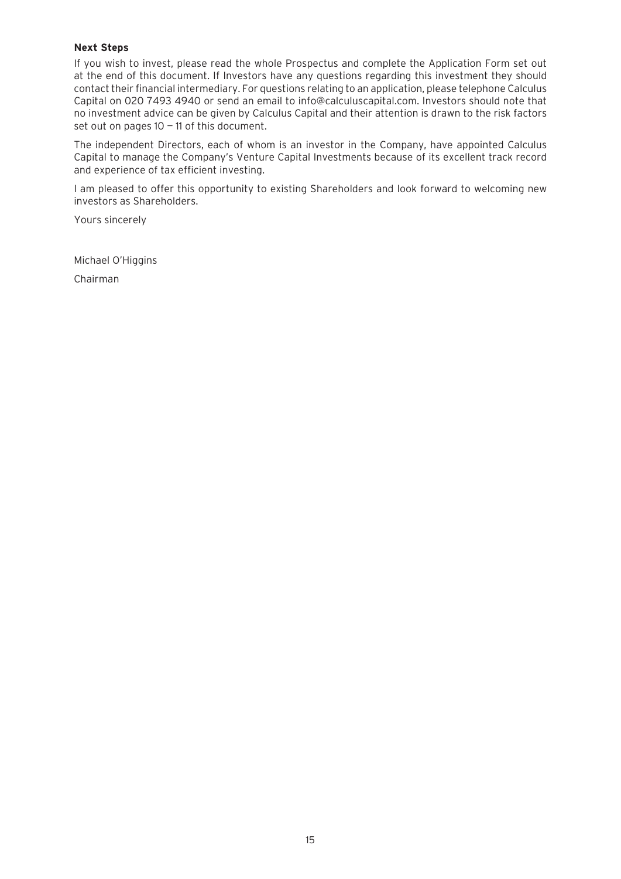**Next Steps**

If you wish to invest, please read the whole Prospectus and complete the Application Form set out at the end of this document. If Investors have any questions regarding this investment they should contact their financial intermediary. For questions relating to an application, please telephone Calculus Capital on 020 7493 4940 or send an email to info@calculuscapital.com. Investors should note that no investment advice can be given by Calculus Capital and their attention is drawn to the risk factors set out on pages 10 – 11 of this document.

The independent Directors, each of whom is an investor in the Company, have appointed Calculus Capital to manage the Company's Venture Capital Investments because of its excellent track record and experience of tax efficient investing.

I am pleased to offer this opportunity to existing Shareholders and look forward to welcoming new investors as Shareholders.

Yours sincerely

Michael O'Higgins

Chairman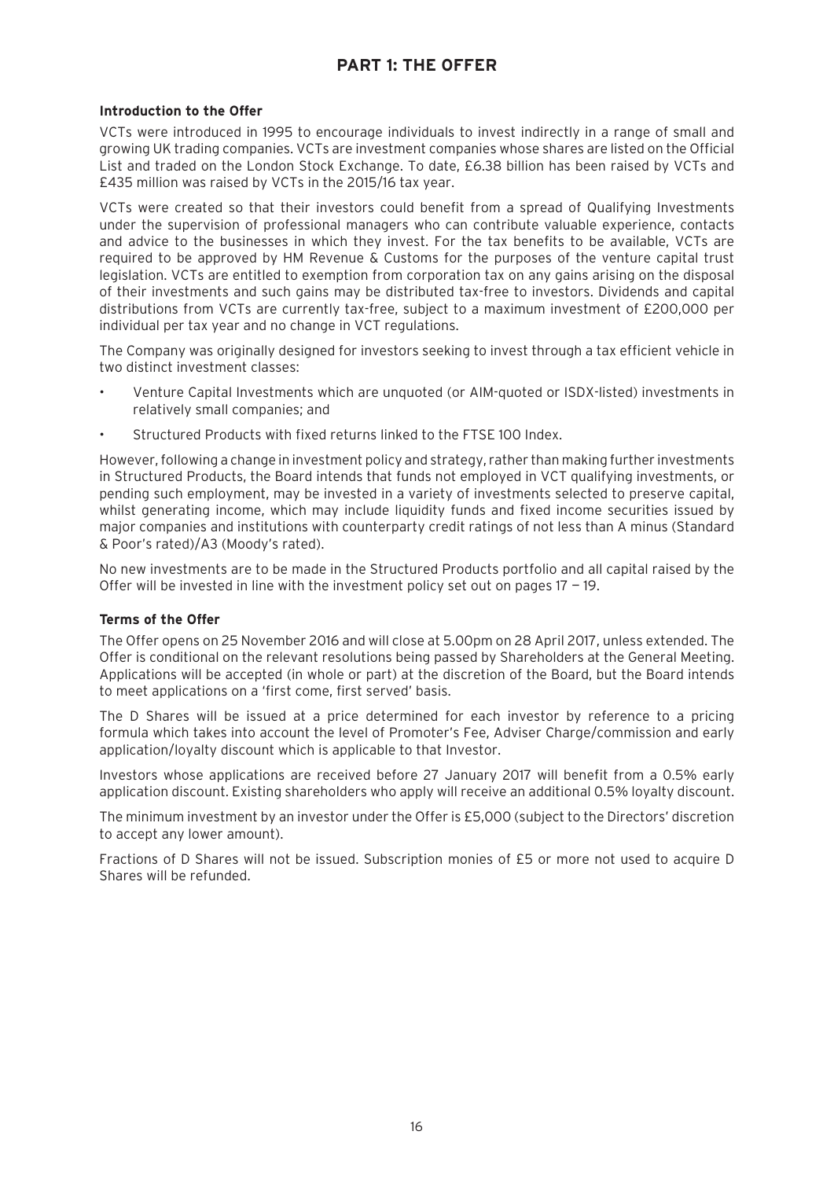# PART 1: THE OFFER

**Introduction to the Offer**

VCTs were introduced in 1995 to encourage individuals to invest indirectly in a range of small and growing UK trading companies. VCTs are investment companies whose shares are listed on the Official List and traded on the London Stock Exchange. To date, £6.38 billion has been raised by VCTs and £435 million was raised by VCTs in the 2015/16 tax year.

VCTs were created so that their investors could benefit from a spread of Qualifying Investments under the supervision of professional managers who can contribute valuable experience, contacts and advice to the businesses in which they invest. For the tax benefits to be available, VCTs are required to be approved by HM Revenue & Customs for the purposes of the venture capital trust legislation. VCTs are entitled to exemption from corporation tax on any gains arising on the disposal of their investments and such gains may be distributed tax-free to investors. Dividends and capital distributions from VCTs are currently tax-free, subject to a maximum investment of £200,000 per individual per tax year and no change in VCT regulations.

The Company was originally designed for investors seeking to invest through a tax efficient vehicle in two distinct investment classes:

- Venture Capital Investments which are unquoted (or AIM-quoted or ISDX-listed) investments in relatively small companies; and
- Structured Products with fixed returns linked to the FTSE 100 Index.

However, following a change in investment policy and strategy, rather than making further investments in Structured Products, the Board intends that funds not employed in VCT qualifying investments, or pending such employment, may be invested in a variety of investments selected to preserve capital, whilst generating income, which may include liquidity funds and fixed income securities issued by major companies and institutions with counterparty credit ratings of not less than A minus (Standard & Poor's rated)/A3 (Moody's rated).

No new investments are to be made in the Structured Products portfolio and all capital raised by the Offer will be invested in line with the investment policy set out on pages 17 – 19.

**Terms of the Offer**

The Offer opens on 25 November 2016 and will close at 5.00pm on 28 April 2017, unless extended. The Offer is conditional on the relevant resolutions being passed by Shareholders at the General Meeting. Applications will be accepted (in whole or part) at the discretion of the Board, but the Board intends to meet applications on a 'first come, first served' basis.

The D Shares will be issued at a price determined for each investor by reference to a pricing formula which takes into account the level of Promoter's Fee, Adviser Charge/commission and early application/loyalty discount which is applicable to that Investor.

Investors whose applications are received before 27 January 2017 will benefit from a 0.5% early application discount. Existing shareholders who apply will receive an additional 0.5% loyalty discount.

The minimum investment by an investor under the Offer is £5,000 (subject to the Directors' discretion to accept any lower amount).

Fractions of D Shares will not be issued. Subscription monies of £5 or more not used to acquire D Shares will be refunded.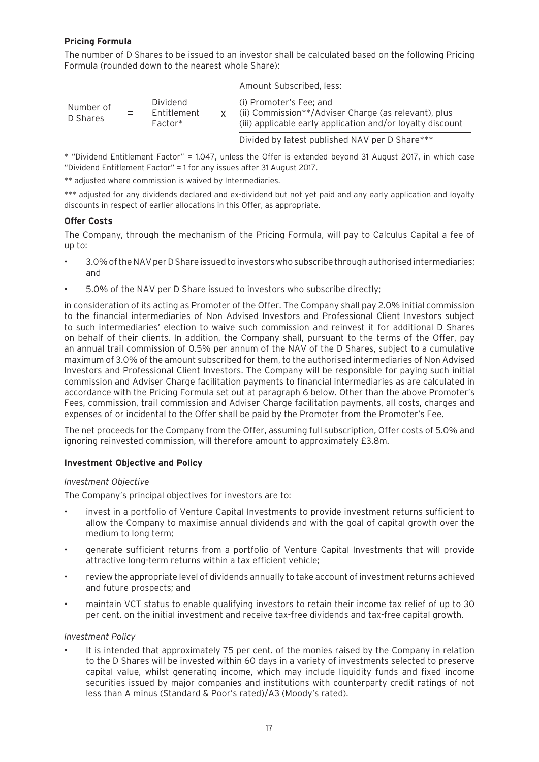**Pricing Formula**

The number of D Shares to be issued to an investor shall be calculated based on the following Pricing Formula (rounded down to the nearest whole Share):

$$\text{Number of D Shares} = \text{Dividend Entitlement Factor}^{*} \times \frac{\text{Amount Subscribed, less: (i) Promoter's Fee; and (ii) Commission}^{**}\text{/Adviser Charge (as relevant), plus (iii) applicable early application and/or loyalty discount}}{\text{Divided by latest published NAV per D Share}^{***}}$$

\* "Dividend Entitlement Factor" = 1.047, unless the Offer is extended beyond 31 August 2017, in which case "Dividend Entitlement Factor" = 1 for any issues after 31 August 2017.

\*\* adjusted where commission is waived by Intermediaries.

\*\*\* adjusted for any dividends declared and ex-dividend but not yet paid and any early application and loyalty discounts in respect of earlier allocations in this Offer, as appropriate.

**Offer Costs**

The Company, through the mechanism of the Pricing Formula, will pay to Calculus Capital a fee of up to:

- 3.0% of the NAV per D Share issued to investors who subscribe through authorised intermediaries; and
- 5.0% of the NAV per D Share issued to investors who subscribe directly;

in consideration of its acting as Promoter of the Offer. The Company shall pay 2.0% initial commission to the financial intermediaries of Non Advised Investors and Professional Client Investors subject to such intermediaries' election to waive such commission and reinvest it for additional D Shares on behalf of their clients. In addition, the Company shall, pursuant to the terms of the Offer, pay an annual trail commission of 0.5% per annum of the NAV of the D Shares, subject to a cumulative maximum of 3.0% of the amount subscribed for them, to the authorised intermediaries of Non Advised Investors and Professional Client Investors. The Company will be responsible for paying such initial commission and Adviser Charge facilitation payments to financial intermediaries as are calculated in accordance with the Pricing Formula set out at paragraph 6 below. Other than the above Promoter's Fees, commission, trail commission and Adviser Charge facilitation payments, all costs, charges and expenses of or incidental to the Offer shall be paid by the Promoter from the Promoter's Fee.

The net proceeds for the Company from the Offer, assuming full subscription, Offer costs of 5.0% and ignoring reinvested commission, will therefore amount to approximately £3.8m.

**Investment Objective and Policy**

*Investment Objective*

The Company's principal objectives for investors are to:

- invest in a portfolio of Venture Capital Investments to provide investment returns sufficient to allow the Company to maximise annual dividends and with the goal of capital growth over the medium to long term;
- generate sufficient returns from a portfolio of Venture Capital Investments that will provide attractive long-term returns within a tax efficient vehicle;
- review the appropriate level of dividends annually to take account of investment returns achieved and future prospects; and
- maintain VCT status to enable qualifying investors to retain their income tax relief of up to 30 per cent. on the initial investment and receive tax-free dividends and tax-free capital growth.

*Investment Policy*

- It is intended that approximately 75 per cent. of the monies raised by the Company in relation to the D Shares will be invested within 60 days in a variety of investments selected to preserve capital value, whilst generating income, which may include liquidity funds and fixed income securities issued by major companies and institutions with counterparty credit ratings of not less than A minus (Standard & Poor's rated)/A3 (Moody's rated).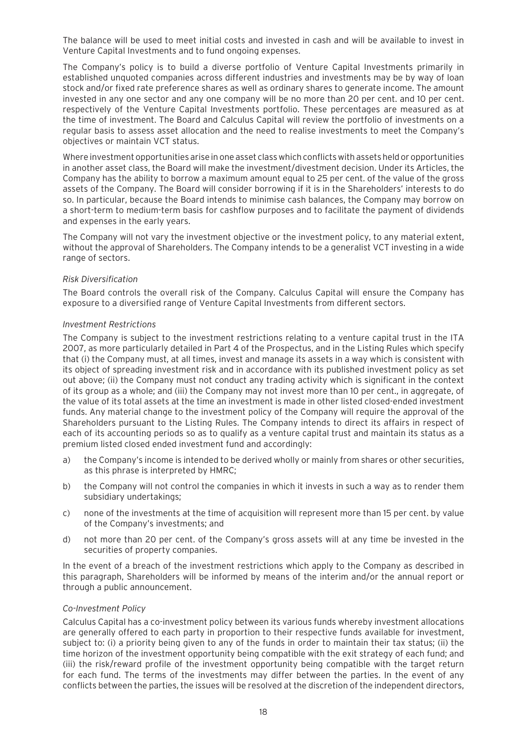The balance will be used to meet initial costs and invested in cash and will be available to invest in Venture Capital Investments and to fund ongoing expenses.

The Company's policy is to build a diverse portfolio of Venture Capital Investments primarily in established unquoted companies across different industries and investments may be by way of loan stock and/or fixed rate preference shares as well as ordinary shares to generate income. The amount invested in any one sector and any one company will be no more than 20 per cent. and 10 per cent. respectively of the Venture Capital Investments portfolio. These percentages are measured as at the time of investment. The Board and Calculus Capital will review the portfolio of investments on a regular basis to assess asset allocation and the need to realise investments to meet the Company's objectives or maintain VCT status.

Where investment opportunities arise in one asset class which conflicts with assets held or opportunities in another asset class, the Board will make the investment/divestment decision. Under its Articles, the Company has the ability to borrow a maximum amount equal to 25 per cent. of the value of the gross assets of the Company. The Board will consider borrowing if it is in the Shareholders' interests to do so. In particular, because the Board intends to minimise cash balances, the Company may borrow on a short-term to medium-term basis for cashflow purposes and to facilitate the payment of dividends and expenses in the early years.

The Company will not vary the investment objective or the investment policy, to any material extent, without the approval of Shareholders. The Company intends to be a generalist VCT investing in a wide range of sectors.

*Risk Diversification*

The Board controls the overall risk of the Company. Calculus Capital will ensure the Company has exposure to a diversified range of Venture Capital Investments from different sectors.

*Investment Restrictions*

The Company is subject to the investment restrictions relating to a venture capital trust in the ITA 2007, as more particularly detailed in Part 4 of the Prospectus, and in the Listing Rules which specify that (i) the Company must, at all times, invest and manage its assets in a way which is consistent with its object of spreading investment risk and in accordance with its published investment policy as set out above; (ii) the Company must not conduct any trading activity which is significant in the context of its group as a whole; and (iii) the Company may not invest more than 10 per cent., in aggregate, of the value of its total assets at the time an investment is made in other listed closed-ended investment funds. Any material change to the investment policy of the Company will require the approval of the Shareholders pursuant to the Listing Rules. The Company intends to direct its affairs in respect of each of its accounting periods so as to qualify as a venture capital trust and maintain its status as a premium listed closed ended investment fund and accordingly:

a) the Company's income is intended to be derived wholly or mainly from shares or other securities, as this phrase is interpreted by HMRC;

b) the Company will not control the companies in which it invests in such a way as to render them subsidiary undertakings;

c) none of the investments at the time of acquisition will represent more than 15 per cent. by value of the Company's investments; and

d) not more than 20 per cent. of the Company's gross assets will at any time be invested in the securities of property companies.

In the event of a breach of the investment restrictions which apply to the Company as described in this paragraph, Shareholders will be informed by means of the interim and/or the annual report or through a public announcement.

*Co-Investment Policy*

Calculus Capital has a co-investment policy between its various funds whereby investment allocations are generally offered to each party in proportion to their respective funds available for investment, subject to: (i) a priority being given to any of the funds in order to maintain their tax status; (ii) the time horizon of the investment opportunity being compatible with the exit strategy of each fund; and (iii) the risk/reward profile of the investment opportunity being compatible with the target return for each fund. The terms of the investments may differ between the parties. In the event of any conflicts between the parties, the issues will be resolved at the discretion of the independent directors,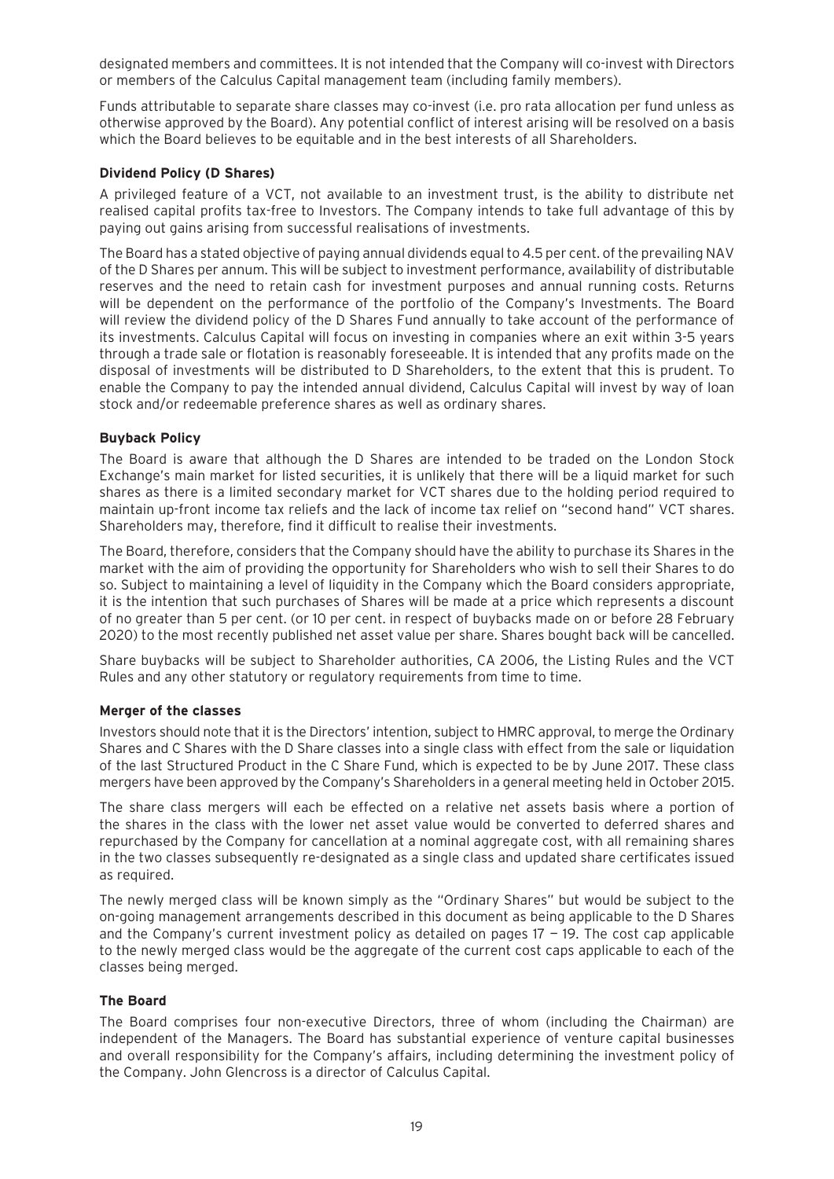designated members and committees. It is not intended that the Company will co-invest with Directors or members of the Calculus Capital management team (including family members).

Funds attributable to separate share classes may co-invest (i.e. pro rata allocation per fund unless as otherwise approved by the Board). Any potential conflict of interest arising will be resolved on a basis which the Board believes to be equitable and in the best interests of all Shareholders.

### Dividend Policy (D Shares)

A privileged feature of a VCT, not available to an investment trust, is the ability to distribute net realised capital profits tax-free to Investors. The Company intends to take full advantage of this by paying out gains arising from successful realisations of investments.

The Board has a stated objective of paying annual dividends equal to 4.5 per cent. of the prevailing NAV of the D Shares per annum. This will be subject to investment performance, availability of distributable reserves and the need to retain cash for investment purposes and annual running costs. Returns will be dependent on the performance of the portfolio of the Company's Investments. The Board will review the dividend policy of the D Shares Fund annually to take account of the performance of its investments. Calculus Capital will focus on investing in companies where an exit within 3-5 years through a trade sale or flotation is reasonably foreseeable. It is intended that any profits made on the disposal of investments will be distributed to D Shareholders, to the extent that this is prudent. To enable the Company to pay the intended annual dividend, Calculus Capital will invest by way of loan stock and/or redeemable preference shares as well as ordinary shares.

### Buyback Policy

The Board is aware that although the D Shares are intended to be traded on the London Stock Exchange's main market for listed securities, it is unlikely that there will be a liquid market for such shares as there is a limited secondary market for VCT shares due to the holding period required to maintain up-front income tax reliefs and the lack of income tax relief on "second hand" VCT shares. Shareholders may, therefore, find it difficult to realise their investments.

The Board, therefore, considers that the Company should have the ability to purchase its Shares in the market with the aim of providing the opportunity for Shareholders who wish to sell their Shares to do so. Subject to maintaining a level of liquidity in the Company which the Board considers appropriate, it is the intention that such purchases of Shares will be made at a price which represents a discount of no greater than 5 per cent. (or 10 per cent. in respect of buybacks made on or before 28 February 2020) to the most recently published net asset value per share. Shares bought back will be cancelled.

Share buybacks will be subject to Shareholder authorities, CA 2006, the Listing Rules and the VCT Rules and any other statutory or regulatory requirements from time to time.

### Merger of the classes

Investors should note that it is the Directors' intention, subject to HMRC approval, to merge the Ordinary Shares and C Shares with the D Share classes into a single class with effect from the sale or liquidation of the last Structured Product in the C Share Fund, which is expected to be by June 2017. These class mergers have been approved by the Company's Shareholders in a general meeting held in October 2015.

The share class mergers will each be effected on a relative net assets basis where a portion of the shares in the class with the lower net asset value would be converted to deferred shares and repurchased by the Company for cancellation at a nominal aggregate cost, with all remaining shares in the two classes subsequently re-designated as a single class and updated share certificates issued as required.

The newly merged class will be known simply as the "Ordinary Shares" but would be subject to the on-going management arrangements described in this document as being applicable to the D Shares and the Company's current investment policy as detailed on pages 17 — 19. The cost cap applicable to the newly merged class would be the aggregate of the current cost caps applicable to each of the classes being merged.

### The Board

The Board comprises four non-executive Directors, three of whom (including the Chairman) are independent of the Managers. The Board has substantial experience of venture capital businesses and overall responsibility for the Company's affairs, including determining the investment policy of the Company. John Glencross is a director of Calculus Capital.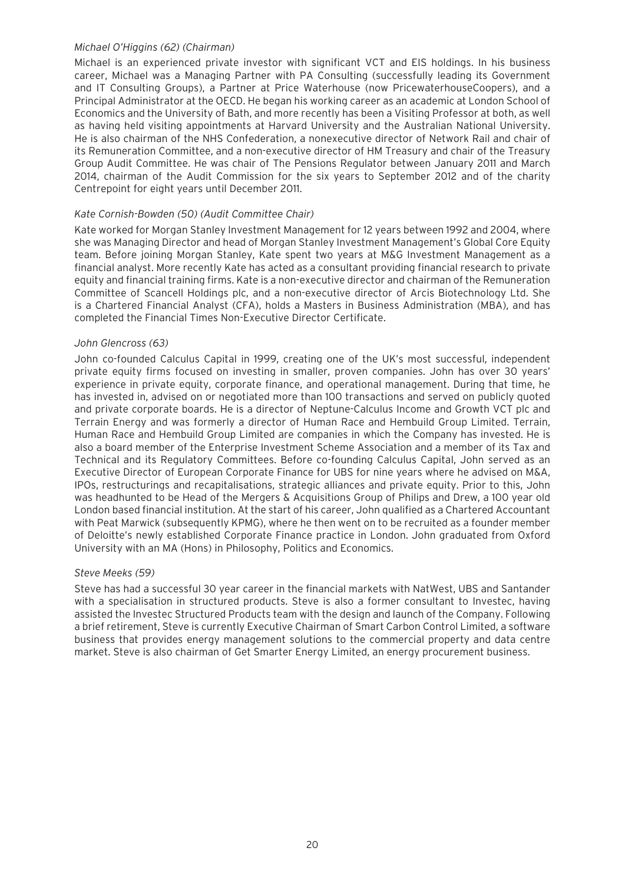*Michael O'Higgins (62) (Chairman)*

Michael is an experienced private investor with significant VCT and EIS holdings. In his business career, Michael was a Managing Partner with PA Consulting (successfully leading its Government and IT Consulting Groups), a Partner at Price Waterhouse (now PricewaterhouseCoopers), and a Principal Administrator at the OECD. He began his working career as an academic at London School of Economics and the University of Bath, and more recently has been a Visiting Professor at both, as well as having held visiting appointments at Harvard University and the Australian National University. He is also chairman of the NHS Confederation, a nonexecutive director of Network Rail and chair of its Remuneration Committee, and a non-executive director of HM Treasury and chair of the Treasury Group Audit Committee. He was chair of The Pensions Regulator between January 2011 and March 2014, chairman of the Audit Commission for the six years to September 2012 and of the charity Centrepoint for eight years until December 2011.

*Kate Cornish-Bowden (50) (Audit Committee Chair)*

Kate worked for Morgan Stanley Investment Management for 12 years between 1992 and 2004, where she was Managing Director and head of Morgan Stanley Investment Management's Global Core Equity team. Before joining Morgan Stanley, Kate spent two years at M&G Investment Management as a financial analyst. More recently Kate has acted as a consultant providing financial research to private equity and financial training firms. Kate is a non-executive director and chairman of the Remuneration Committee of Scancell Holdings plc, and a non-executive director of Arcis Biotechnology Ltd. She is a Chartered Financial Analyst (CFA), holds a Masters in Business Administration (MBA), and has completed the Financial Times Non-Executive Director Certificate.

*John Glencross (63)*

John co-founded Calculus Capital in 1999, creating one of the UK's most successful, independent private equity firms focused on investing in smaller, proven companies. John has over 30 years' experience in private equity, corporate finance, and operational management. During that time, he has invested in, advised on or negotiated more than 100 transactions and served on publicly quoted and private corporate boards. He is a director of Neptune-Calculus Income and Growth VCT plc and Terrain Energy and was formerly a director of Human Race and Hembuild Group Limited. Terrain, Human Race and Hembuild Group Limited are companies in which the Company has invested. He is also a board member of the Enterprise Investment Scheme Association and a member of its Tax and Technical and its Regulatory Committees. Before co-founding Calculus Capital, John served as an Executive Director of European Corporate Finance for UBS for nine years where he advised on M&A, IPOs, restructurings and recapitalisations, strategic alliances and private equity. Prior to this, John was headhunted to be Head of the Mergers & Acquisitions Group of Philips and Drew, a 100 year old London based financial institution. At the start of his career, John qualified as a Chartered Accountant with Peat Marwick (subsequently KPMG), where he then went on to be recruited as a founder member of Deloitte's newly established Corporate Finance practice in London. John graduated from Oxford University with an MA (Hons) in Philosophy, Politics and Economics.

*Steve Meeks (59)*

Steve has had a successful 30 year career in the financial markets with NatWest, UBS and Santander with a specialisation in structured products. Steve is also a former consultant to Investec, having assisted the Investec Structured Products team with the design and launch of the Company. Following a brief retirement, Steve is currently Executive Chairman of Smart Carbon Control Limited, a software business that provides energy management solutions to the commercial property and data centre market. Steve is also chairman of Get Smarter Energy Limited, an energy procurement business.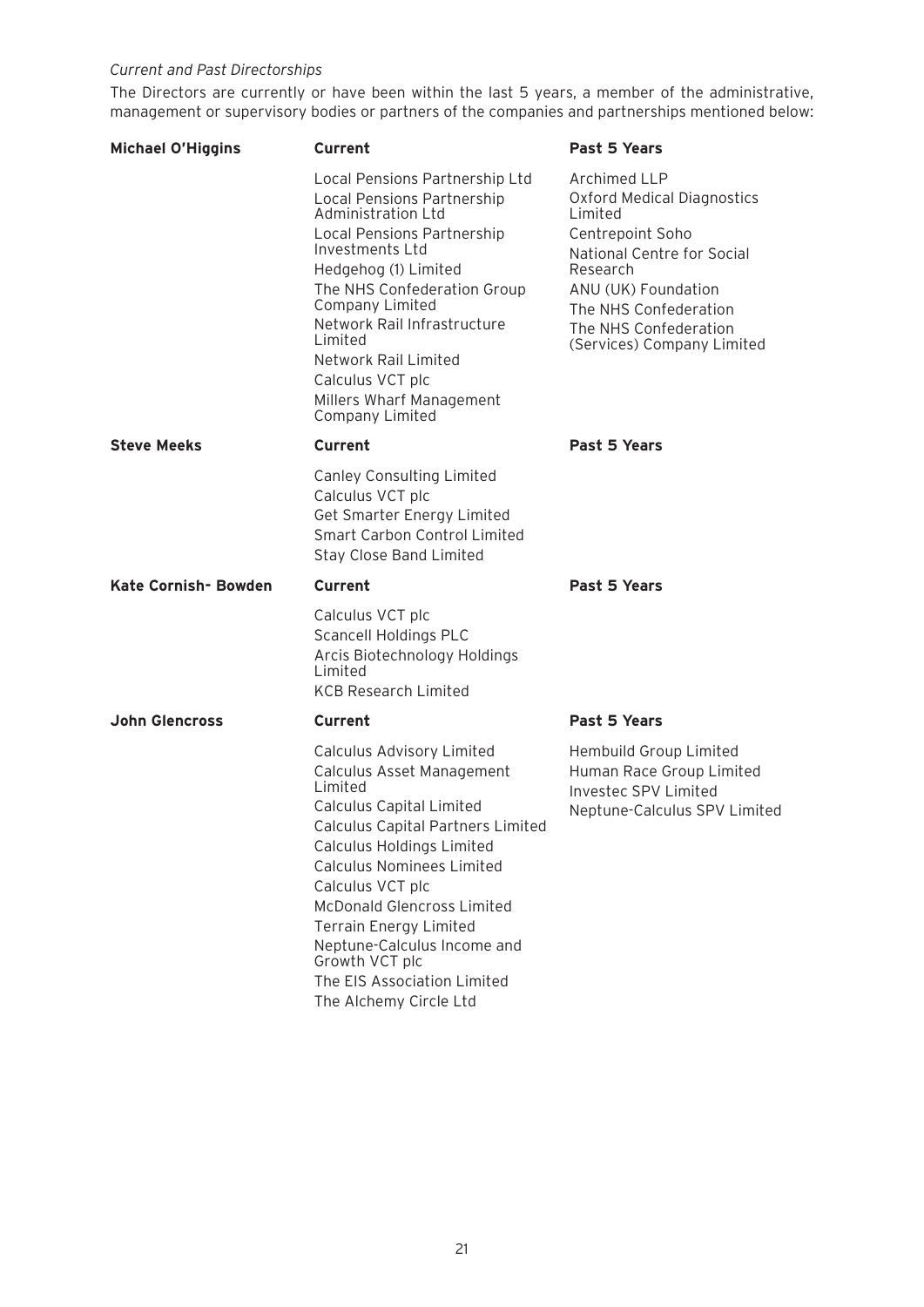*Current and Past Directorships*

The Directors are currently or have been within the last 5 years, a member of the administrative, management or supervisory bodies or partners of the companies and partnerships mentioned below:

| | **Current** | **Past 5 Years** |
|---|---|---|
| **Michael O'Higgins** | Local Pensions Partnership Ltd<br>Local Pensions Partnership Administration Ltd<br>Local Pensions Partnership Investments Ltd<br>Hedgehog (1) Limited<br>The NHS Confederation Group Company Limited<br>Network Rail Infrastructure Limited<br>Network Rail Limited<br>Calculus VCT plc<br>Millers Wharf Management Company Limited | Archimed LLP<br>Oxford Medical Diagnostics Limited<br>Centrepoint Soho<br>National Centre for Social Research<br>ANU (UK) Foundation<br>The NHS Confederation<br>The NHS Confederation (Services) Company Limited |
| **Steve Meeks** | Canley Consulting Limited<br>Calculus VCT plc<br>Get Smarter Energy Limited<br>Smart Carbon Control Limited<br>Stay Close Band Limited | |
| **Kate Cornish- Bowden** | Calculus VCT plc<br>Scancell Holdings PLC<br>Arcis Biotechnology Holdings Limited<br>KCB Research Limited | |
| **John Glencross** | Calculus Advisory Limited<br>Calculus Asset Management Limited<br>Calculus Capital Limited<br>Calculus Capital Partners Limited<br>Calculus Holdings Limited<br>Calculus Nominees Limited<br>Calculus VCT plc<br>McDonald Glencross Limited<br>Terrain Energy Limited<br>Neptune-Calculus Income and Growth VCT plc<br>The EIS Association Limited<br>The Alchemy Circle Ltd | Hembuild Group Limited<br>Human Race Group Limited<br>Investec SPV Limited<br>Neptune-Calculus SPV Limited |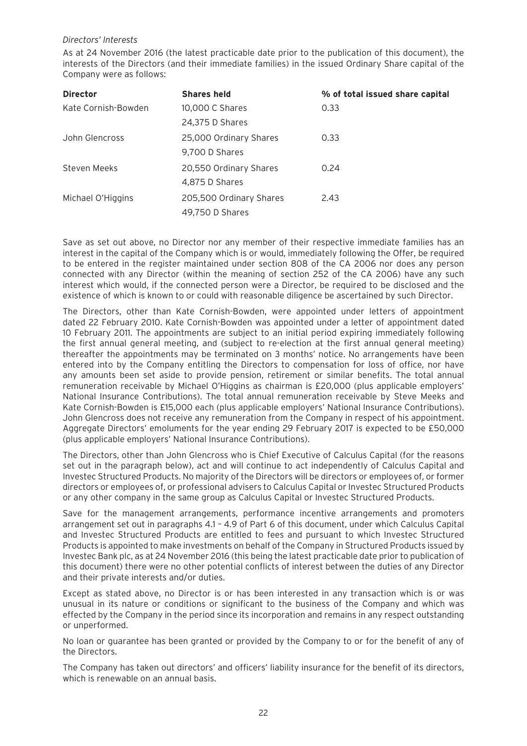*Directors' Interests*

As at 24 November 2016 (the latest practicable date prior to the publication of this document), the interests of the Directors (and their immediate families) in the issued Ordinary Share capital of the Company were as follows:

| **Director** | **Shares held** | **% of total issued share capital** |
|---|---|---|
| Kate Cornish-Bowden | 10,000 C Shares<br>24,375 D Shares | 0.33 |
| John Glencross | 25,000 Ordinary Shares<br>9,700 D Shares | 0.33 |
| Steven Meeks | 20,550 Ordinary Shares<br>4,875 D Shares | 0.24 |
| Michael O'Higgins | 205,500 Ordinary Shares<br>49,750 D Shares | 2.43 |

Save as set out above, no Director nor any member of their respective immediate families has an interest in the capital of the Company which is or would, immediately following the Offer, be required to be entered in the register maintained under section 808 of the CA 2006 nor does any person connected with any Director (within the meaning of section 252 of the CA 2006) have any such interest which would, if the connected person were a Director, be required to be disclosed and the existence of which is known to or could with reasonable diligence be ascertained by such Director.

The Directors, other than Kate Cornish-Bowden, were appointed under letters of appointment dated 22 February 2010. Kate Cornish-Bowden was appointed under a letter of appointment dated 10 February 2011. The appointments are subject to an initial period expiring immediately following the first annual general meeting, and (subject to re-election at the first annual general meeting) thereafter the appointments may be terminated on 3 months' notice. No arrangements have been entered into by the Company entitling the Directors to compensation for loss of office, nor have any amounts been set aside to provide pension, retirement or similar benefits. The total annual remuneration receivable by Michael O'Higgins as chairman is £20,000 (plus applicable employers' National Insurance Contributions). The total annual remuneration receivable by Steve Meeks and Kate Cornish-Bowden is £15,000 each (plus applicable employers' National Insurance Contributions). John Glencross does not receive any remuneration from the Company in respect of his appointment. Aggregate Directors' emoluments for the year ending 29 February 2017 is expected to be £50,000 (plus applicable employers' National Insurance Contributions).

The Directors, other than John Glencross who is Chief Executive of Calculus Capital (for the reasons set out in the paragraph below), act and will continue to act independently of Calculus Capital and Investec Structured Products. No majority of the Directors will be directors or employees of, or former directors or employees of, or professional advisers to Calculus Capital or Investec Structured Products or any other company in the same group as Calculus Capital or Investec Structured Products.

Save for the management arrangements, performance incentive arrangements and promoters arrangement set out in paragraphs 4.1 – 4.9 of Part 6 of this document, under which Calculus Capital and Investec Structured Products are entitled to fees and pursuant to which Investec Structured Products is appointed to make investments on behalf of the Company in Structured Products issued by Investec Bank plc, as at 24 November 2016 (this being the latest practicable date prior to publication of this document) there were no other potential conflicts of interest between the duties of any Director and their private interests and/or duties.

Except as stated above, no Director is or has been interested in any transaction which is or was unusual in its nature or conditions or significant to the business of the Company and which was effected by the Company in the period since its incorporation and remains in any respect outstanding or unperformed.

No loan or guarantee has been granted or provided by the Company to or for the benefit of any of the Directors.

The Company has taken out directors' and officers' liability insurance for the benefit of its directors, which is renewable on an annual basis.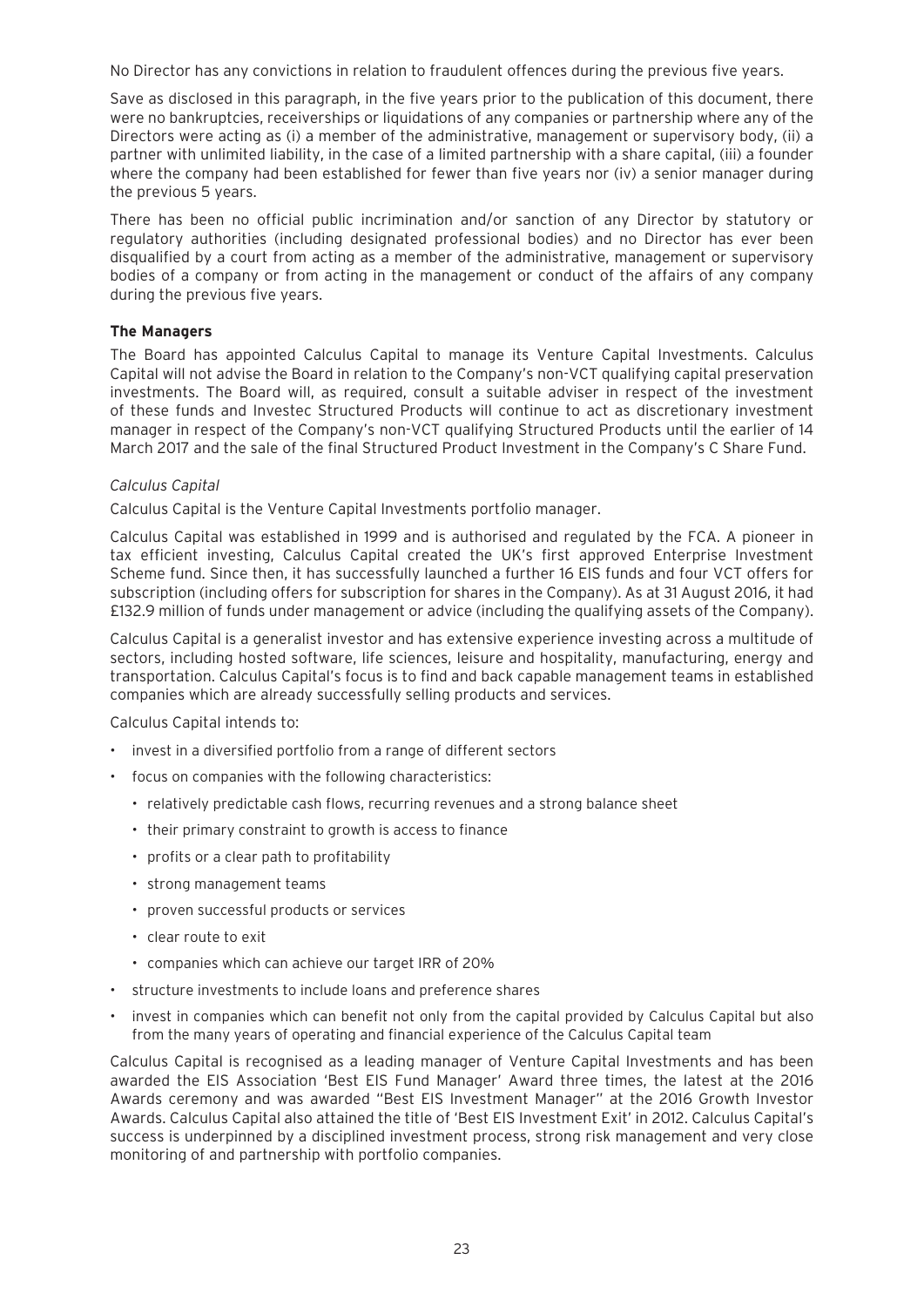No Director has any convictions in relation to fraudulent offences during the previous five years.

Save as disclosed in this paragraph, in the five years prior to the publication of this document, there were no bankruptcies, receiverships or liquidations of any companies or partnership where any of the Directors were acting as (i) a member of the administrative, management or supervisory body, (ii) a partner with unlimited liability, in the case of a limited partnership with a share capital, (iii) a founder where the company had been established for fewer than five years nor (iv) a senior manager during the previous 5 years.

There has been no official public incrimination and/or sanction of any Director by statutory or regulatory authorities (including designated professional bodies) and no Director has ever been disqualified by a court from acting as a member of the administrative, management or supervisory bodies of a company or from acting in the management or conduct of the affairs of any company during the previous five years.

**The Managers**

The Board has appointed Calculus Capital to manage its Venture Capital Investments. Calculus Capital will not advise the Board in relation to the Company's non-VCT qualifying capital preservation investments. The Board will, as required, consult a suitable adviser in respect of the investment of these funds and Investec Structured Products will continue to act as discretionary investment manager in respect of the Company's non-VCT qualifying Structured Products until the earlier of 14 March 2017 and the sale of the final Structured Product Investment in the Company's C Share Fund.

*Calculus Capital*

Calculus Capital is the Venture Capital Investments portfolio manager.

Calculus Capital was established in 1999 and is authorised and regulated by the FCA. A pioneer in tax efficient investing, Calculus Capital created the UK's first approved Enterprise Investment Scheme fund. Since then, it has successfully launched a further 16 EIS funds and four VCT offers for subscription (including offers for subscription for shares in the Company). As at 31 August 2016, it had £132.9 million of funds under management or advice (including the qualifying assets of the Company).

Calculus Capital is a generalist investor and has extensive experience investing across a multitude of sectors, including hosted software, life sciences, leisure and hospitality, manufacturing, energy and transportation. Calculus Capital's focus is to find and back capable management teams in established companies which are already successfully selling products and services.

Calculus Capital intends to:

- invest in a diversified portfolio from a range of different sectors
- focus on companies with the following characteristics:
  - relatively predictable cash flows, recurring revenues and a strong balance sheet
  - their primary constraint to growth is access to finance
  - profits or a clear path to profitability
  - strong management teams
  - proven successful products or services
  - clear route to exit
  - companies which can achieve our target IRR of 20%
- structure investments to include loans and preference shares
- invest in companies which can benefit not only from the capital provided by Calculus Capital but also from the many years of operating and financial experience of the Calculus Capital team

Calculus Capital is recognised as a leading manager of Venture Capital Investments and has been awarded the EIS Association 'Best EIS Fund Manager' Award three times, the latest at the 2016 Awards ceremony and was awarded "Best EIS Investment Manager" at the 2016 Growth Investor Awards. Calculus Capital also attained the title of 'Best EIS Investment Exit' in 2012. Calculus Capital's success is underpinned by a disciplined investment process, strong risk management and very close monitoring of and partnership with portfolio companies.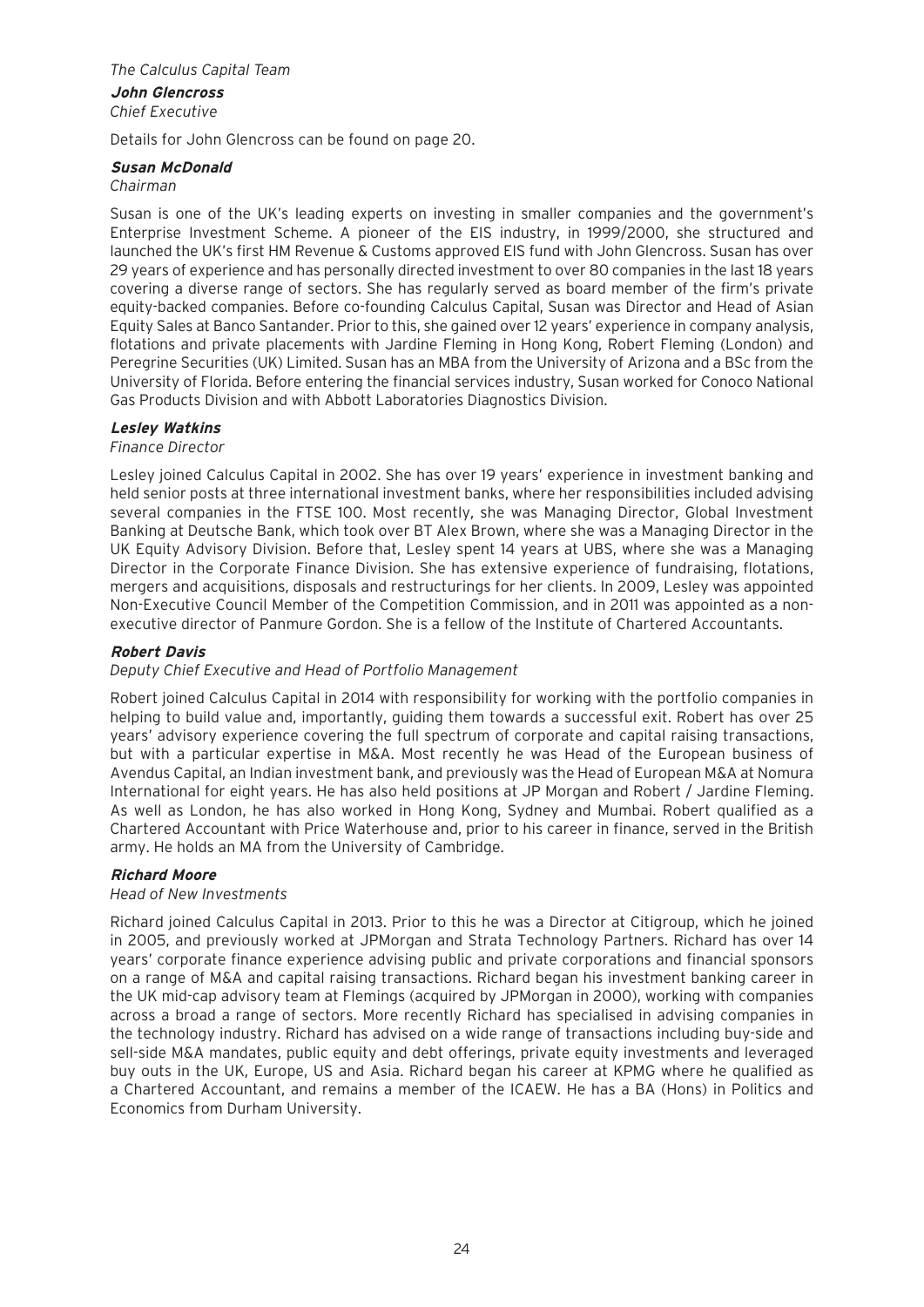*The Calculus Capital Team*

***John Glencross***

*Chief Executive*

Details for John Glencross can be found on page 20.

***Susan McDonald***

*Chairman*

Susan is one of the UK's leading experts on investing in smaller companies and the government's Enterprise Investment Scheme. A pioneer of the EIS industry, in 1999/2000, she structured and launched the UK's first HM Revenue & Customs approved EIS fund with John Glencross. Susan has over 29 years of experience and has personally directed investment to over 80 companies in the last 18 years covering a diverse range of sectors. She has regularly served as board member of the firm's private equity-backed companies. Before co-founding Calculus Capital, Susan was Director and Head of Asian Equity Sales at Banco Santander. Prior to this, she gained over 12 years' experience in company analysis, flotations and private placements with Jardine Fleming in Hong Kong, Robert Fleming (London) and Peregrine Securities (UK) Limited. Susan has an MBA from the University of Arizona and a BSc from the University of Florida. Before entering the financial services industry, Susan worked for Conoco National Gas Products Division and with Abbott Laboratories Diagnostics Division.

***Lesley Watkins***

*Finance Director*

Lesley joined Calculus Capital in 2002. She has over 19 years' experience in investment banking and held senior posts at three international investment banks, where her responsibilities included advising several companies in the FTSE 100. Most recently, she was Managing Director, Global Investment Banking at Deutsche Bank, which took over BT Alex Brown, where she was a Managing Director in the UK Equity Advisory Division. Before that, Lesley spent 14 years at UBS, where she was a Managing Director in the Corporate Finance Division. She has extensive experience of fundraising, flotations, mergers and acquisitions, disposals and restructurings for her clients. In 2009, Lesley was appointed Non-Executive Council Member of the Competition Commission, and in 2011 was appointed as a non-executive director of Panmure Gordon. She is a fellow of the Institute of Chartered Accountants.

***Robert Davis***

*Deputy Chief Executive and Head of Portfolio Management*

Robert joined Calculus Capital in 2014 with responsibility for working with the portfolio companies in helping to build value and, importantly, guiding them towards a successful exit. Robert has over 25 years' advisory experience covering the full spectrum of corporate and capital raising transactions, but with a particular expertise in M&A. Most recently he was Head of the European business of Avendus Capital, an Indian investment bank, and previously was the Head of European M&A at Nomura International for eight years. He has also held positions at JP Morgan and Robert / Jardine Fleming. As well as London, he has also worked in Hong Kong, Sydney and Mumbai. Robert qualified as a Chartered Accountant with Price Waterhouse and, prior to his career in finance, served in the British army. He holds an MA from the University of Cambridge.

***Richard Moore***

*Head of New Investments*

Richard joined Calculus Capital in 2013. Prior to this he was a Director at Citigroup, which he joined in 2005, and previously worked at JPMorgan and Strata Technology Partners. Richard has over 14 years' corporate finance experience advising public and private corporations and financial sponsors on a range of M&A and capital raising transactions. Richard began his investment banking career in the UK mid-cap advisory team at Flemings (acquired by JPMorgan in 2000), working with companies across a broad a range of sectors. More recently Richard has specialised in advising companies in the technology industry. Richard has advised on a wide range of transactions including buy-side and sell-side M&A mandates, public equity and debt offerings, private equity investments and leveraged buy outs in the UK, Europe, US and Asia. Richard began his career at KPMG where he qualified as a Chartered Accountant, and remains a member of the ICAEW. He has a BA (Hons) in Politics and Economics from Durham University.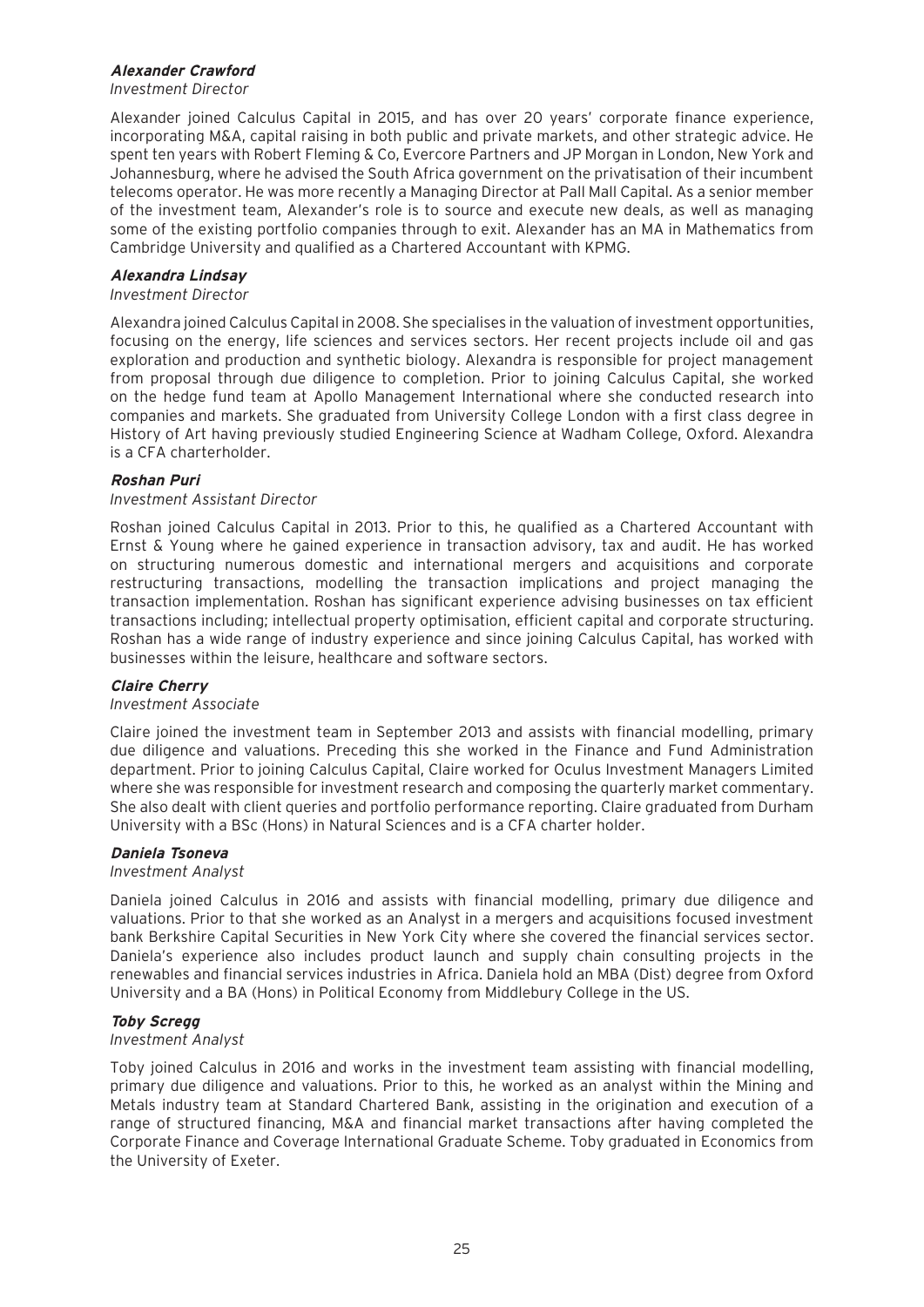***Alexander Crawford***
*Investment Director*

Alexander joined Calculus Capital in 2015, and has over 20 years' corporate finance experience, incorporating M&A, capital raising in both public and private markets, and other strategic advice. He spent ten years with Robert Fleming & Co, Evercore Partners and JP Morgan in London, New York and Johannesburg, where he advised the South Africa government on the privatisation of their incumbent telecoms operator. He was more recently a Managing Director at Pall Mall Capital. As a senior member of the investment team, Alexander's role is to source and execute new deals, as well as managing some of the existing portfolio companies through to exit. Alexander has an MA in Mathematics from Cambridge University and qualified as a Chartered Accountant with KPMG.

***Alexandra Lindsay***
*Investment Director*

Alexandra joined Calculus Capital in 2008. She specialises in the valuation of investment opportunities, focusing on the energy, life sciences and services sectors. Her recent projects include oil and gas exploration and production and synthetic biology. Alexandra is responsible for project management from proposal through due diligence to completion. Prior to joining Calculus Capital, she worked on the hedge fund team at Apollo Management International where she conducted research into companies and markets. She graduated from University College London with a first class degree in History of Art having previously studied Engineering Science at Wadham College, Oxford. Alexandra is a CFA charterholder.

***Roshan Puri***
*Investment Assistant Director*

Roshan joined Calculus Capital in 2013. Prior to this, he qualified as a Chartered Accountant with Ernst & Young where he gained experience in transaction advisory, tax and audit. He has worked on structuring numerous domestic and international mergers and acquisitions and corporate restructuring transactions, modelling the transaction implications and project managing the transaction implementation. Roshan has significant experience advising businesses on tax efficient transactions including; intellectual property optimisation, efficient capital and corporate structuring. Roshan has a wide range of industry experience and since joining Calculus Capital, has worked with businesses within the leisure, healthcare and software sectors.

***Claire Cherry***
*Investment Associate*

Claire joined the investment team in September 2013 and assists with financial modelling, primary due diligence and valuations. Preceding this she worked in the Finance and Fund Administration department. Prior to joining Calculus Capital, Claire worked for Oculus Investment Managers Limited where she was responsible for investment research and composing the quarterly market commentary. She also dealt with client queries and portfolio performance reporting. Claire graduated from Durham University with a BSc (Hons) in Natural Sciences and is a CFA charter holder.

***Daniela Tsoneva***
*Investment Analyst*

Daniela joined Calculus in 2016 and assists with financial modelling, primary due diligence and valuations. Prior to that she worked as an Analyst in a mergers and acquisitions focused investment bank Berkshire Capital Securities in New York City where she covered the financial services sector. Daniela's experience also includes product launch and supply chain consulting projects in the renewables and financial services industries in Africa. Daniela hold an MBA (Dist) degree from Oxford University and a BA (Hons) in Political Economy from Middlebury College in the US.

***Toby Scregg***
*Investment Analyst*

Toby joined Calculus in 2016 and works in the investment team assisting with financial modelling, primary due diligence and valuations. Prior to this, he worked as an analyst within the Mining and Metals industry team at Standard Chartered Bank, assisting in the origination and execution of a range of structured financing, M&A and financial market transactions after having completed the Corporate Finance and Coverage International Graduate Scheme. Toby graduated in Economics from the University of Exeter.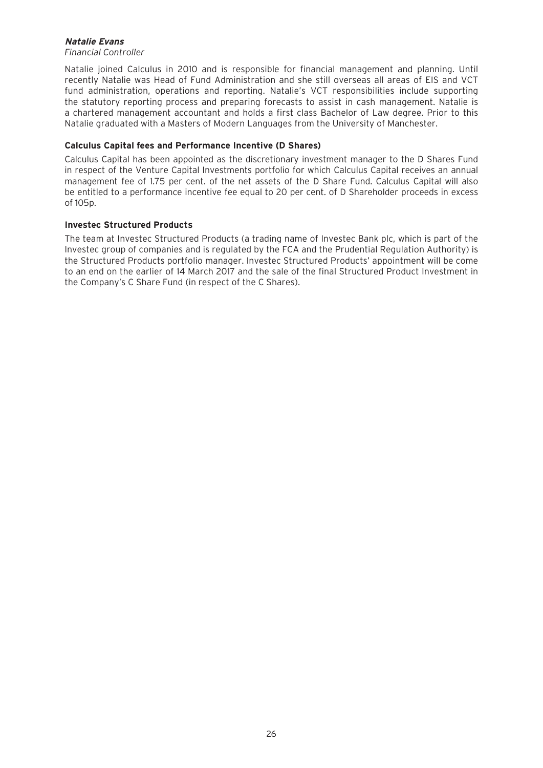***Natalie Evans***

*Financial Controller*

Natalie joined Calculus in 2010 and is responsible for financial management and planning. Until recently Natalie was Head of Fund Administration and she still overseas all areas of EIS and VCT fund administration, operations and reporting. Natalie's VCT responsibilities include supporting the statutory reporting process and preparing forecasts to assist in cash management. Natalie is a chartered management accountant and holds a first class Bachelor of Law degree. Prior to this Natalie graduated with a Masters of Modern Languages from the University of Manchester.

**Calculus Capital fees and Performance Incentive (D Shares)**

Calculus Capital has been appointed as the discretionary investment manager to the D Shares Fund in respect of the Venture Capital Investments portfolio for which Calculus Capital receives an annual management fee of 1.75 per cent. of the net assets of the D Share Fund. Calculus Capital will also be entitled to a performance incentive fee equal to 20 per cent. of D Shareholder proceeds in excess of 105p.

**Investec Structured Products**

The team at Investec Structured Products (a trading name of Investec Bank plc, which is part of the Investec group of companies and is regulated by the FCA and the Prudential Regulation Authority) is the Structured Products portfolio manager. Investec Structured Products' appointment will be come to an end on the earlier of 14 March 2017 and the sale of the final Structured Product Investment in the Company's C Share Fund (in respect of the C Shares).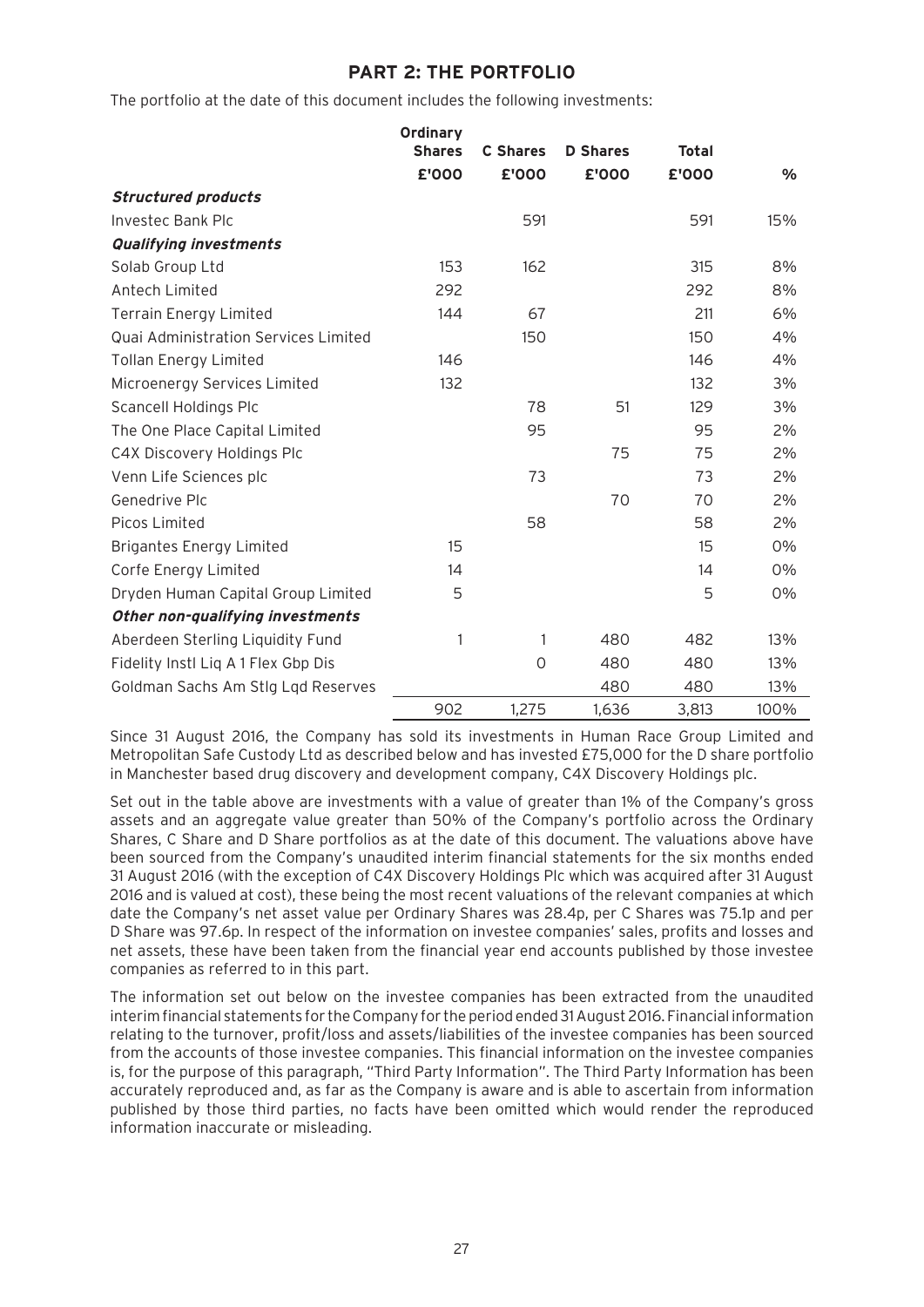## PART 2: THE PORTFOLIO

The portfolio at the date of this document includes the following investments:

| | Ordinary Shares £'000 | C Shares £'000 | D Shares £'000 | Total £'000 | % |
|---|---|---|---|---|---|
| ***Structured products*** | | | | | |
| Investec Bank Plc | | 591 | | 591 | 15% |
| ***Qualifying investments*** | | | | | |
| Solab Group Ltd | 153 | 162 | | 315 | 8% |
| Antech Limited | 292 | | | 292 | 8% |
| Terrain Energy Limited | 144 | 67 | | 211 | 6% |
| Quai Administration Services Limited | | 150 | | 150 | 4% |
| Tollan Energy Limited | 146 | | | 146 | 4% |
| Microenergy Services Limited | 132 | | | 132 | 3% |
| Scancell Holdings Plc | | 78 | 51 | 129 | 3% |
| The One Place Capital Limited | | 95 | | 95 | 2% |
| C4X Discovery Holdings Plc | | | 75 | 75 | 2% |
| Venn Life Sciences plc | | 73 | | 73 | 2% |
| Genedrive Plc | | | 70 | 70 | 2% |
| Picos Limited | | 58 | | 58 | 2% |
| Brigantes Energy Limited | 15 | | | 15 | 0% |
| Corfe Energy Limited | 14 | | | 14 | 0% |
| Dryden Human Capital Group Limited | 5 | | | 5 | 0% |
| ***Other non-qualifying investments*** | | | | | |
| Aberdeen Sterling Liquidity Fund | 1 | 1 | 480 | 482 | 13% |
| Fidelity Instl Liq A 1 Flex Gbp Dis | | 0 | 480 | 480 | 13% |
| Goldman Sachs Am Stlg Lqd Reserves | | | 480 | 480 | 13% |
| | 902 | 1,275 | 1,636 | 3,813 | 100% |

Since 31 August 2016, the Company has sold its investments in Human Race Group Limited and Metropolitan Safe Custody Ltd as described below and has invested £75,000 for the D share portfolio in Manchester based drug discovery and development company, C4X Discovery Holdings plc.

Set out in the table above are investments with a value of greater than 1% of the Company's gross assets and an aggregate value greater than 50% of the Company's portfolio across the Ordinary Shares, C Share and D Share portfolios as at the date of this document. The valuations above have been sourced from the Company's unaudited interim financial statements for the six months ended 31 August 2016 (with the exception of C4X Discovery Holdings Plc which was acquired after 31 August 2016 and is valued at cost), these being the most recent valuations of the relevant companies at which date the Company's net asset value per Ordinary Shares was 28.4p, per C Shares was 75.1p and per D Share was 97.6p. In respect of the information on investee companies' sales, profits and losses and net assets, these have been taken from the financial year end accounts published by those investee companies as referred to in this part.

The information set out below on the investee companies has been extracted from the unaudited interim financial statements for the Company for the period ended 31 August 2016. Financial information relating to the turnover, profit/loss and assets/liabilities of the investee companies has been sourced from the accounts of those investee companies. This financial information on the investee companies is, for the purpose of this paragraph, "Third Party Information". The Third Party Information has been accurately reproduced and, as far as the Company is aware and is able to ascertain from information published by those third parties, no facts have been omitted which would render the reproduced information inaccurate or misleading.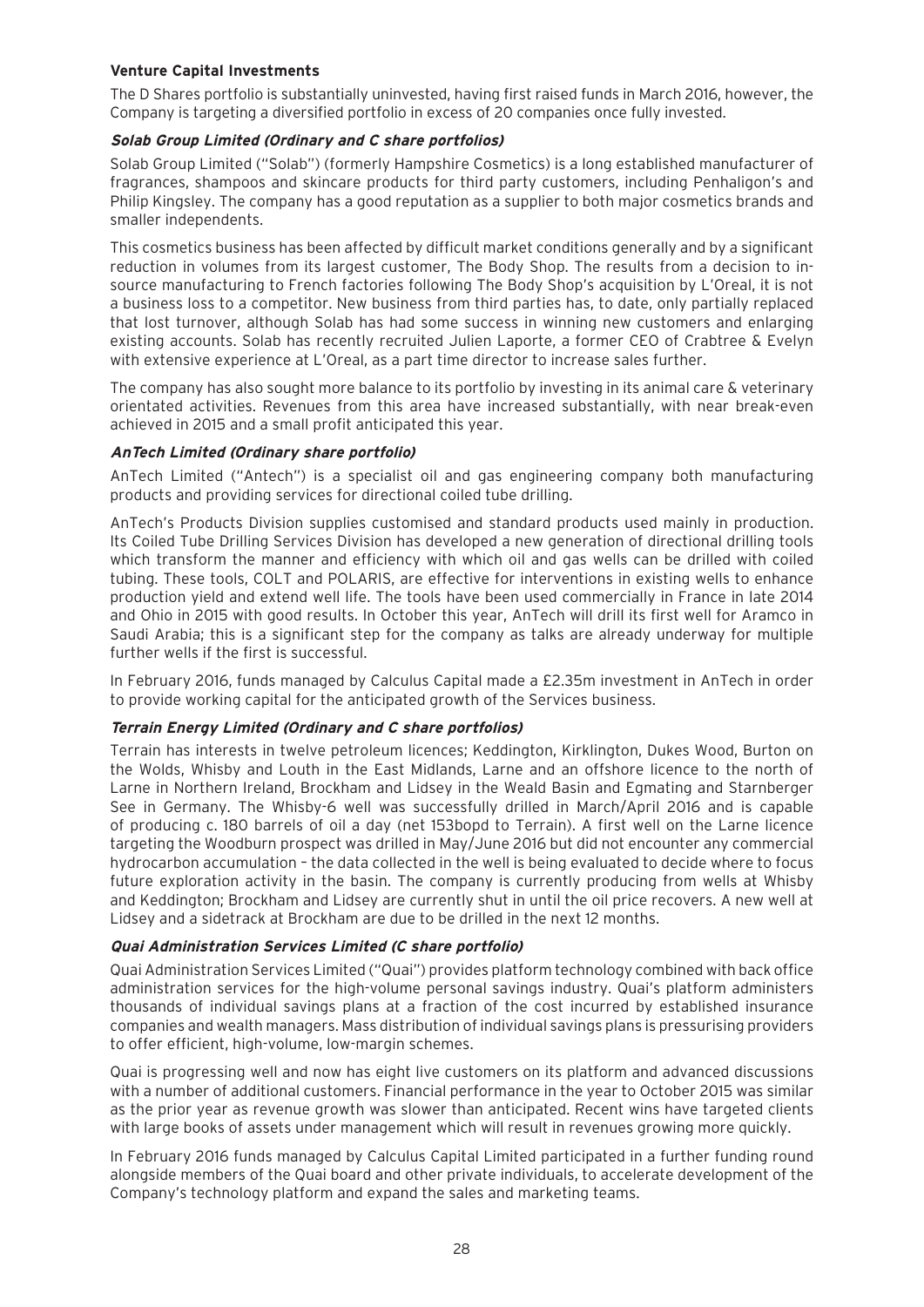## Venture Capital Investments

The D Shares portfolio is substantially uninvested, having first raised funds in March 2016, however, the Company is targeting a diversified portfolio in excess of 20 companies once fully invested.

### *Solab Group Limited (Ordinary and C share portfolios)*

Solab Group Limited ("Solab") (formerly Hampshire Cosmetics) is a long established manufacturer of fragrances, shampoos and skincare products for third party customers, including Penhaligon's and Philip Kingsley. The company has a good reputation as a supplier to both major cosmetics brands and smaller independents.

This cosmetics business has been affected by difficult market conditions generally and by a significant reduction in volumes from its largest customer, The Body Shop. The results from a decision to in-source manufacturing to French factories following The Body Shop's acquisition by L'Oreal, it is not a business loss to a competitor. New business from third parties has, to date, only partially replaced that lost turnover, although Solab has had some success in winning new customers and enlarging existing accounts. Solab has recently recruited Julien Laporte, a former CEO of Crabtree & Evelyn with extensive experience at L'Oreal, as a part time director to increase sales further.

The company has also sought more balance to its portfolio by investing in its animal care & veterinary orientated activities. Revenues from this area have increased substantially, with near break-even achieved in 2015 and a small profit anticipated this year.

### *AnTech Limited (Ordinary share portfolio)*

AnTech Limited ("Antech") is a specialist oil and gas engineering company both manufacturing products and providing services for directional coiled tube drilling.

AnTech's Products Division supplies customised and standard products used mainly in production. Its Coiled Tube Drilling Services Division has developed a new generation of directional drilling tools which transform the manner and efficiency with which oil and gas wells can be drilled with coiled tubing. These tools, COLT and POLARIS, are effective for interventions in existing wells to enhance production yield and extend well life. The tools have been used commercially in France in late 2014 and Ohio in 2015 with good results. In October this year, AnTech will drill its first well for Aramco in Saudi Arabia; this is a significant step for the company as talks are already underway for multiple further wells if the first is successful.

In February 2016, funds managed by Calculus Capital made a £2.35m investment in AnTech in order to provide working capital for the anticipated growth of the Services business.

### *Terrain Energy Limited (Ordinary and C share portfolios)*

Terrain has interests in twelve petroleum licences; Keddington, Kirklington, Dukes Wood, Burton on the Wolds, Whisby and Louth in the East Midlands, Larne and an offshore licence to the north of Larne in Northern Ireland, Brockham and Lidsey in the Weald Basin and Egmating and Starnberger See in Germany. The Whisby-6 well was successfully drilled in March/April 2016 and is capable of producing c. 180 barrels of oil a day (net 153bopd to Terrain). A first well on the Larne licence targeting the Woodburn prospect was drilled in May/June 2016 but did not encounter any commercial hydrocarbon accumulation – the data collected in the well is being evaluated to decide where to focus future exploration activity in the basin. The company is currently producing from wells at Whisby and Keddington; Brockham and Lidsey are currently shut in until the oil price recovers. A new well at Lidsey and a sidetrack at Brockham are due to be drilled in the next 12 months.

### *Quai Administration Services Limited (C share portfolio)*

Quai Administration Services Limited ("Quai") provides platform technology combined with back office administration services for the high-volume personal savings industry. Quai's platform administers thousands of individual savings plans at a fraction of the cost incurred by established insurance companies and wealth managers. Mass distribution of individual savings plans is pressurising providers to offer efficient, high-volume, low-margin schemes.

Quai is progressing well and now has eight live customers on its platform and advanced discussions with a number of additional customers. Financial performance in the year to October 2015 was similar as the prior year as revenue growth was slower than anticipated. Recent wins have targeted clients with large books of assets under management which will result in revenues growing more quickly.

In February 2016 funds managed by Calculus Capital Limited participated in a further funding round alongside members of the Quai board and other private individuals, to accelerate development of the Company's technology platform and expand the sales and marketing teams.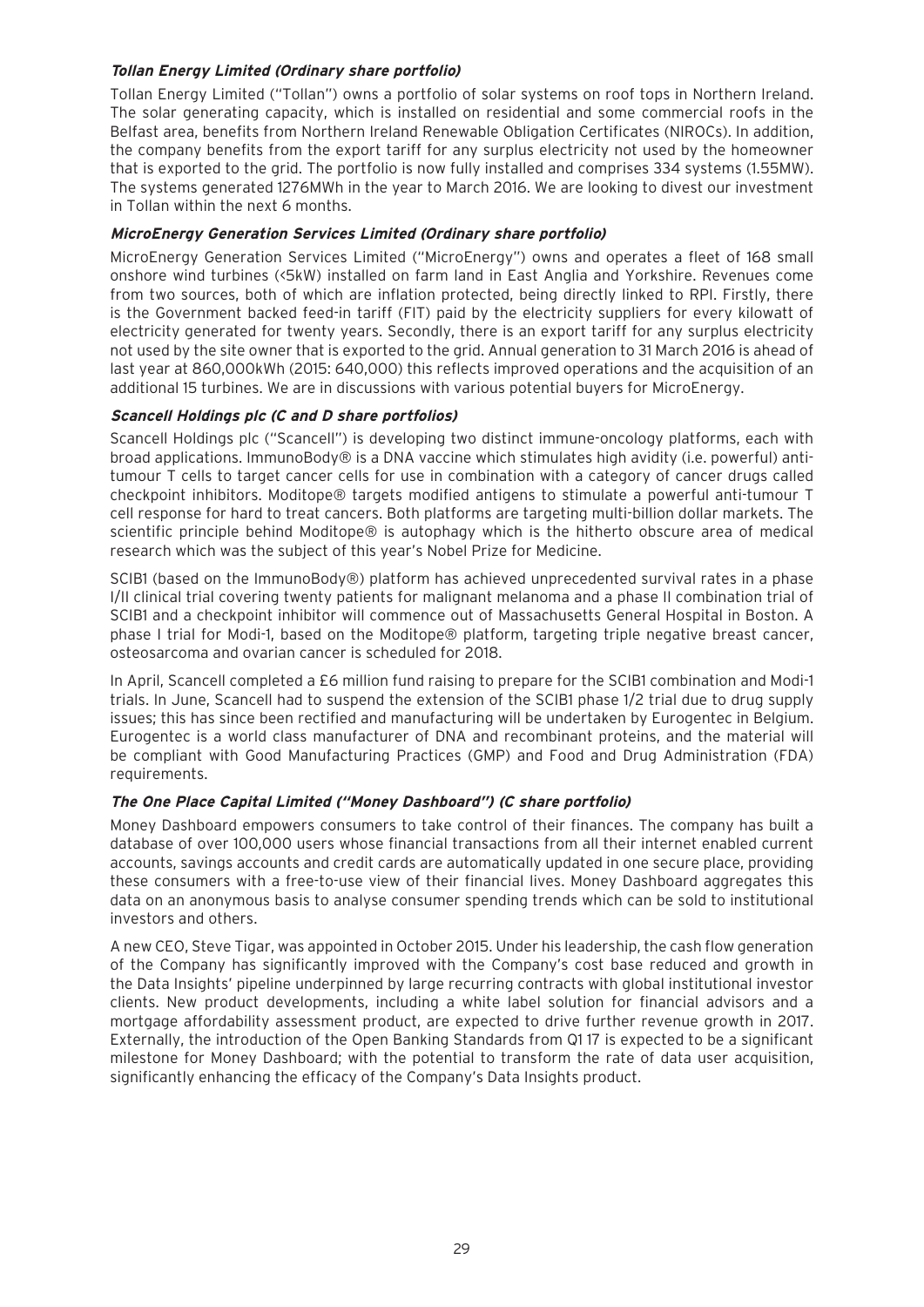#### *Tollan Energy Limited (Ordinary share portfolio)*

Tollan Energy Limited ("Tollan") owns a portfolio of solar systems on roof tops in Northern Ireland. The solar generating capacity, which is installed on residential and some commercial roofs in the Belfast area, benefits from Northern Ireland Renewable Obligation Certificates (NIROCs). In addition, the company benefits from the export tariff for any surplus electricity not used by the homeowner that is exported to the grid. The portfolio is now fully installed and comprises 334 systems (1.55MW). The systems generated 1276MWh in the year to March 2016. We are looking to divest our investment in Tollan within the next 6 months.

#### *MicroEnergy Generation Services Limited (Ordinary share portfolio)*

MicroEnergy Generation Services Limited ("MicroEnergy") owns and operates a fleet of 168 small onshore wind turbines (<5kW) installed on farm land in East Anglia and Yorkshire. Revenues come from two sources, both of which are inflation protected, being directly linked to RPI. Firstly, there is the Government backed feed-in tariff (FIT) paid by the electricity suppliers for every kilowatt of electricity generated for twenty years. Secondly, there is an export tariff for any surplus electricity not used by the site owner that is exported to the grid. Annual generation to 31 March 2016 is ahead of last year at 860,000kWh (2015: 640,000) this reflects improved operations and the acquisition of an additional 15 turbines. We are in discussions with various potential buyers for MicroEnergy.

#### *Scancell Holdings plc (C and D share portfolios)*

Scancell Holdings plc ("Scancell") is developing two distinct immune-oncology platforms, each with broad applications. ImmunoBody® is a DNA vaccine which stimulates high avidity (i.e. powerful) anti-tumour T cells to target cancer cells for use in combination with a category of cancer drugs called checkpoint inhibitors. Moditope® targets modified antigens to stimulate a powerful anti-tumour T cell response for hard to treat cancers. Both platforms are targeting multi-billion dollar markets. The scientific principle behind Moditope® is autophagy which is the hitherto obscure area of medical research which was the subject of this year's Nobel Prize for Medicine.

SCIB1 (based on the ImmunoBody®) platform has achieved unprecedented survival rates in a phase I/II clinical trial covering twenty patients for malignant melanoma and a phase II combination trial of SCIB1 and a checkpoint inhibitor will commence out of Massachusetts General Hospital in Boston. A phase I trial for Modi-1, based on the Moditope® platform, targeting triple negative breast cancer, osteosarcoma and ovarian cancer is scheduled for 2018.

In April, Scancell completed a £6 million fund raising to prepare for the SCIB1 combination and Modi-1 trials. In June, Scancell had to suspend the extension of the SCIB1 phase 1/2 trial due to drug supply issues; this has since been rectified and manufacturing will be undertaken by Eurogentec in Belgium. Eurogentec is a world class manufacturer of DNA and recombinant proteins, and the material will be compliant with Good Manufacturing Practices (GMP) and Food and Drug Administration (FDA) requirements.

#### *The One Place Capital Limited ("Money Dashboard") (C share portfolio)*

Money Dashboard empowers consumers to take control of their finances. The company has built a database of over 100,000 users whose financial transactions from all their internet enabled current accounts, savings accounts and credit cards are automatically updated in one secure place, providing these consumers with a free-to-use view of their financial lives. Money Dashboard aggregates this data on an anonymous basis to analyse consumer spending trends which can be sold to institutional investors and others.

A new CEO, Steve Tigar, was appointed in October 2015. Under his leadership, the cash flow generation of the Company has significantly improved with the Company's cost base reduced and growth in the Data Insights' pipeline underpinned by large recurring contracts with global institutional investor clients. New product developments, including a white label solution for financial advisors and a mortgage affordability assessment product, are expected to drive further revenue growth in 2017. Externally, the introduction of the Open Banking Standards from Q1 17 is expected to be a significant milestone for Money Dashboard; with the potential to transform the rate of data user acquisition, significantly enhancing the efficacy of the Company's Data Insights product.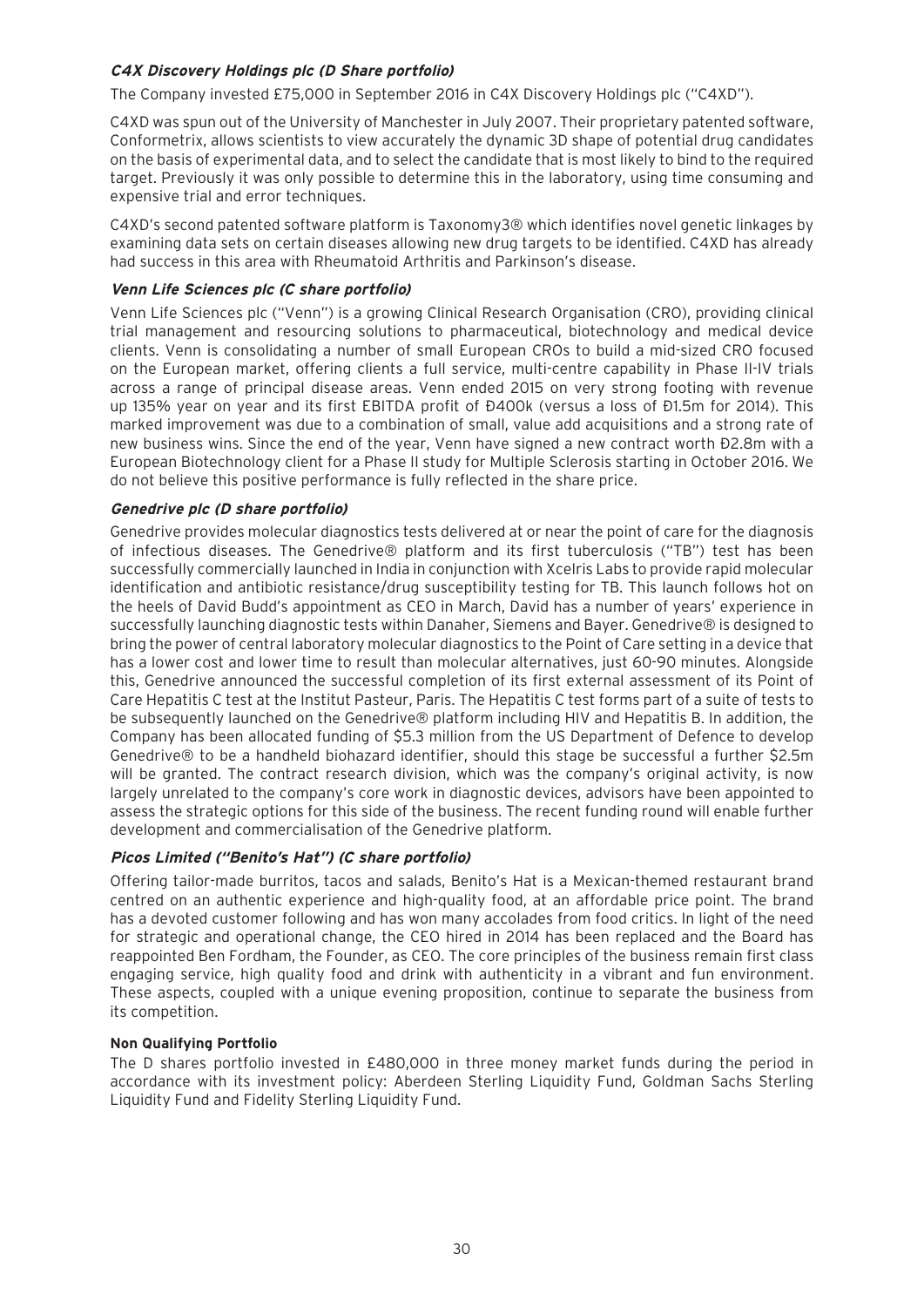### *C4X Discovery Holdings plc (D Share portfolio)*

The Company invested £75,000 in September 2016 in C4X Discovery Holdings plc ("C4XD").

C4XD was spun out of the University of Manchester in July 2007. Their proprietary patented software, Conformetrix, allows scientists to view accurately the dynamic 3D shape of potential drug candidates on the basis of experimental data, and to select the candidate that is most likely to bind to the required target. Previously it was only possible to determine this in the laboratory, using time consuming and expensive trial and error techniques.

C4XD's second patented software platform is Taxonomy3® which identifies novel genetic linkages by examining data sets on certain diseases allowing new drug targets to be identified. C4XD has already had success in this area with Rheumatoid Arthritis and Parkinson's disease.

### *Venn Life Sciences plc (C share portfolio)*

Venn Life Sciences plc ("Venn") is a growing Clinical Research Organisation (CRO), providing clinical trial management and resourcing solutions to pharmaceutical, biotechnology and medical device clients. Venn is consolidating a number of small European CROs to build a mid-sized CRO focused on the European market, offering clients a full service, multi-centre capability in Phase II-IV trials across a range of principal disease areas. Venn ended 2015 on very strong footing with revenue up 135% year on year and its first EBITDA profit of Đ400k (versus a loss of Đ1.5m for 2014). This marked improvement was due to a combination of small, value add acquisitions and a strong rate of new business wins. Since the end of the year, Venn have signed a new contract worth Đ2.8m with a European Biotechnology client for a Phase II study for Multiple Sclerosis starting in October 2016. We do not believe this positive performance is fully reflected in the share price.

### *Genedrive plc (D share portfolio)*

Genedrive provides molecular diagnostics tests delivered at or near the point of care for the diagnosis of infectious diseases. The Genedrive® platform and its first tuberculosis ("TB") test has been successfully commercially launched in India in conjunction with Xcelris Labs to provide rapid molecular identification and antibiotic resistance/drug susceptibility testing for TB. This launch follows hot on the heels of David Budd's appointment as CEO in March, David has a number of years' experience in successfully launching diagnostic tests within Danaher, Siemens and Bayer. Genedrive® is designed to bring the power of central laboratory molecular diagnostics to the Point of Care setting in a device that has a lower cost and lower time to result than molecular alternatives, just 60-90 minutes. Alongside this, Genedrive announced the successful completion of its first external assessment of its Point of Care Hepatitis C test at the Institut Pasteur, Paris. The Hepatitis C test forms part of a suite of tests to be subsequently launched on the Genedrive® platform including HIV and Hepatitis B. In addition, the Company has been allocated funding of $5.3 million from the US Department of Defence to develop Genedrive® to be a handheld biohazard identifier, should this stage be successful a further $2.5m will be granted. The contract research division, which was the company's original activity, is now largely unrelated to the company's core work in diagnostic devices, advisors have been appointed to assess the strategic options for this side of the business. The recent funding round will enable further development and commercialisation of the Genedrive platform.

### *Picos Limited ("Benito's Hat") (C share portfolio)*

Offering tailor-made burritos, tacos and salads, Benito's Hat is a Mexican-themed restaurant brand centred on an authentic experience and high-quality food, at an affordable price point. The brand has a devoted customer following and has won many accolades from food critics. In light of the need for strategic and operational change, the CEO hired in 2014 has been replaced and the Board has reappointed Ben Fordham, the Founder, as CEO. The core principles of the business remain first class engaging service, high quality food and drink with authenticity in a vibrant and fun environment. These aspects, coupled with a unique evening proposition, continue to separate the business from its competition.

**Non Qualifying Portfolio**

The D shares portfolio invested in £480,000 in three money market funds during the period in accordance with its investment policy: Aberdeen Sterling Liquidity Fund, Goldman Sachs Sterling Liquidity Fund and Fidelity Sterling Liquidity Fund.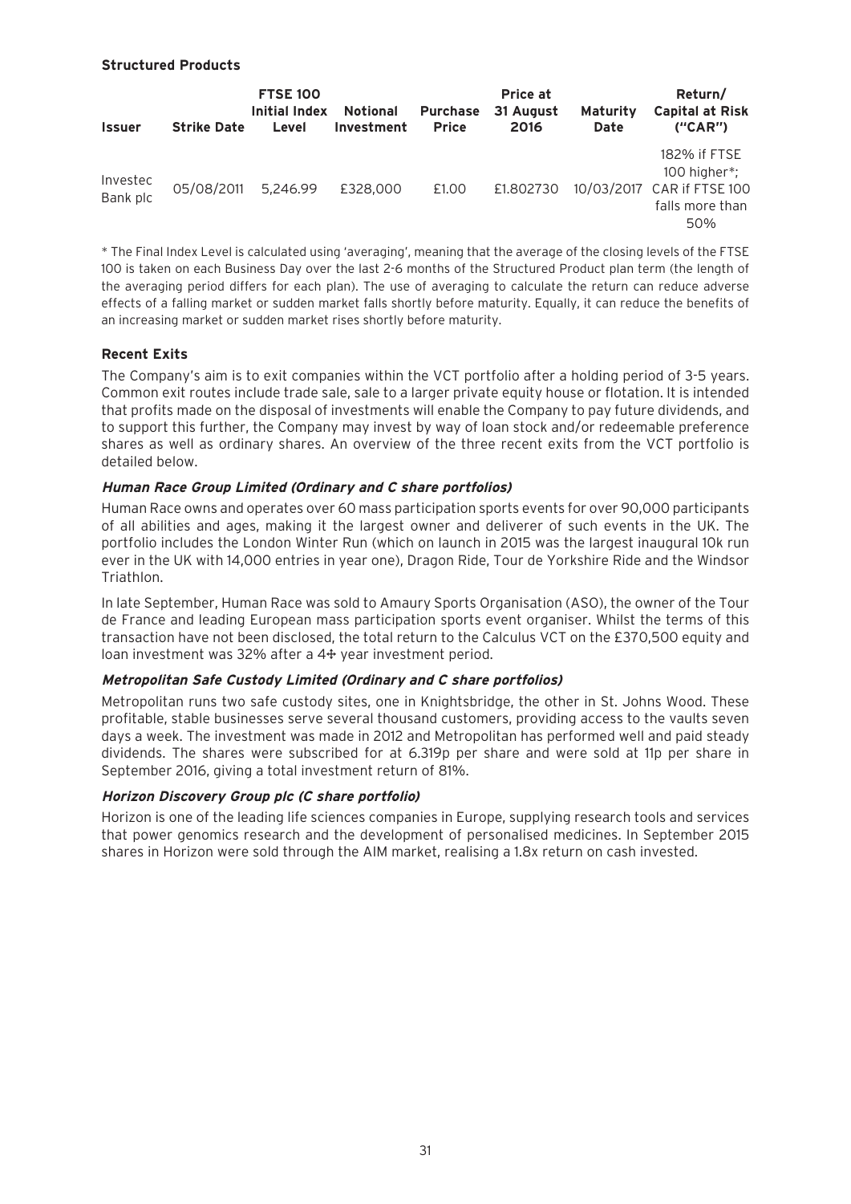**Structured Products**

| Issuer | Strike Date | FTSE 100 Initial Index Level | Notional Investment | Purchase Price | Price at 31 August 2016 | Maturity Date | Return/ Capital at Risk ("CAR") |
|---|---|---|---|---|---|---|---|
| Investec Bank plc | 05/08/2011 | 5,246.99 | £328,000 | £1.00 | £1.802730 | 10/03/2017 | 182% if FTSE 100 higher*; CAR if FTSE 100 falls more than 50% |

* The Final Index Level is calculated using 'averaging', meaning that the average of the closing levels of the FTSE 100 is taken on each Business Day over the last 2-6 months of the Structured Product plan term (the length of the averaging period differs for each plan). The use of averaging to calculate the return can reduce adverse effects of a falling market or sudden market falls shortly before maturity. Equally, it can reduce the benefits of an increasing market or sudden market rises shortly before maturity.

## Recent Exits

The Company's aim is to exit companies within the VCT portfolio after a holding period of 3-5 years. Common exit routes include trade sale, sale to a larger private equity house or flotation. It is intended that profits made on the disposal of investments will enable the Company to pay future dividends, and to support this further, the Company may invest by way of loan stock and/or redeemable preference shares as well as ordinary shares. An overview of the three recent exits from the VCT portfolio is detailed below.

### *Human Race Group Limited (Ordinary and C share portfolios)*

Human Race owns and operates over 60 mass participation sports events for over 90,000 participants of all abilities and ages, making it the largest owner and deliverer of such events in the UK. The portfolio includes the London Winter Run (which on launch in 2015 was the largest inaugural 10k run ever in the UK with 14,000 entries in year one), Dragon Ride, Tour de Yorkshire Ride and the Windsor Triathlon.

In late September, Human Race was sold to Amaury Sports Organisation (ASO), the owner of the Tour de France and leading European mass participation sports event organiser. Whilst the terms of this transaction have not been disclosed, the total return to the Calculus VCT on the £370,500 equity and loan investment was 32% after a 4½ year investment period.

### *Metropolitan Safe Custody Limited (Ordinary and C share portfolios)*

Metropolitan runs two safe custody sites, one in Knightsbridge, the other in St. Johns Wood. These profitable, stable businesses serve several thousand customers, providing access to the vaults seven days a week. The investment was made in 2012 and Metropolitan has performed well and paid steady dividends. The shares were subscribed for at 6.319p per share and were sold at 11p per share in September 2016, giving a total investment return of 81%.

### *Horizon Discovery Group plc (C share portfolio)*

Horizon is one of the leading life sciences companies in Europe, supplying research tools and services that power genomics research and the development of personalised medicines. In September 2015 shares in Horizon were sold through the AIM market, realising a 1.8x return on cash invested.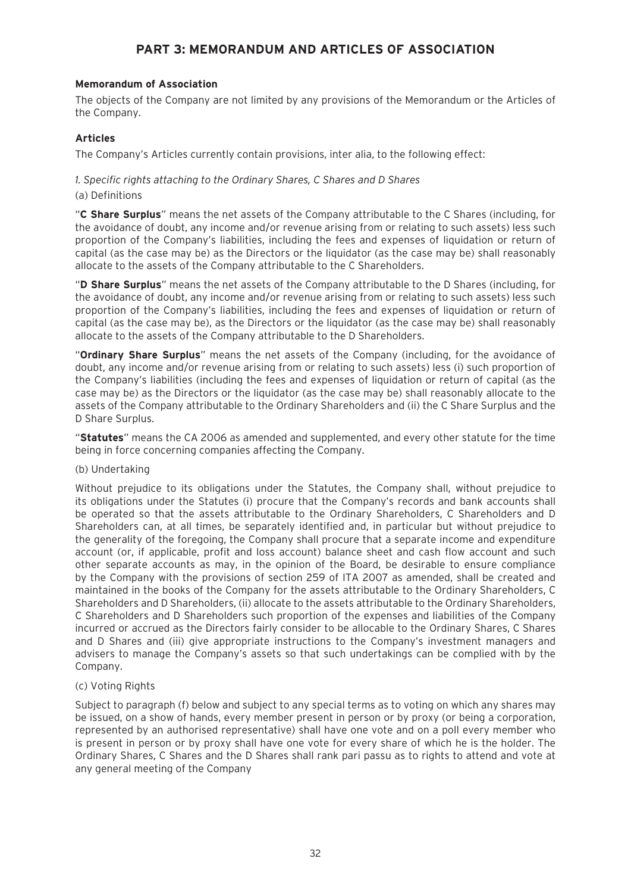# PART 3: MEMORANDUM AND ARTICLES OF ASSOCIATION

**Memorandum of Association**

The objects of the Company are not limited by any provisions of the Memorandum or the Articles of the Company.

**Articles**

The Company's Articles currently contain provisions, inter alia, to the following effect:

*1. Specific rights attaching to the Ordinary Shares, C Shares and D Shares*

(a) Definitions

"**C Share Surplus**" means the net assets of the Company attributable to the C Shares (including, for the avoidance of doubt, any income and/or revenue arising from or relating to such assets) less such proportion of the Company's liabilities, including the fees and expenses of liquidation or return of capital (as the case may be) as the Directors or the liquidator (as the case may be) shall reasonably allocate to the assets of the Company attributable to the C Shareholders.

"**D Share Surplus**" means the net assets of the Company attributable to the D Shares (including, for the avoidance of doubt, any income and/or revenue arising from or relating to such assets) less such proportion of the Company's liabilities, including the fees and expenses of liquidation or return of capital (as the case may be), as the Directors or the liquidator (as the case may be) shall reasonably allocate to the assets of the Company attributable to the D Shareholders.

"**Ordinary Share Surplus**" means the net assets of the Company (including, for the avoidance of doubt, any income and/or revenue arising from or relating to such assets) less (i) such proportion of the Company's liabilities (including the fees and expenses of liquidation or return of capital (as the case may be) as the Directors or the liquidator (as the case may be) shall reasonably allocate to the assets of the Company attributable to the Ordinary Shareholders and (ii) the C Share Surplus and the D Share Surplus.

"**Statutes**" means the CA 2006 as amended and supplemented, and every other statute for the time being in force concerning companies affecting the Company.

(b) Undertaking

Without prejudice to its obligations under the Statutes, the Company shall, without prejudice to its obligations under the Statutes (i) procure that the Company's records and bank accounts shall be operated so that the assets attributable to the Ordinary Shareholders, C Shareholders and D Shareholders can, at all times, be separately identified and, in particular but without prejudice to the generality of the foregoing, the Company shall procure that a separate income and expenditure account (or, if applicable, profit and loss account) balance sheet and cash flow account and such other separate accounts as may, in the opinion of the Board, be desirable to ensure compliance by the Company with the provisions of section 259 of ITA 2007 as amended, shall be created and maintained in the books of the Company for the assets attributable to the Ordinary Shareholders, C Shareholders and D Shareholders, (ii) allocate to the assets attributable to the Ordinary Shareholders, C Shareholders and D Shareholders such proportion of the expenses and liabilities of the Company incurred or accrued as the Directors fairly consider to be allocable to the Ordinary Shares, C Shares and D Shares and (iii) give appropriate instructions to the Company's investment managers and advisers to manage the Company's assets so that such undertakings can be complied with by the Company.

(c) Voting Rights

Subject to paragraph (f) below and subject to any special terms as to voting on which any shares may be issued, on a show of hands, every member present in person or by proxy (or being a corporation, represented by an authorised representative) shall have one vote and on a poll every member who is present in person or by proxy shall have one vote for every share of which he is the holder. The Ordinary Shares, C Shares and the D Shares shall rank pari passu as to rights to attend and vote at any general meeting of the Company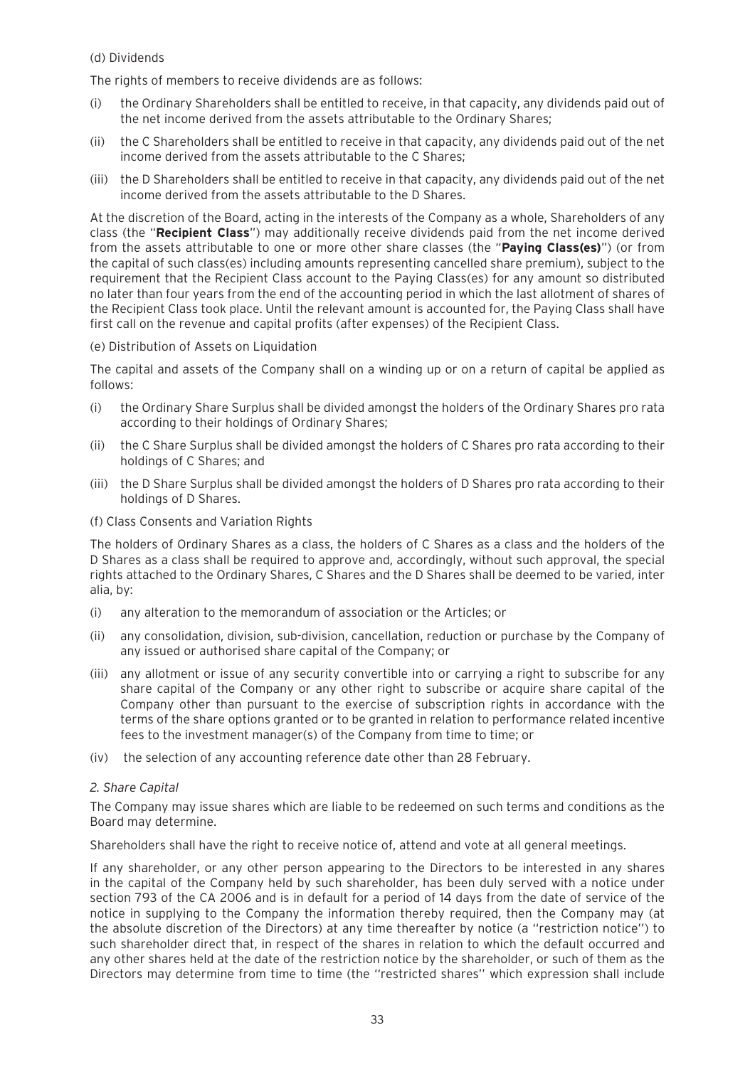(d) Dividends

The rights of members to receive dividends are as follows:

(i) the Ordinary Shareholders shall be entitled to receive, in that capacity, any dividends paid out of the net income derived from the assets attributable to the Ordinary Shares;

(ii) the C Shareholders shall be entitled to receive in that capacity, any dividends paid out of the net income derived from the assets attributable to the C Shares;

(iii) the D Shareholders shall be entitled to receive in that capacity, any dividends paid out of the net income derived from the assets attributable to the D Shares.

At the discretion of the Board, acting in the interests of the Company as a whole, Shareholders of any class (the "**Recipient Class**") may additionally receive dividends paid from the net income derived from the assets attributable to one or more other share classes (the "**Paying Class(es)**") (or from the capital of such class(es) including amounts representing cancelled share premium), subject to the requirement that the Recipient Class account to the Paying Class(es) for any amount so distributed no later than four years from the end of the accounting period in which the last allotment of shares of the Recipient Class took place. Until the relevant amount is accounted for, the Paying Class shall have first call on the revenue and capital profits (after expenses) of the Recipient Class.

(e) Distribution of Assets on Liquidation

The capital and assets of the Company shall on a winding up or on a return of capital be applied as follows:

(i) the Ordinary Share Surplus shall be divided amongst the holders of the Ordinary Shares pro rata according to their holdings of Ordinary Shares;

(ii) the C Share Surplus shall be divided amongst the holders of C Shares pro rata according to their holdings of C Shares; and

(iii) the D Share Surplus shall be divided amongst the holders of D Shares pro rata according to their holdings of D Shares.

(f) Class Consents and Variation Rights

The holders of Ordinary Shares as a class, the holders of C Shares as a class and the holders of the D Shares as a class shall be required to approve and, accordingly, without such approval, the special rights attached to the Ordinary Shares, C Shares and the D Shares shall be deemed to be varied, inter alia, by:

(i) any alteration to the memorandum of association or the Articles; or

(ii) any consolidation, division, sub-division, cancellation, reduction or purchase by the Company of any issued or authorised share capital of the Company; or

(iii) any allotment or issue of any security convertible into or carrying a right to subscribe for any share capital of the Company or any other right to subscribe or acquire share capital of the Company other than pursuant to the exercise of subscription rights in accordance with the terms of the share options granted or to be granted in relation to performance related incentive fees to the investment manager(s) of the Company from time to time; or

(iv) the selection of any accounting reference date other than 28 February.

*2. Share Capital*

The Company may issue shares which are liable to be redeemed on such terms and conditions as the Board may determine.

Shareholders shall have the right to receive notice of, attend and vote at all general meetings.

If any shareholder, or any other person appearing to the Directors to be interested in any shares in the capital of the Company held by such shareholder, has been duly served with a notice under section 793 of the CA 2006 and is in default for a period of 14 days from the date of service of the notice in supplying to the Company the information thereby required, then the Company may (at the absolute discretion of the Directors) at any time thereafter by notice (a "restriction notice") to such shareholder direct that, in respect of the shares in relation to which the default occurred and any other shares held at the date of the restriction notice by the shareholder, or such of them as the Directors may determine from time to time (the "restricted shares" which expression shall include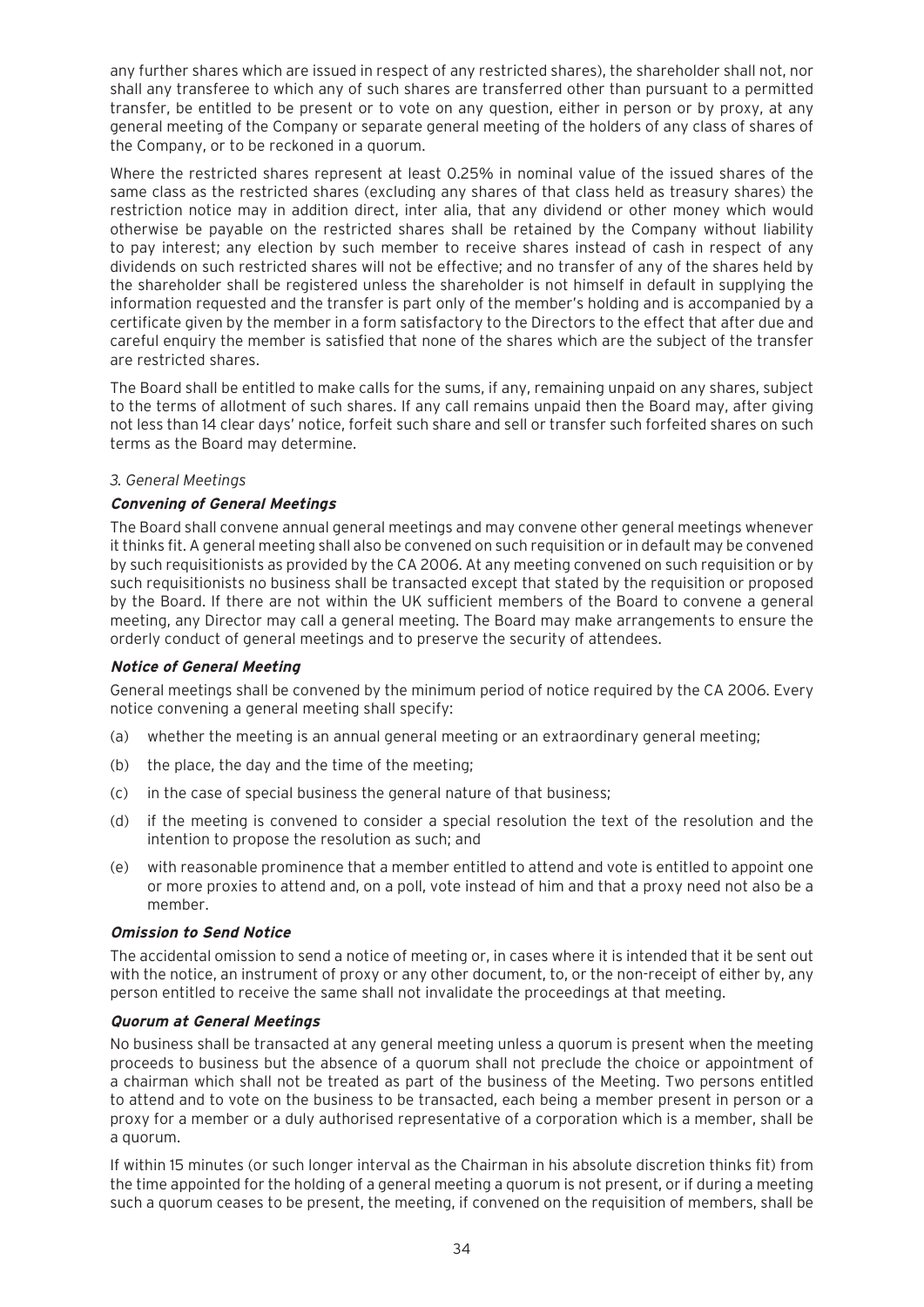any further shares which are issued in respect of any restricted shares), the shareholder shall not, nor shall any transferee to which any of such shares are transferred other than pursuant to a permitted transfer, be entitled to be present or to vote on any question, either in person or by proxy, at any general meeting of the Company or separate general meeting of the holders of any class of shares of the Company, or to be reckoned in a quorum.

Where the restricted shares represent at least 0.25% in nominal value of the issued shares of the same class as the restricted shares (excluding any shares of that class held as treasury shares) the restriction notice may in addition direct, inter alia, that any dividend or other money which would otherwise be payable on the restricted shares shall be retained by the Company without liability to pay interest; any election by such member to receive shares instead of cash in respect of any dividends on such restricted shares will not be effective; and no transfer of any of the shares held by the shareholder shall be registered unless the shareholder is not himself in default in supplying the information requested and the transfer is part only of the member's holding and is accompanied by a certificate given by the member in a form satisfactory to the Directors to the effect that after due and careful enquiry the member is satisfied that none of the shares which are the subject of the transfer are restricted shares.

The Board shall be entitled to make calls for the sums, if any, remaining unpaid on any shares, subject to the terms of allotment of such shares. If any call remains unpaid then the Board may, after giving not less than 14 clear days' notice, forfeit such share and sell or transfer such forfeited shares on such terms as the Board may determine.

*3. General Meetings*

***Convening of General Meetings***

The Board shall convene annual general meetings and may convene other general meetings whenever it thinks fit. A general meeting shall also be convened on such requisition or in default may be convened by such requisitionists as provided by the CA 2006. At any meeting convened on such requisition or by such requisitionists no business shall be transacted except that stated by the requisition or proposed by the Board. If there are not within the UK sufficient members of the Board to convene a general meeting, any Director may call a general meeting. The Board may make arrangements to ensure the orderly conduct of general meetings and to preserve the security of attendees.

***Notice of General Meeting***

General meetings shall be convened by the minimum period of notice required by the CA 2006. Every notice convening a general meeting shall specify:

(a) whether the meeting is an annual general meeting or an extraordinary general meeting;

(b) the place, the day and the time of the meeting;

(c) in the case of special business the general nature of that business;

(d) if the meeting is convened to consider a special resolution the text of the resolution and the intention to propose the resolution as such; and

(e) with reasonable prominence that a member entitled to attend and vote is entitled to appoint one or more proxies to attend and, on a poll, vote instead of him and that a proxy need not also be a member.

***Omission to Send Notice***

The accidental omission to send a notice of meeting or, in cases where it is intended that it be sent out with the notice, an instrument of proxy or any other document, to, or the non-receipt of either by, any person entitled to receive the same shall not invalidate the proceedings at that meeting.

***Quorum at General Meetings***

No business shall be transacted at any general meeting unless a quorum is present when the meeting proceeds to business but the absence of a quorum shall not preclude the choice or appointment of a chairman which shall not be treated as part of the business of the Meeting. Two persons entitled to attend and to vote on the business to be transacted, each being a member present in person or a proxy for a member or a duly authorised representative of a corporation which is a member, shall be a quorum.

If within 15 minutes (or such longer interval as the Chairman in his absolute discretion thinks fit) from the time appointed for the holding of a general meeting a quorum is not present, or if during a meeting such a quorum ceases to be present, the meeting, if convened on the requisition of members, shall be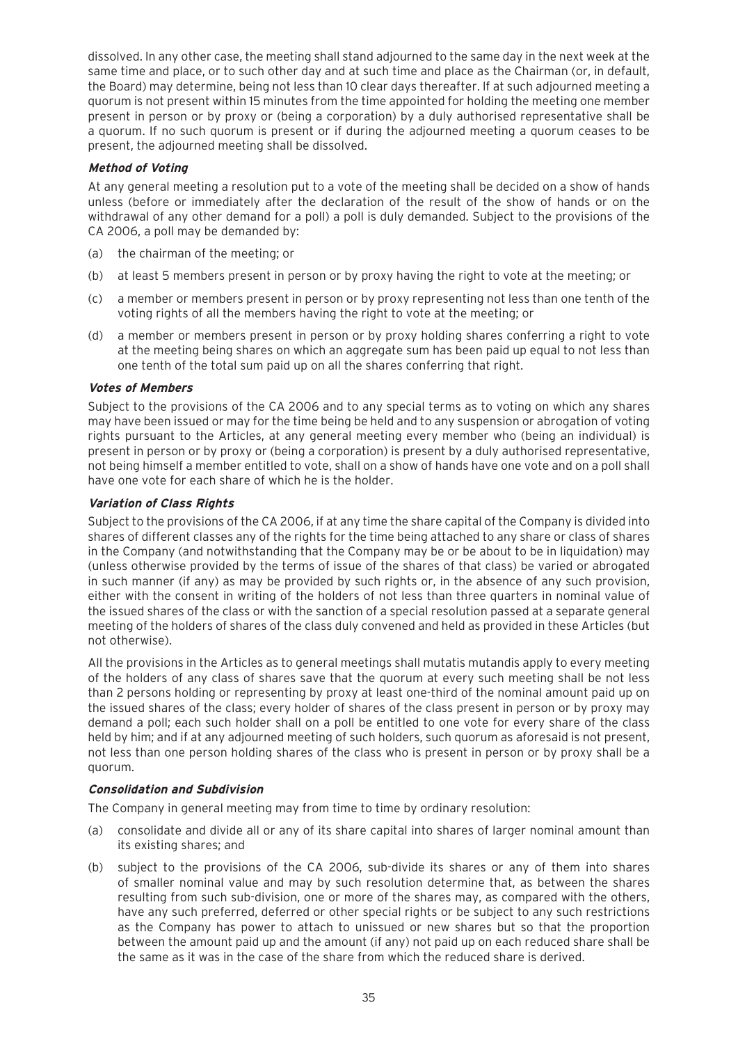dissolved. In any other case, the meeting shall stand adjourned to the same day in the next week at the same time and place, or to such other day and at such time and place as the Chairman (or, in default, the Board) may determine, being not less than 10 clear days thereafter. If at such adjourned meeting a quorum is not present within 15 minutes from the time appointed for holding the meeting one member present in person or by proxy or (being a corporation) by a duly authorised representative shall be a quorum. If no such quorum is present or if during the adjourned meeting a quorum ceases to be present, the adjourned meeting shall be dissolved.

***Method of Voting***

At any general meeting a resolution put to a vote of the meeting shall be decided on a show of hands unless (before or immediately after the declaration of the result of the show of hands or on the withdrawal of any other demand for a poll) a poll is duly demanded. Subject to the provisions of the CA 2006, a poll may be demanded by:

(a) the chairman of the meeting; or

(b) at least 5 members present in person or by proxy having the right to vote at the meeting; or

(c) a member or members present in person or by proxy representing not less than one tenth of the voting rights of all the members having the right to vote at the meeting; or

(d) a member or members present in person or by proxy holding shares conferring a right to vote at the meeting being shares on which an aggregate sum has been paid up equal to not less than one tenth of the total sum paid up on all the shares conferring that right.

***Votes of Members***

Subject to the provisions of the CA 2006 and to any special terms as to voting on which any shares may have been issued or may for the time being be held and to any suspension or abrogation of voting rights pursuant to the Articles, at any general meeting every member who (being an individual) is present in person or by proxy or (being a corporation) is present by a duly authorised representative, not being himself a member entitled to vote, shall on a show of hands have one vote and on a poll shall have one vote for each share of which he is the holder.

***Variation of Class Rights***

Subject to the provisions of the CA 2006, if at any time the share capital of the Company is divided into shares of different classes any of the rights for the time being attached to any share or class of shares in the Company (and notwithstanding that the Company may be or be about to be in liquidation) may (unless otherwise provided by the terms of issue of the shares of that class) be varied or abrogated in such manner (if any) as may be provided by such rights or, in the absence of any such provision, either with the consent in writing of the holders of not less than three quarters in nominal value of the issued shares of the class or with the sanction of a special resolution passed at a separate general meeting of the holders of shares of the class duly convened and held as provided in these Articles (but not otherwise).

All the provisions in the Articles as to general meetings shall mutatis mutandis apply to every meeting of the holders of any class of shares save that the quorum at every such meeting shall be not less than 2 persons holding or representing by proxy at least one-third of the nominal amount paid up on the issued shares of the class; every holder of shares of the class present in person or by proxy may demand a poll; each such holder shall on a poll be entitled to one vote for every share of the class held by him; and if at any adjourned meeting of such holders, such quorum as aforesaid is not present, not less than one person holding shares of the class who is present in person or by proxy shall be a quorum.

***Consolidation and Subdivision***

The Company in general meeting may from time to time by ordinary resolution:

(a) consolidate and divide all or any of its share capital into shares of larger nominal amount than its existing shares; and

(b) subject to the provisions of the CA 2006, sub-divide its shares or any of them into shares of smaller nominal value and may by such resolution determine that, as between the shares resulting from such sub-division, one or more of the shares may, as compared with the others, have any such preferred, deferred or other special rights or be subject to any such restrictions as the Company has power to attach to unissued or new shares but so that the proportion between the amount paid up and the amount (if any) not paid up on each reduced share shall be the same as it was in the case of the share from which the reduced share is derived.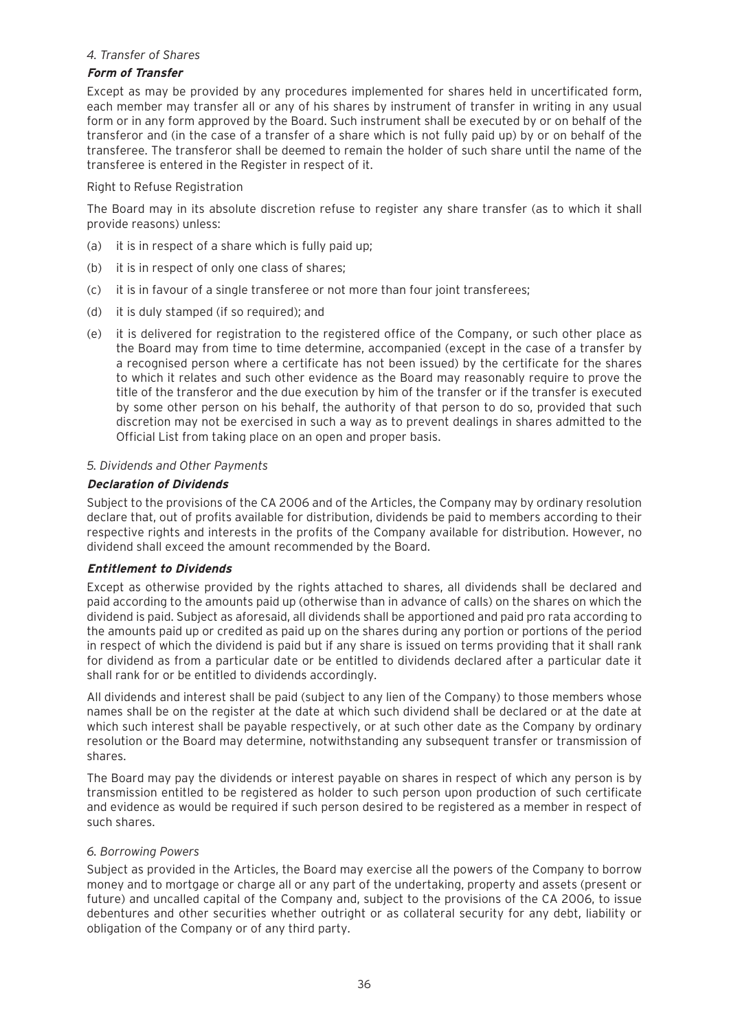*4. Transfer of Shares*

***Form of Transfer***

Except as may be provided by any procedures implemented for shares held in uncertificated form, each member may transfer all or any of his shares by instrument of transfer in writing in any usual form or in any form approved by the Board. Such instrument shall be executed by or on behalf of the transferor and (in the case of a transfer of a share which is not fully paid up) by or on behalf of the transferee. The transferor shall be deemed to remain the holder of such share until the name of the transferee is entered in the Register in respect of it.

Right to Refuse Registration

The Board may in its absolute discretion refuse to register any share transfer (as to which it shall provide reasons) unless:

(a) it is in respect of a share which is fully paid up;

(b) it is in respect of only one class of shares;

(c) it is in favour of a single transferee or not more than four joint transferees;

(d) it is duly stamped (if so required); and

(e) it is delivered for registration to the registered office of the Company, or such other place as the Board may from time to time determine, accompanied (except in the case of a transfer by a recognised person where a certificate has not been issued) by the certificate for the shares to which it relates and such other evidence as the Board may reasonably require to prove the title of the transferor and the due execution by him of the transfer or if the transfer is executed by some other person on his behalf, the authority of that person to do so, provided that such discretion may not be exercised in such a way as to prevent dealings in shares admitted to the Official List from taking place on an open and proper basis.

*5. Dividends and Other Payments*

***Declaration of Dividends***

Subject to the provisions of the CA 2006 and of the Articles, the Company may by ordinary resolution declare that, out of profits available for distribution, dividends be paid to members according to their respective rights and interests in the profits of the Company available for distribution. However, no dividend shall exceed the amount recommended by the Board.

***Entitlement to Dividends***

Except as otherwise provided by the rights attached to shares, all dividends shall be declared and paid according to the amounts paid up (otherwise than in advance of calls) on the shares on which the dividend is paid. Subject as aforesaid, all dividends shall be apportioned and paid pro rata according to the amounts paid up or credited as paid up on the shares during any portion or portions of the period in respect of which the dividend is paid but if any share is issued on terms providing that it shall rank for dividend as from a particular date or be entitled to dividends declared after a particular date it shall rank for or be entitled to dividends accordingly.

All dividends and interest shall be paid (subject to any lien of the Company) to those members whose names shall be on the register at the date at which such dividend shall be declared or at the date at which such interest shall be payable respectively, or at such other date as the Company by ordinary resolution or the Board may determine, notwithstanding any subsequent transfer or transmission of shares.

The Board may pay the dividends or interest payable on shares in respect of which any person is by transmission entitled to be registered as holder to such person upon production of such certificate and evidence as would be required if such person desired to be registered as a member in respect of such shares.

*6. Borrowing Powers*

Subject as provided in the Articles, the Board may exercise all the powers of the Company to borrow money and to mortgage or charge all or any part of the undertaking, property and assets (present or future) and uncalled capital of the Company and, subject to the provisions of the CA 2006, to issue debentures and other securities whether outright or as collateral security for any debt, liability or obligation of the Company or of any third party.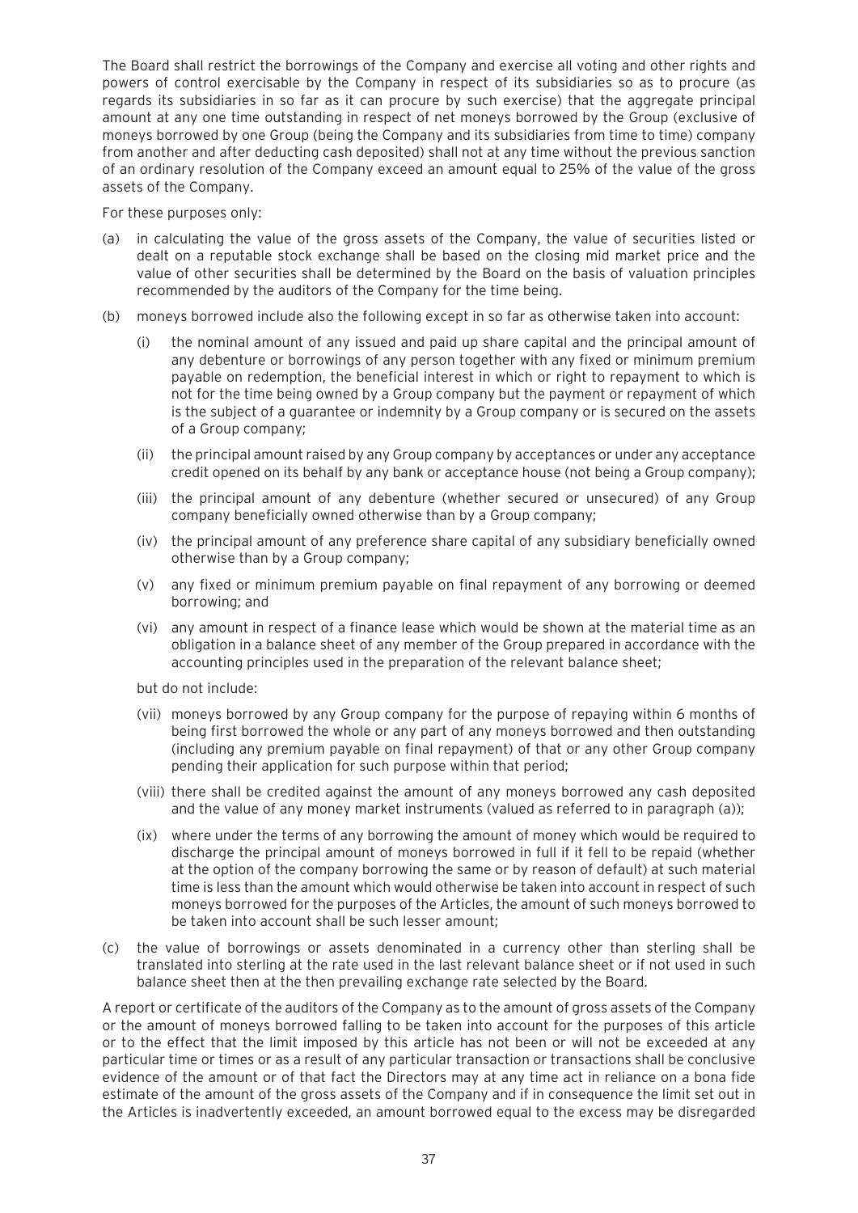The Board shall restrict the borrowings of the Company and exercise all voting and other rights and powers of control exercisable by the Company in respect of its subsidiaries so as to procure (as regards its subsidiaries in so far as it can procure by such exercise) that the aggregate principal amount at any one time outstanding in respect of net moneys borrowed by the Group (exclusive of moneys borrowed by one Group (being the Company and its subsidiaries from time to time) company from another and after deducting cash deposited) shall not at any time without the previous sanction of an ordinary resolution of the Company exceed an amount equal to 25% of the value of the gross assets of the Company.

For these purposes only:

(a) in calculating the value of the gross assets of the Company, the value of securities listed or dealt on a reputable stock exchange shall be based on the closing mid market price and the value of other securities shall be determined by the Board on the basis of valuation principles recommended by the auditors of the Company for the time being.

(b) moneys borrowed include also the following except in so far as otherwise taken into account:

  (i) the nominal amount of any issued and paid up share capital and the principal amount of any debenture or borrowings of any person together with any fixed or minimum premium payable on redemption, the beneficial interest in which or right to repayment to which is not for the time being owned by a Group company but the payment or repayment of which is the subject of a guarantee or indemnity by a Group company or is secured on the assets of a Group company;

  (ii) the principal amount raised by any Group company by acceptances or under any acceptance credit opened on its behalf by any bank or acceptance house (not being a Group company);

  (iii) the principal amount of any debenture (whether secured or unsecured) of any Group company beneficially owned otherwise than by a Group company;

  (iv) the principal amount of any preference share capital of any subsidiary beneficially owned otherwise than by a Group company;

  (v) any fixed or minimum premium payable on final repayment of any borrowing or deemed borrowing; and

  (vi) any amount in respect of a finance lease which would be shown at the material time as an obligation in a balance sheet of any member of the Group prepared in accordance with the accounting principles used in the preparation of the relevant balance sheet;

  but do not include:

  (vii) moneys borrowed by any Group company for the purpose of repaying within 6 months of being first borrowed the whole or any part of any moneys borrowed and then outstanding (including any premium payable on final repayment) of that or any other Group company pending their application for such purpose within that period;

  (viii) there shall be credited against the amount of any moneys borrowed any cash deposited and the value of any money market instruments (valued as referred to in paragraph (a));

  (ix) where under the terms of any borrowing the amount of money which would be required to discharge the principal amount of moneys borrowed in full if it fell to be repaid (whether at the option of the company borrowing the same or by reason of default) at such material time is less than the amount which would otherwise be taken into account in respect of such moneys borrowed for the purposes of the Articles, the amount of such moneys borrowed to be taken into account shall be such lesser amount;

(c) the value of borrowings or assets denominated in a currency other than sterling shall be translated into sterling at the rate used in the last relevant balance sheet or if not used in such balance sheet then at the then prevailing exchange rate selected by the Board.

A report or certificate of the auditors of the Company as to the amount of gross assets of the Company or the amount of moneys borrowed falling to be taken into account for the purposes of this article or to the effect that the limit imposed by this article has not been or will not be exceeded at any particular time or times or as a result of any particular transaction or transactions shall be conclusive evidence of the amount or of that fact the Directors may at any time act in reliance on a bona fide estimate of the amount of the gross assets of the Company and if in consequence the limit set out in the Articles is inadvertently exceeded, an amount borrowed equal to the excess may be disregarded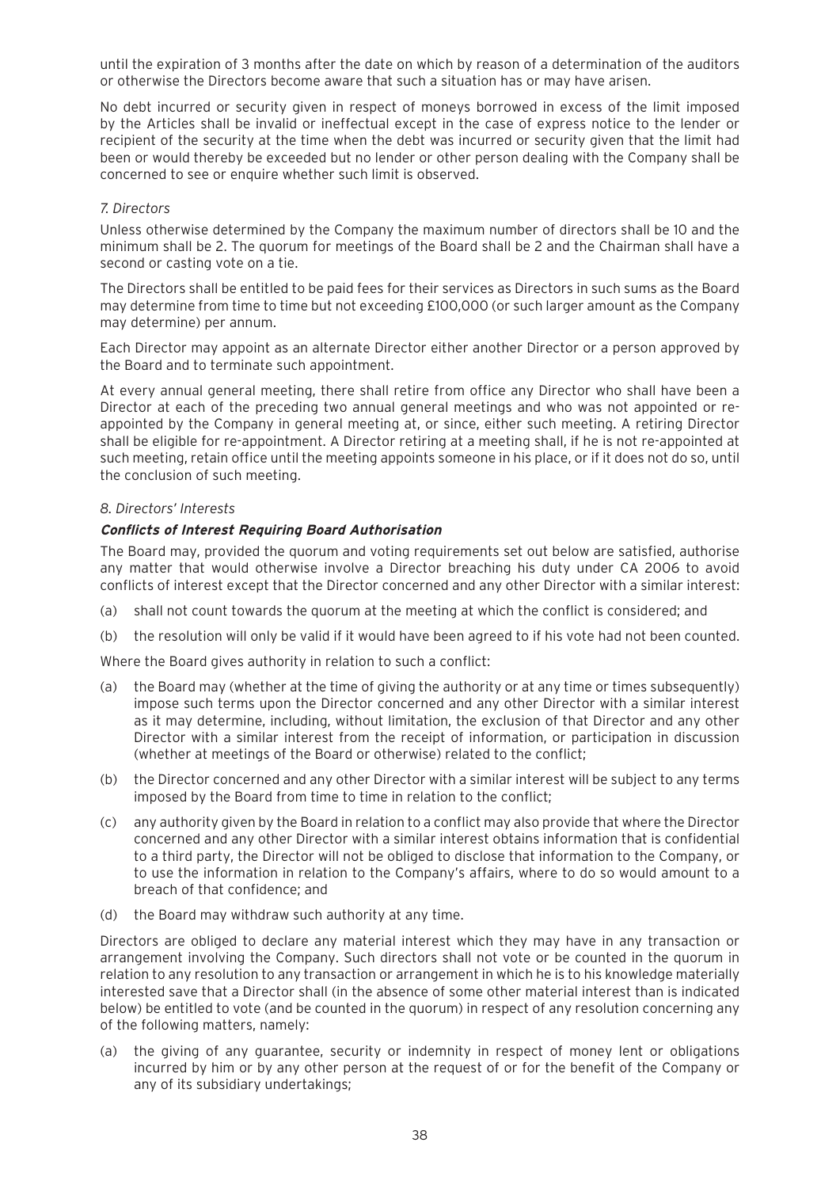until the expiration of 3 months after the date on which by reason of a determination of the auditors or otherwise the Directors become aware that such a situation has or may have arisen.

No debt incurred or security given in respect of moneys borrowed in excess of the limit imposed by the Articles shall be invalid or ineffectual except in the case of express notice to the lender or recipient of the security at the time when the debt was incurred or security given that the limit had been or would thereby be exceeded but no lender or other person dealing with the Company shall be concerned to see or enquire whether such limit is observed.

*7. Directors*

Unless otherwise determined by the Company the maximum number of directors shall be 10 and the minimum shall be 2. The quorum for meetings of the Board shall be 2 and the Chairman shall have a second or casting vote on a tie.

The Directors shall be entitled to be paid fees for their services as Directors in such sums as the Board may determine from time to time but not exceeding £100,000 (or such larger amount as the Company may determine) per annum.

Each Director may appoint as an alternate Director either another Director or a person approved by the Board and to terminate such appointment.

At every annual general meeting, there shall retire from office any Director who shall have been a Director at each of the preceding two annual general meetings and who was not appointed or re-appointed by the Company in general meeting at, or since, either such meeting. A retiring Director shall be eligible for re-appointment. A Director retiring at a meeting shall, if he is not re-appointed at such meeting, retain office until the meeting appoints someone in his place, or if it does not do so, until the conclusion of such meeting.

*8. Directors' Interests*

***Conflicts of Interest Requiring Board Authorisation***

The Board may, provided the quorum and voting requirements set out below are satisfied, authorise any matter that would otherwise involve a Director breaching his duty under CA 2006 to avoid conflicts of interest except that the Director concerned and any other Director with a similar interest:

(a) shall not count towards the quorum at the meeting at which the conflict is considered; and

(b) the resolution will only be valid if it would have been agreed to if his vote had not been counted.

Where the Board gives authority in relation to such a conflict:

(a) the Board may (whether at the time of giving the authority or at any time or times subsequently) impose such terms upon the Director concerned and any other Director with a similar interest as it may determine, including, without limitation, the exclusion of that Director and any other Director with a similar interest from the receipt of information, or participation in discussion (whether at meetings of the Board or otherwise) related to the conflict;

(b) the Director concerned and any other Director with a similar interest will be subject to any terms imposed by the Board from time to time in relation to the conflict;

(c) any authority given by the Board in relation to a conflict may also provide that where the Director concerned and any other Director with a similar interest obtains information that is confidential to a third party, the Director will not be obliged to disclose that information to the Company, or to use the information in relation to the Company's affairs, where to do so would amount to a breach of that confidence; and

(d) the Board may withdraw such authority at any time.

Directors are obliged to declare any material interest which they may have in any transaction or arrangement involving the Company. Such directors shall not vote or be counted in the quorum in relation to any resolution to any transaction or arrangement in which he is to his knowledge materially interested save that a Director shall (in the absence of some other material interest than is indicated below) be entitled to vote (and be counted in the quorum) in respect of any resolution concerning any of the following matters, namely:

(a) the giving of any guarantee, security or indemnity in respect of money lent or obligations incurred by him or by any other person at the request of or for the benefit of the Company or any of its subsidiary undertakings;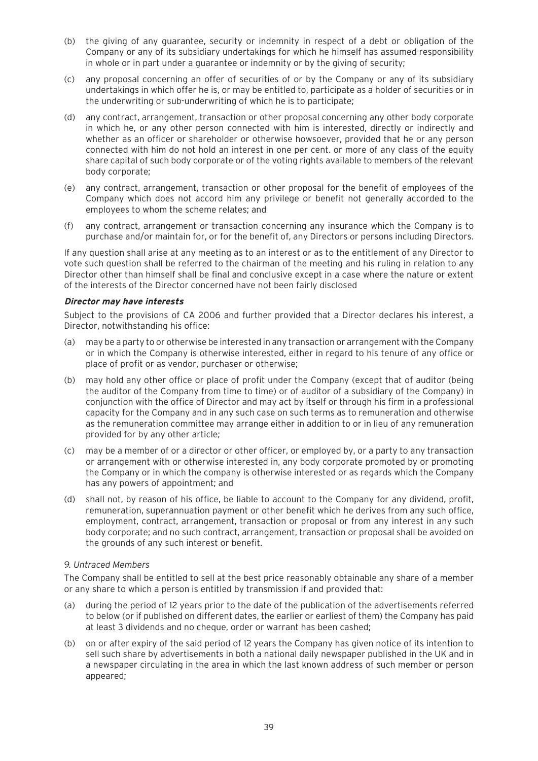(b) the giving of any guarantee, security or indemnity in respect of a debt or obligation of the Company or any of its subsidiary undertakings for which he himself has assumed responsibility in whole or in part under a guarantee or indemnity or by the giving of security;

(c) any proposal concerning an offer of securities of or by the Company or any of its subsidiary undertakings in which offer he is, or may be entitled to, participate as a holder of securities or in the underwriting or sub-underwriting of which he is to participate;

(d) any contract, arrangement, transaction or other proposal concerning any other body corporate in which he, or any other person connected with him is interested, directly or indirectly and whether as an officer or shareholder or otherwise howsoever, provided that he or any person connected with him do not hold an interest in one per cent. or more of any class of the equity share capital of such body corporate or of the voting rights available to members of the relevant body corporate;

(e) any contract, arrangement, transaction or other proposal for the benefit of employees of the Company which does not accord him any privilege or benefit not generally accorded to the employees to whom the scheme relates; and

(f) any contract, arrangement or transaction concerning any insurance which the Company is to purchase and/or maintain for, or for the benefit of, any Directors or persons including Directors.

If any question shall arise at any meeting as to an interest or as to the entitlement of any Director to vote such question shall be referred to the chairman of the meeting and his ruling in relation to any Director other than himself shall be final and conclusive except in a case where the nature or extent of the interests of the Director concerned have not been fairly disclosed

***Director may have interests***

Subject to the provisions of CA 2006 and further provided that a Director declares his interest, a Director, notwithstanding his office:

(a) may be a party to or otherwise be interested in any transaction or arrangement with the Company or in which the Company is otherwise interested, either in regard to his tenure of any office or place of profit or as vendor, purchaser or otherwise;

(b) may hold any other office or place of profit under the Company (except that of auditor (being the auditor of the Company from time to time) or of auditor of a subsidiary of the Company) in conjunction with the office of Director and may act by itself or through his firm in a professional capacity for the Company and in any such case on such terms as to remuneration and otherwise as the remuneration committee may arrange either in addition to or in lieu of any remuneration provided for by any other article;

(c) may be a member of or a director or other officer, or employed by, or a party to any transaction or arrangement with or otherwise interested in, any body corporate promoted by or promoting the Company or in which the company is otherwise interested or as regards which the Company has any powers of appointment; and

(d) shall not, by reason of his office, be liable to account to the Company for any dividend, profit, remuneration, superannuation payment or other benefit which he derives from any such office, employment, contract, arrangement, transaction or proposal or from any interest in any such body corporate; and no such contract, arrangement, transaction or proposal shall be avoided on the grounds of any such interest or benefit.

*9. Untraced Members*

The Company shall be entitled to sell at the best price reasonably obtainable any share of a member or any share to which a person is entitled by transmission if and provided that:

(a) during the period of 12 years prior to the date of the publication of the advertisements referred to below (or if published on different dates, the earlier or earliest of them) the Company has paid at least 3 dividends and no cheque, order or warrant has been cashed;

(b) on or after expiry of the said period of 12 years the Company has given notice of its intention to sell such share by advertisements in both a national daily newspaper published in the UK and in a newspaper circulating in the area in which the last known address of such member or person appeared;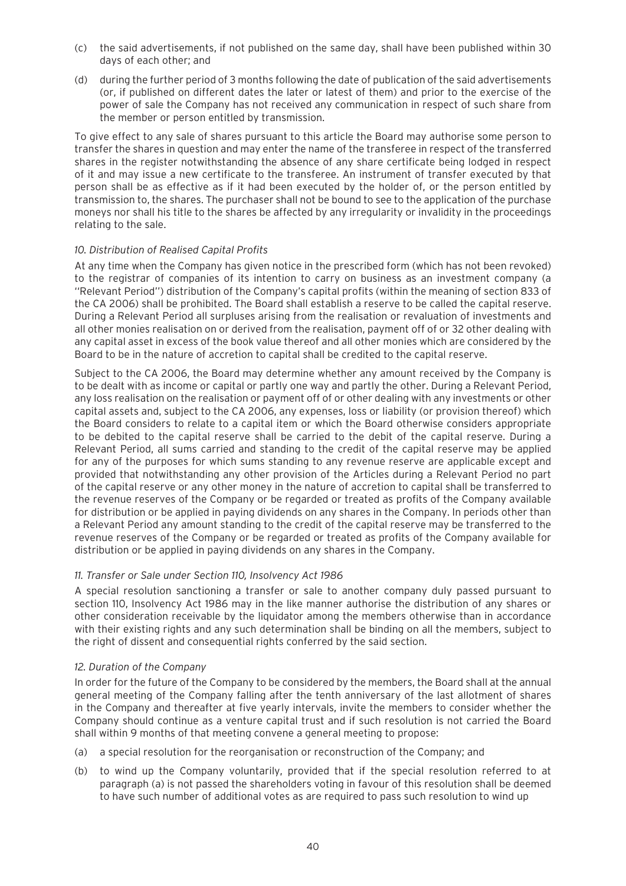(c) the said advertisements, if not published on the same day, shall have been published within 30 days of each other; and

(d) during the further period of 3 months following the date of publication of the said advertisements (or, if published on different dates the later or latest of them) and prior to the exercise of the power of sale the Company has not received any communication in respect of such share from the member or person entitled by transmission.

To give effect to any sale of shares pursuant to this article the Board may authorise some person to transfer the shares in question and may enter the name of the transferee in respect of the transferred shares in the register notwithstanding the absence of any share certificate being lodged in respect of it and may issue a new certificate to the transferee. An instrument of transfer executed by that person shall be as effective as if it had been executed by the holder of, or the person entitled by transmission to, the shares. The purchaser shall not be bound to see to the application of the purchase moneys nor shall his title to the shares be affected by any irregularity or invalidity in the proceedings relating to the sale.

*10. Distribution of Realised Capital Profits*

At any time when the Company has given notice in the prescribed form (which has not been revoked) to the registrar of companies of its intention to carry on business as an investment company (a ''Relevant Period'') distribution of the Company's capital profits (within the meaning of section 833 of the CA 2006) shall be prohibited. The Board shall establish a reserve to be called the capital reserve. During a Relevant Period all surpluses arising from the realisation or revaluation of investments and all other monies realisation on or derived from the realisation, payment off of or 32 other dealing with any capital asset in excess of the book value thereof and all other monies which are considered by the Board to be in the nature of accretion to capital shall be credited to the capital reserve.

Subject to the CA 2006, the Board may determine whether any amount received by the Company is to be dealt with as income or capital or partly one way and partly the other. During a Relevant Period, any loss realisation on the realisation or payment off of or other dealing with any investments or other capital assets and, subject to the CA 2006, any expenses, loss or liability (or provision thereof) which the Board considers to relate to a capital item or which the Board otherwise considers appropriate to be debited to the capital reserve shall be carried to the debit of the capital reserve. During a Relevant Period, all sums carried and standing to the credit of the capital reserve may be applied for any of the purposes for which sums standing to any revenue reserve are applicable except and provided that notwithstanding any other provision of the Articles during a Relevant Period no part of the capital reserve or any other money in the nature of accretion to capital shall be transferred to the revenue reserves of the Company or be regarded or treated as profits of the Company available for distribution or be applied in paying dividends on any shares in the Company. In periods other than a Relevant Period any amount standing to the credit of the capital reserve may be transferred to the revenue reserves of the Company or be regarded or treated as profits of the Company available for distribution or be applied in paying dividends on any shares in the Company.

*11. Transfer or Sale under Section 110, Insolvency Act 1986*

A special resolution sanctioning a transfer or sale to another company duly passed pursuant to section 110, Insolvency Act 1986 may in the like manner authorise the distribution of any shares or other consideration receivable by the liquidator among the members otherwise than in accordance with their existing rights and any such determination shall be binding on all the members, subject to the right of dissent and consequential rights conferred by the said section.

*12. Duration of the Company*

In order for the future of the Company to be considered by the members, the Board shall at the annual general meeting of the Company falling after the tenth anniversary of the last allotment of shares in the Company and thereafter at five yearly intervals, invite the members to consider whether the Company should continue as a venture capital trust and if such resolution is not carried the Board shall within 9 months of that meeting convene a general meeting to propose:

(a) a special resolution for the reorganisation or reconstruction of the Company; and

(b) to wind up the Company voluntarily, provided that if the special resolution referred to at paragraph (a) is not passed the shareholders voting in favour of this resolution shall be deemed to have such number of additional votes as are required to pass such resolution to wind up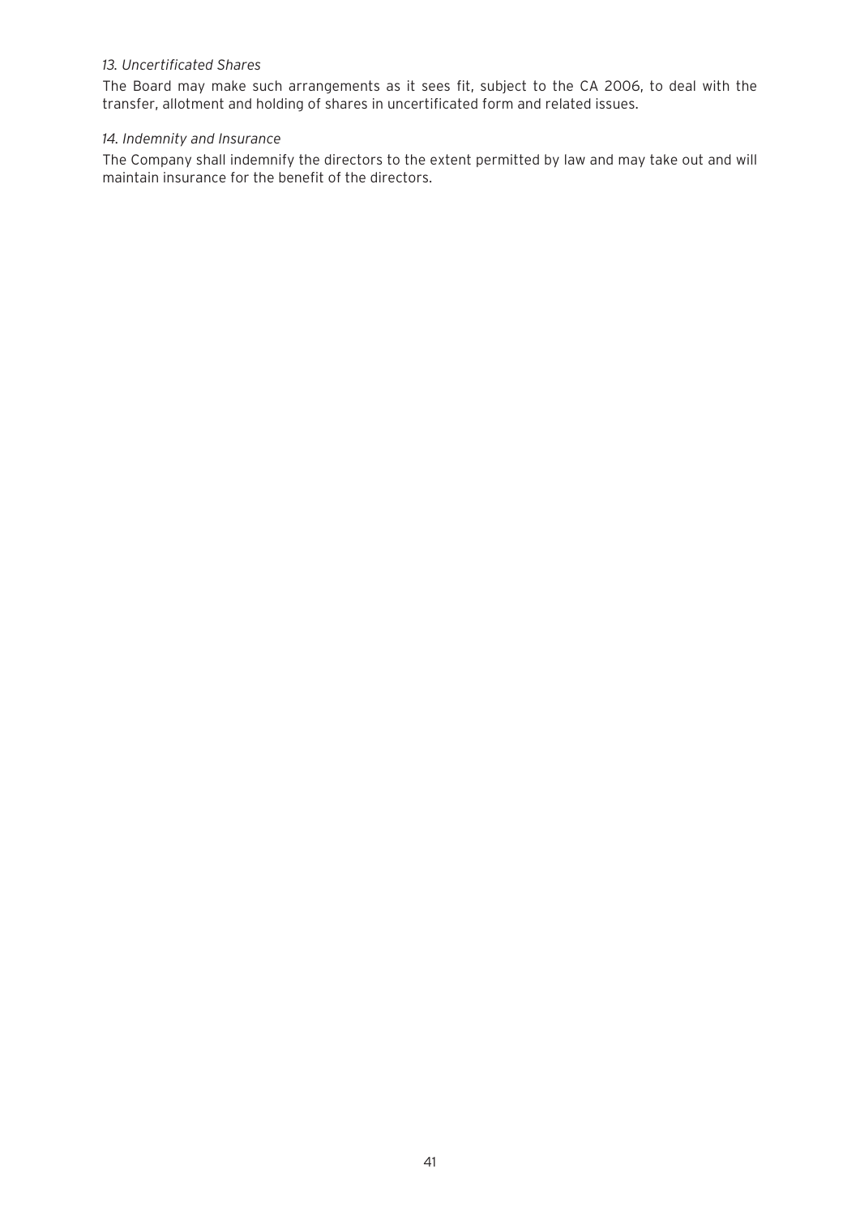*13. Uncertificated Shares*

The Board may make such arrangements as it sees fit, subject to the CA 2006, to deal with the transfer, allotment and holding of shares in uncertificated form and related issues.

*14. Indemnity and Insurance*

The Company shall indemnify the directors to the extent permitted by law and may take out and will maintain insurance for the benefit of the directors.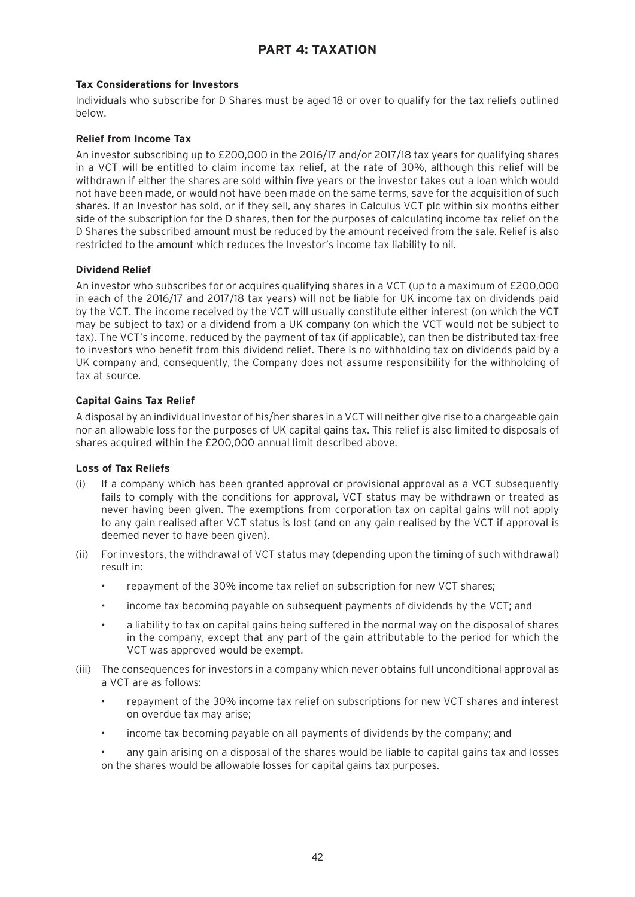# PART 4: TAXATION

### Tax Considerations for Investors

Individuals who subscribe for D Shares must be aged 18 or over to qualify for the tax reliefs outlined below.

### Relief from Income Tax

An investor subscribing up to £200,000 in the 2016/17 and/or 2017/18 tax years for qualifying shares in a VCT will be entitled to claim income tax relief, at the rate of 30%, although this relief will be withdrawn if either the shares are sold within five years or the investor takes out a loan which would not have been made, or would not have been made on the same terms, save for the acquisition of such shares. If an Investor has sold, or if they sell, any shares in Calculus VCT plc within six months either side of the subscription for the D shares, then for the purposes of calculating income tax relief on the D Shares the subscribed amount must be reduced by the amount received from the sale. Relief is also restricted to the amount which reduces the Investor's income tax liability to nil.

### Dividend Relief

An investor who subscribes for or acquires qualifying shares in a VCT (up to a maximum of £200,000 in each of the 2016/17 and 2017/18 tax years) will not be liable for UK income tax on dividends paid by the VCT. The income received by the VCT will usually constitute either interest (on which the VCT may be subject to tax) or a dividend from a UK company (on which the VCT would not be subject to tax). The VCT's income, reduced by the payment of tax (if applicable), can then be distributed tax-free to investors who benefit from this dividend relief. There is no withholding tax on dividends paid by a UK company and, consequently, the Company does not assume responsibility for the withholding of tax at source.

### Capital Gains Tax Relief

A disposal by an individual investor of his/her shares in a VCT will neither give rise to a chargeable gain nor an allowable loss for the purposes of UK capital gains tax. This relief is also limited to disposals of shares acquired within the £200,000 annual limit described above.

### Loss of Tax Reliefs

(i) If a company which has been granted approval or provisional approval as a VCT subsequently fails to comply with the conditions for approval, VCT status may be withdrawn or treated as never having been given. The exemptions from corporation tax on capital gains will not apply to any gain realised after VCT status is lost (and on any gain realised by the VCT if approval is deemed never to have been given).

(ii) For investors, the withdrawal of VCT status may (depending upon the timing of such withdrawal) result in:

- repayment of the 30% income tax relief on subscription for new VCT shares;
- income tax becoming payable on subsequent payments of dividends by the VCT; and
- a liability to tax on capital gains being suffered in the normal way on the disposal of shares in the company, except that any part of the gain attributable to the period for which the VCT was approved would be exempt.

(iii) The consequences for investors in a company which never obtains full unconditional approval as a VCT are as follows:

- repayment of the 30% income tax relief on subscriptions for new VCT shares and interest on overdue tax may arise;
- income tax becoming payable on all payments of dividends by the company; and
- any gain arising on a disposal of the shares would be liable to capital gains tax and losses on the shares would be allowable losses for capital gains tax purposes.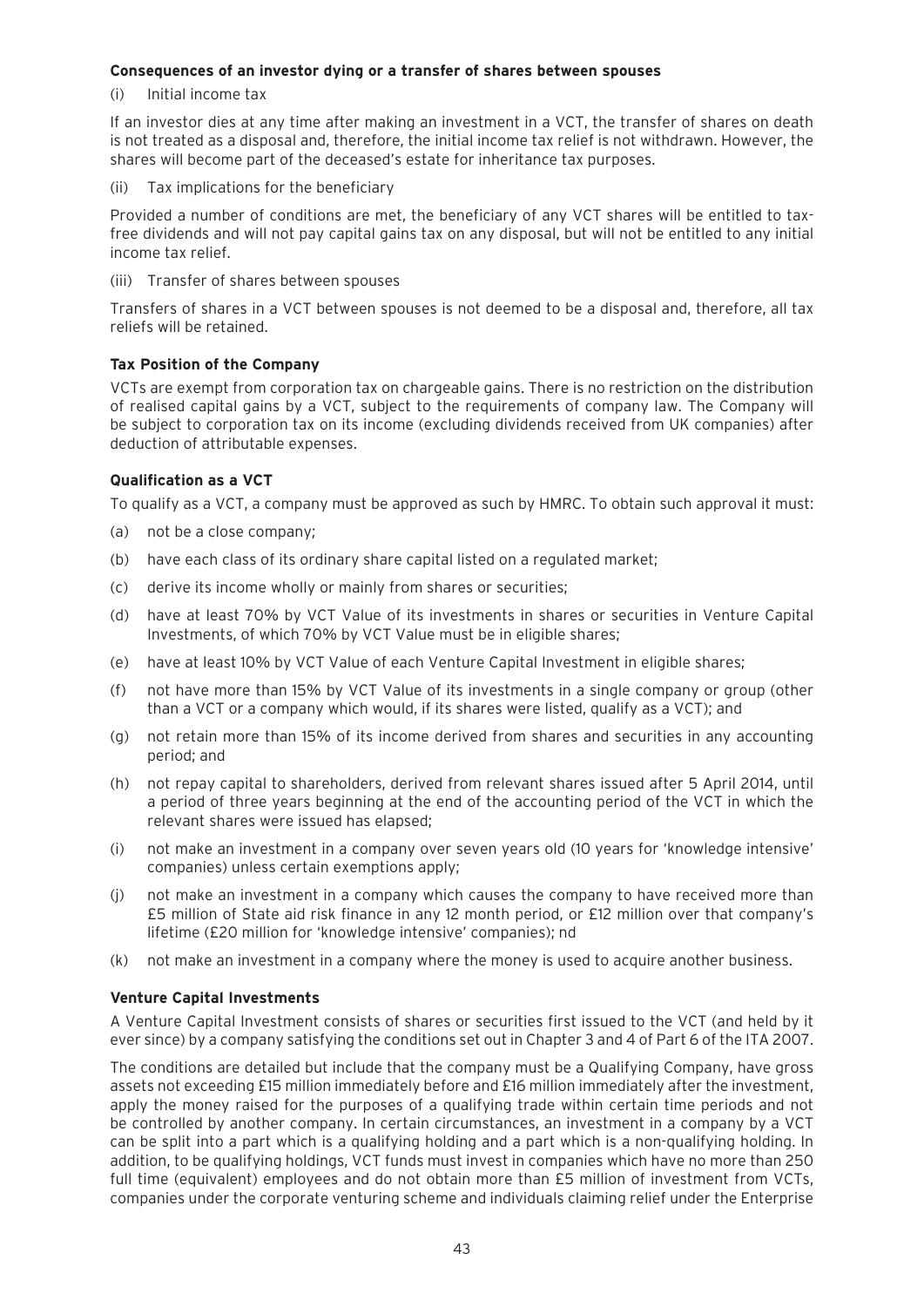**Consequences of an investor dying or a transfer of shares between spouses**

(i) Initial income tax

If an investor dies at any time after making an investment in a VCT, the transfer of shares on death is not treated as a disposal and, therefore, the initial income tax relief is not withdrawn. However, the shares will become part of the deceased's estate for inheritance tax purposes.

(ii) Tax implications for the beneficiary

Provided a number of conditions are met, the beneficiary of any VCT shares will be entitled to tax-free dividends and will not pay capital gains tax on any disposal, but will not be entitled to any initial income tax relief.

(iii) Transfer of shares between spouses

Transfers of shares in a VCT between spouses is not deemed to be a disposal and, therefore, all tax reliefs will be retained.

**Tax Position of the Company**

VCTs are exempt from corporation tax on chargeable gains. There is no restriction on the distribution of realised capital gains by a VCT, subject to the requirements of company law. The Company will be subject to corporation tax on its income (excluding dividends received from UK companies) after deduction of attributable expenses.

**Qualification as a VCT**

To qualify as a VCT, a company must be approved as such by HMRC. To obtain such approval it must:

(a) not be a close company;

(b) have each class of its ordinary share capital listed on a regulated market;

(c) derive its income wholly or mainly from shares or securities;

(d) have at least 70% by VCT Value of its investments in shares or securities in Venture Capital Investments, of which 70% by VCT Value must be in eligible shares;

(e) have at least 10% by VCT Value of each Venture Capital Investment in eligible shares;

(f) not have more than 15% by VCT Value of its investments in a single company or group (other than a VCT or a company which would, if its shares were listed, qualify as a VCT); and

(g) not retain more than 15% of its income derived from shares and securities in any accounting period; and

(h) not repay capital to shareholders, derived from relevant shares issued after 5 April 2014, until a period of three years beginning at the end of the accounting period of the VCT in which the relevant shares were issued has elapsed;

(i) not make an investment in a company over seven years old (10 years for 'knowledge intensive' companies) unless certain exemptions apply;

(j) not make an investment in a company which causes the company to have received more than £5 million of State aid risk finance in any 12 month period, or £12 million over that company's lifetime (£20 million for 'knowledge intensive' companies); nd

(k) not make an investment in a company where the money is used to acquire another business.

**Venture Capital Investments**

A Venture Capital Investment consists of shares or securities first issued to the VCT (and held by it ever since) by a company satisfying the conditions set out in Chapter 3 and 4 of Part 6 of the ITA 2007.

The conditions are detailed but include that the company must be a Qualifying Company, have gross assets not exceeding £15 million immediately before and £16 million immediately after the investment, apply the money raised for the purposes of a qualifying trade within certain time periods and not be controlled by another company. In certain circumstances, an investment in a company by a VCT can be split into a part which is a qualifying holding and a part which is a non-qualifying holding. In addition, to be qualifying holdings, VCT funds must invest in companies which have no more than 250 full time (equivalent) employees and do not obtain more than £5 million of investment from VCTs, companies under the corporate venturing scheme and individuals claiming relief under the Enterprise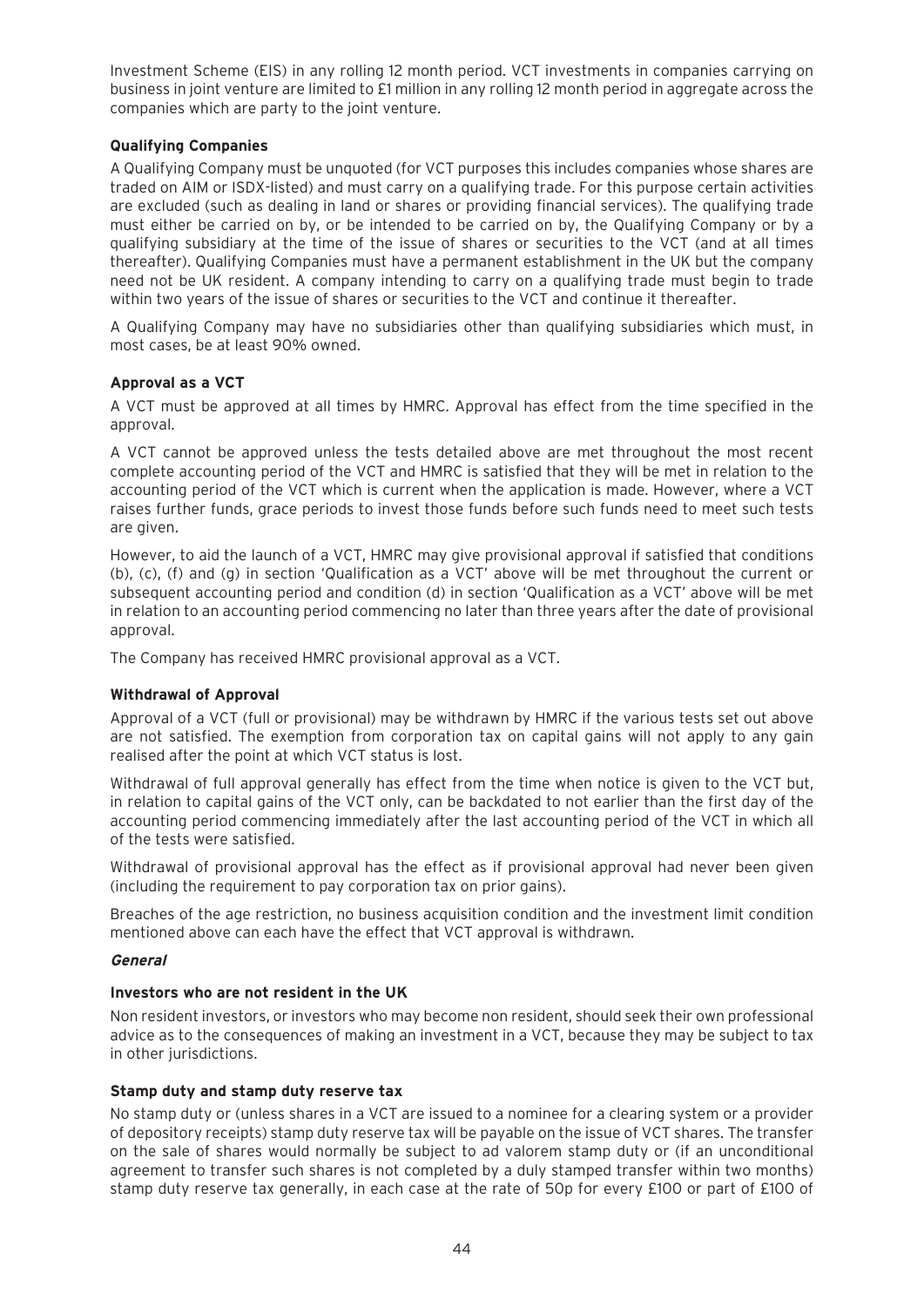Investment Scheme (EIS) in any rolling 12 month period. VCT investments in companies carrying on business in joint venture are limited to £1 million in any rolling 12 month period in aggregate across the companies which are party to the joint venture.

**Qualifying Companies**

A Qualifying Company must be unquoted (for VCT purposes this includes companies whose shares are traded on AIM or ISDX-listed) and must carry on a qualifying trade. For this purpose certain activities are excluded (such as dealing in land or shares or providing financial services). The qualifying trade must either be carried on by, or be intended to be carried on by, the Qualifying Company or by a qualifying subsidiary at the time of the issue of shares or securities to the VCT (and at all times thereafter). Qualifying Companies must have a permanent establishment in the UK but the company need not be UK resident. A company intending to carry on a qualifying trade must begin to trade within two years of the issue of shares or securities to the VCT and continue it thereafter.

A Qualifying Company may have no subsidiaries other than qualifying subsidiaries which must, in most cases, be at least 90% owned.

**Approval as a VCT**

A VCT must be approved at all times by HMRC. Approval has effect from the time specified in the approval.

A VCT cannot be approved unless the tests detailed above are met throughout the most recent complete accounting period of the VCT and HMRC is satisfied that they will be met in relation to the accounting period of the VCT which is current when the application is made. However, where a VCT raises further funds, grace periods to invest those funds before such funds need to meet such tests are given.

However, to aid the launch of a VCT, HMRC may give provisional approval if satisfied that conditions (b), (c), (f) and (g) in section 'Qualification as a VCT' above will be met throughout the current or subsequent accounting period and condition (d) in section 'Qualification as a VCT' above will be met in relation to an accounting period commencing no later than three years after the date of provisional approval.

The Company has received HMRC provisional approval as a VCT.

**Withdrawal of Approval**

Approval of a VCT (full or provisional) may be withdrawn by HMRC if the various tests set out above are not satisfied. The exemption from corporation tax on capital gains will not apply to any gain realised after the point at which VCT status is lost.

Withdrawal of full approval generally has effect from the time when notice is given to the VCT but, in relation to capital gains of the VCT only, can be backdated to not earlier than the first day of the accounting period commencing immediately after the last accounting period of the VCT in which all of the tests were satisfied.

Withdrawal of provisional approval has the effect as if provisional approval had never been given (including the requirement to pay corporation tax on prior gains).

Breaches of the age restriction, no business acquisition condition and the investment limit condition mentioned above can each have the effect that VCT approval is withdrawn.

***General***

**Investors who are not resident in the UK**

Non resident investors, or investors who may become non resident, should seek their own professional advice as to the consequences of making an investment in a VCT, because they may be subject to tax in other jurisdictions.

**Stamp duty and stamp duty reserve tax**

No stamp duty or (unless shares in a VCT are issued to a nominee for a clearing system or a provider of depository receipts) stamp duty reserve tax will be payable on the issue of VCT shares. The transfer on the sale of shares would normally be subject to ad valorem stamp duty or (if an unconditional agreement to transfer such shares is not completed by a duly stamped transfer within two months) stamp duty reserve tax generally, in each case at the rate of 50p for every £100 or part of £100 of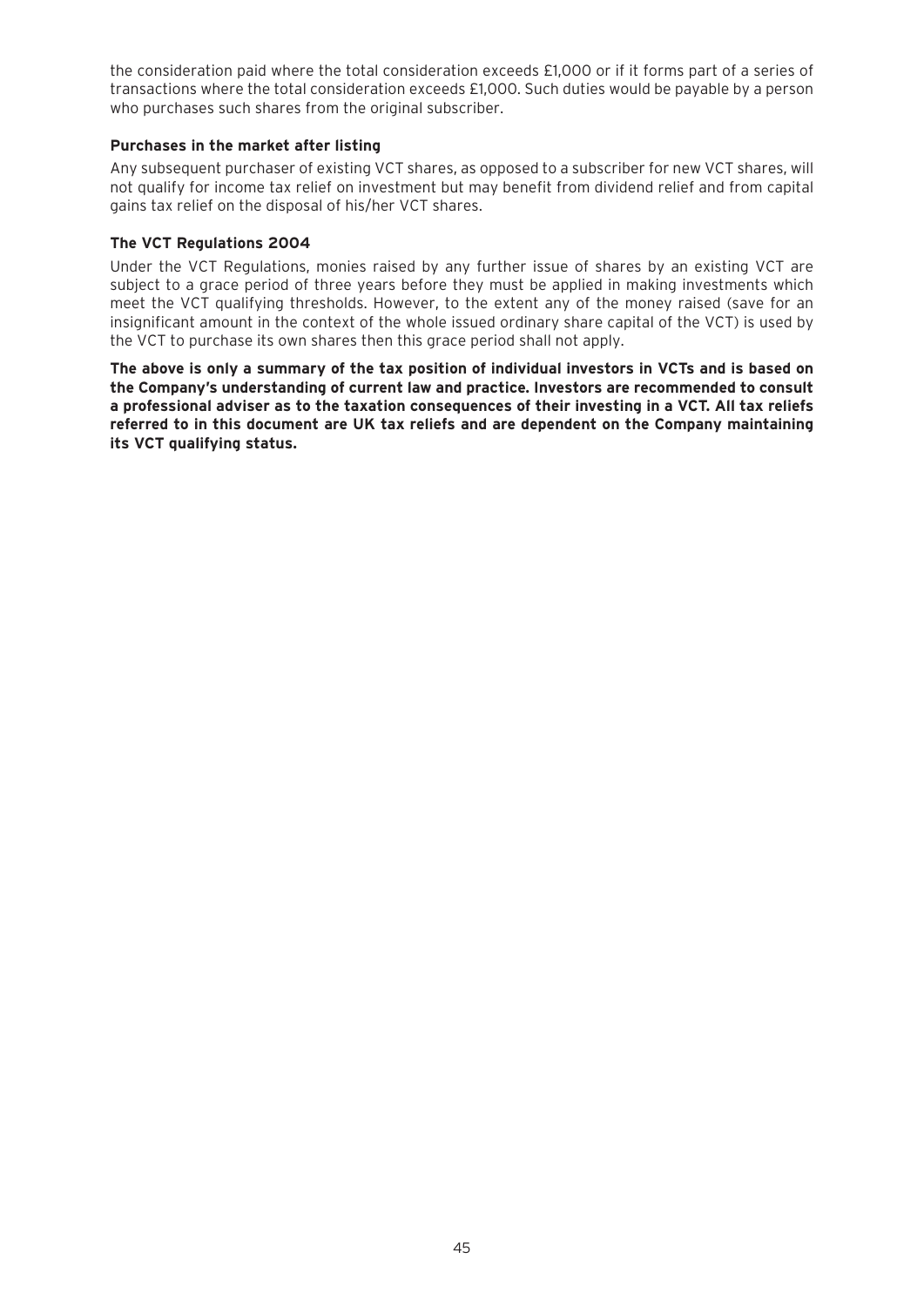the consideration paid where the total consideration exceeds £1,000 or if it forms part of a series of transactions where the total consideration exceeds £1,000. Such duties would be payable by a person who purchases such shares from the original subscriber.

**Purchases in the market after listing**

Any subsequent purchaser of existing VCT shares, as opposed to a subscriber for new VCT shares, will not qualify for income tax relief on investment but may benefit from dividend relief and from capital gains tax relief on the disposal of his/her VCT shares.

**The VCT Regulations 2004**

Under the VCT Regulations, monies raised by any further issue of shares by an existing VCT are subject to a grace period of three years before they must be applied in making investments which meet the VCT qualifying thresholds. However, to the extent any of the money raised (save for an insignificant amount in the context of the whole issued ordinary share capital of the VCT) is used by the VCT to purchase its own shares then this grace period shall not apply.

**The above is only a summary of the tax position of individual investors in VCTs and is based on the Company's understanding of current law and practice. Investors are recommended to consult a professional adviser as to the taxation consequences of their investing in a VCT. All tax reliefs referred to in this document are UK tax reliefs and are dependent on the Company maintaining its VCT qualifying status.**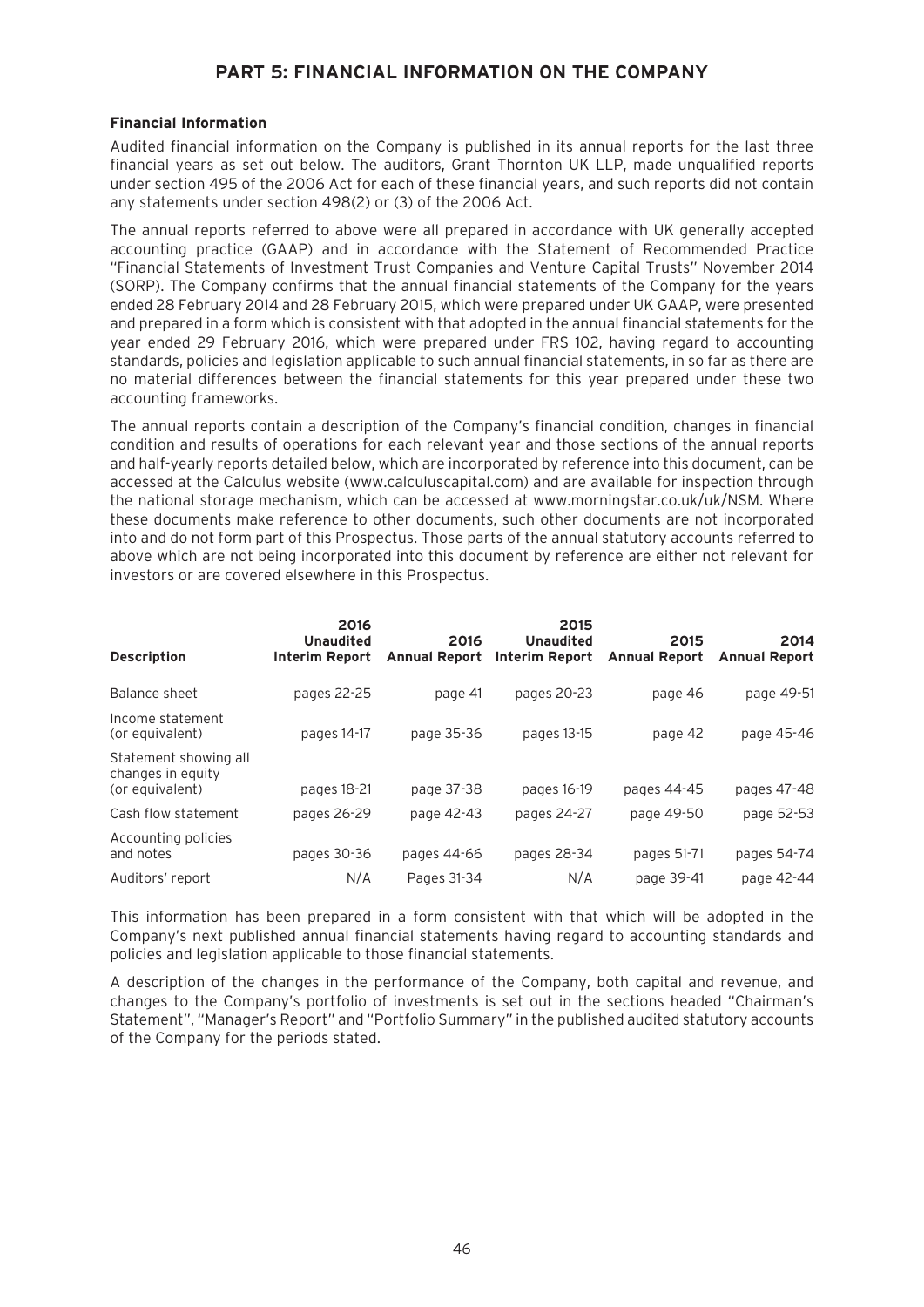# PART 5: FINANCIAL INFORMATION ON THE COMPANY

## Financial Information

Audited financial information on the Company is published in its annual reports for the last three financial years as set out below. The auditors, Grant Thornton UK LLP, made unqualified reports under section 495 of the 2006 Act for each of these financial years, and such reports did not contain any statements under section 498(2) or (3) of the 2006 Act.

The annual reports referred to above were all prepared in accordance with UK generally accepted accounting practice (GAAP) and in accordance with the Statement of Recommended Practice "Financial Statements of Investment Trust Companies and Venture Capital Trusts" November 2014 (SORP). The Company confirms that the annual financial statements of the Company for the years ended 28 February 2014 and 28 February 2015, which were prepared under UK GAAP, were presented and prepared in a form which is consistent with that adopted in the annual financial statements for the year ended 29 February 2016, which were prepared under FRS 102, having regard to accounting standards, policies and legislation applicable to such annual financial statements, in so far as there are no material differences between the financial statements for this year prepared under these two accounting frameworks.

The annual reports contain a description of the Company's financial condition, changes in financial condition and results of operations for each relevant year and those sections of the annual reports and half-yearly reports detailed below, which are incorporated by reference into this document, can be accessed at the Calculus website (www.calculuscapital.com) and are available for inspection through the national storage mechanism, which can be accessed at www.morningstar.co.uk/uk/NSM. Where these documents make reference to other documents, such other documents are not incorporated into and do not form part of this Prospectus. Those parts of the annual statutory accounts referred to above which are not being incorporated into this document by reference are either not relevant for investors or are covered elsewhere in this Prospectus.

| Description | 2016 Unaudited Interim Report | 2016 Annual Report | 2015 Unaudited Interim Report | 2015 Annual Report | 2014 Annual Report |
|---|---|---|---|---|---|
| Balance sheet | pages 22-25 | page 41 | pages 20-23 | page 46 | page 49-51 |
| Income statement (or equivalent) | pages 14-17 | page 35-36 | pages 13-15 | page 42 | page 45-46 |
| Statement showing all changes in equity (or equivalent) | pages 18-21 | page 37-38 | pages 16-19 | pages 44-45 | pages 47-48 |
| Cash flow statement | pages 26-29 | page 42-43 | pages 24-27 | page 49-50 | page 52-53 |
| Accounting policies and notes | pages 30-36 | pages 44-66 | pages 28-34 | pages 51-71 | pages 54-74 |
| Auditors' report | N/A | Pages 31-34 | N/A | page 39-41 | page 42-44 |

This information has been prepared in a form consistent with that which will be adopted in the Company's next published annual financial statements having regard to accounting standards and policies and legislation applicable to those financial statements.

A description of the changes in the performance of the Company, both capital and revenue, and changes to the Company's portfolio of investments is set out in the sections headed "Chairman's Statement", "Manager's Report" and "Portfolio Summary" in the published audited statutory accounts of the Company for the periods stated.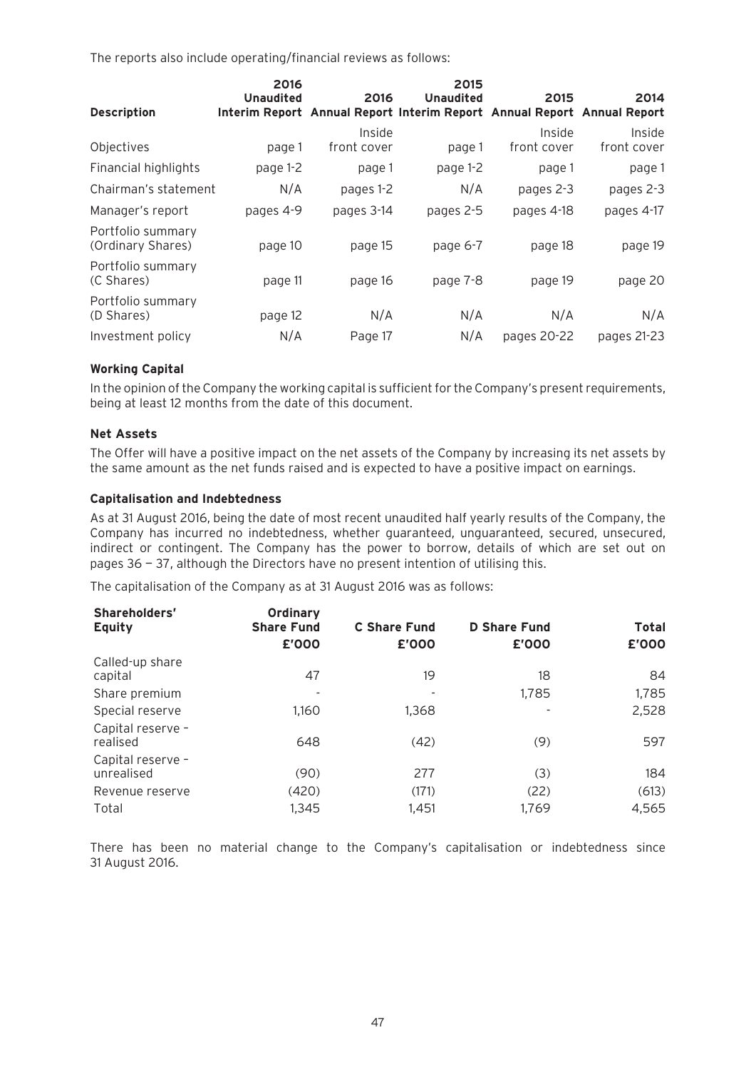The reports also include operating/financial reviews as follows:

| Description | 2016 Unaudited Interim Report | 2016 Annual Report | 2015 Unaudited Interim Report | 2015 Annual Report | 2014 Annual Report |
|---|---|---|---|---|---|
| Objectives | page 1 | Inside front cover | page 1 | Inside front cover | Inside front cover |
| Financial highlights | page 1-2 | page 1 | page 1-2 | page 1 | page 1 |
| Chairman's statement | N/A | pages 1-2 | N/A | pages 2-3 | pages 2-3 |
| Manager's report | pages 4-9 | pages 3-14 | pages 2-5 | pages 4-18 | pages 4-17 |
| Portfolio summary (Ordinary Shares) | page 10 | page 15 | page 6-7 | page 18 | page 19 |
| Portfolio summary (C Shares) | page 11 | page 16 | page 7-8 | page 19 | page 20 |
| Portfolio summary (D Shares) | page 12 | N/A | N/A | N/A | N/A |
| Investment policy | N/A | Page 17 | N/A | pages 20-22 | pages 21-23 |

**Working Capital**

In the opinion of the Company the working capital is sufficient for the Company's present requirements, being at least 12 months from the date of this document.

**Net Assets**

The Offer will have a positive impact on the net assets of the Company by increasing its net assets by the same amount as the net funds raised and is expected to have a positive impact on earnings.

**Capitalisation and Indebtedness**

As at 31 August 2016, being the date of most recent unaudited half yearly results of the Company, the Company has incurred no indebtedness, whether guaranteed, unguaranteed, secured, unsecured, indirect or contingent. The Company has the power to borrow, details of which are set out on pages 36 – 37, although the Directors have no present intention of utilising this.

The capitalisation of the Company as at 31 August 2016 was as follows:

| Shareholders' Equity | Ordinary Share Fund £'000 | C Share Fund £'000 | D Share Fund £'000 | Total £'000 |
|---|---|---|---|---|
| Called-up share capital | 47 | 19 | 18 | 84 |
| Share premium | - | - | 1,785 | 1,785 |
| Special reserve | 1,160 | 1,368 | - | 2,528 |
| Capital reserve – realised | 648 | (42) | (9) | 597 |
| Capital reserve – unrealised | (90) | 277 | (3) | 184 |
| Revenue reserve | (420) | (171) | (22) | (613) |
| Total | 1,345 | 1,451 | 1,769 | 4,565 |

There has been no material change to the Company's capitalisation or indebtedness since 31 August 2016.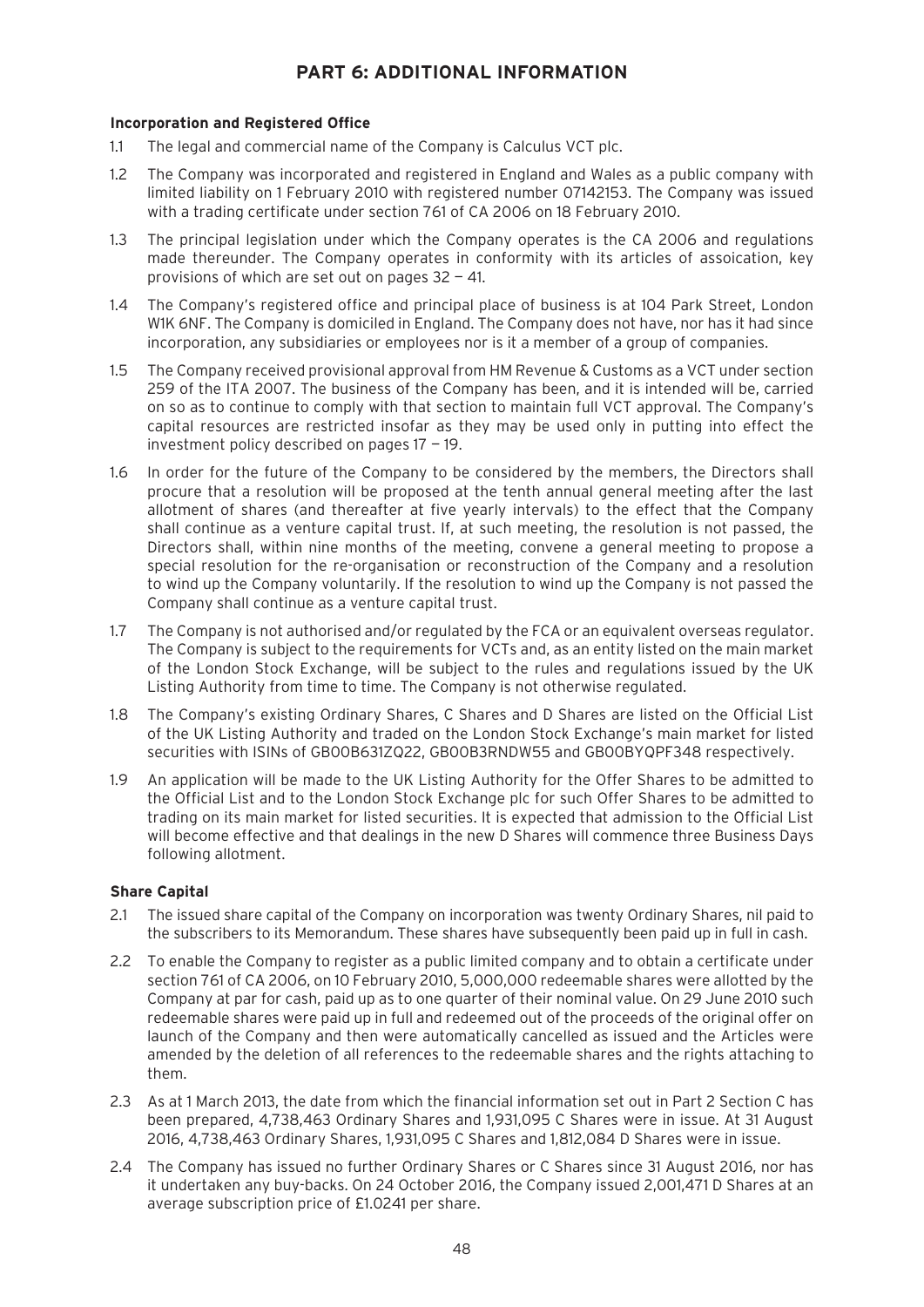# PART 6: ADDITIONAL INFORMATION

### Incorporation and Registered Office

1.1 The legal and commercial name of the Company is Calculus VCT plc.

1.2 The Company was incorporated and registered in England and Wales as a public company with limited liability on 1 February 2010 with registered number 07142153. The Company was issued with a trading certificate under section 761 of CA 2006 on 18 February 2010.

1.3 The principal legislation under which the Company operates is the CA 2006 and regulations made thereunder. The Company operates in conformity with its articles of assoication, key provisions of which are set out on pages 32 – 41.

1.4 The Company's registered office and principal place of business is at 104 Park Street, London W1K 6NF. The Company is domiciled in England. The Company does not have, nor has it had since incorporation, any subsidiaries or employees nor is it a member of a group of companies.

1.5 The Company received provisional approval from HM Revenue & Customs as a VCT under section 259 of the ITA 2007. The business of the Company has been, and it is intended will be, carried on so as to continue to comply with that section to maintain full VCT approval. The Company's capital resources are restricted insofar as they may be used only in putting into effect the investment policy described on pages 17 – 19.

1.6 In order for the future of the Company to be considered by the members, the Directors shall procure that a resolution will be proposed at the tenth annual general meeting after the last allotment of shares (and thereafter at five yearly intervals) to the effect that the Company shall continue as a venture capital trust. If, at such meeting, the resolution is not passed, the Directors shall, within nine months of the meeting, convene a general meeting to propose a special resolution for the re-organisation or reconstruction of the Company and a resolution to wind up the Company voluntarily. If the resolution to wind up the Company is not passed the Company shall continue as a venture capital trust.

1.7 The Company is not authorised and/or regulated by the FCA or an equivalent overseas regulator. The Company is subject to the requirements for VCTs and, as an entity listed on the main market of the London Stock Exchange, will be subject to the rules and regulations issued by the UK Listing Authority from time to time. The Company is not otherwise regulated.

1.8 The Company's existing Ordinary Shares, C Shares and D Shares are listed on the Official List of the UK Listing Authority and traded on the London Stock Exchange's main market for listed securities with ISINs of GB00B631ZQ22, GB00B3RNDW55 and GB00BYQPF348 respectively.

1.9 An application will be made to the UK Listing Authority for the Offer Shares to be admitted to the Official List and to the London Stock Exchange plc for such Offer Shares to be admitted to trading on its main market for listed securities. It is expected that admission to the Official List will become effective and that dealings in the new D Shares will commence three Business Days following allotment.

### Share Capital

2.1 The issued share capital of the Company on incorporation was twenty Ordinary Shares, nil paid to the subscribers to its Memorandum. These shares have subsequently been paid up in full in cash.

2.2 To enable the Company to register as a public limited company and to obtain a certificate under section 761 of CA 2006, on 10 February 2010, 5,000,000 redeemable shares were allotted by the Company at par for cash, paid up as to one quarter of their nominal value. On 29 June 2010 such redeemable shares were paid up in full and redeemed out of the proceeds of the original offer on launch of the Company and then were automatically cancelled as issued and the Articles were amended by the deletion of all references to the redeemable shares and the rights attaching to them.

2.3 As at 1 March 2013, the date from which the financial information set out in Part 2 Section C has been prepared, 4,738,463 Ordinary Shares and 1,931,095 C Shares were in issue. At 31 August 2016, 4,738,463 Ordinary Shares, 1,931,095 C Shares and 1,812,084 D Shares were in issue.

2.4 The Company has issued no further Ordinary Shares or C Shares since 31 August 2016, nor has it undertaken any buy-backs. On 24 October 2016, the Company issued 2,001,471 D Shares at an average subscription price of £1.0241 per share.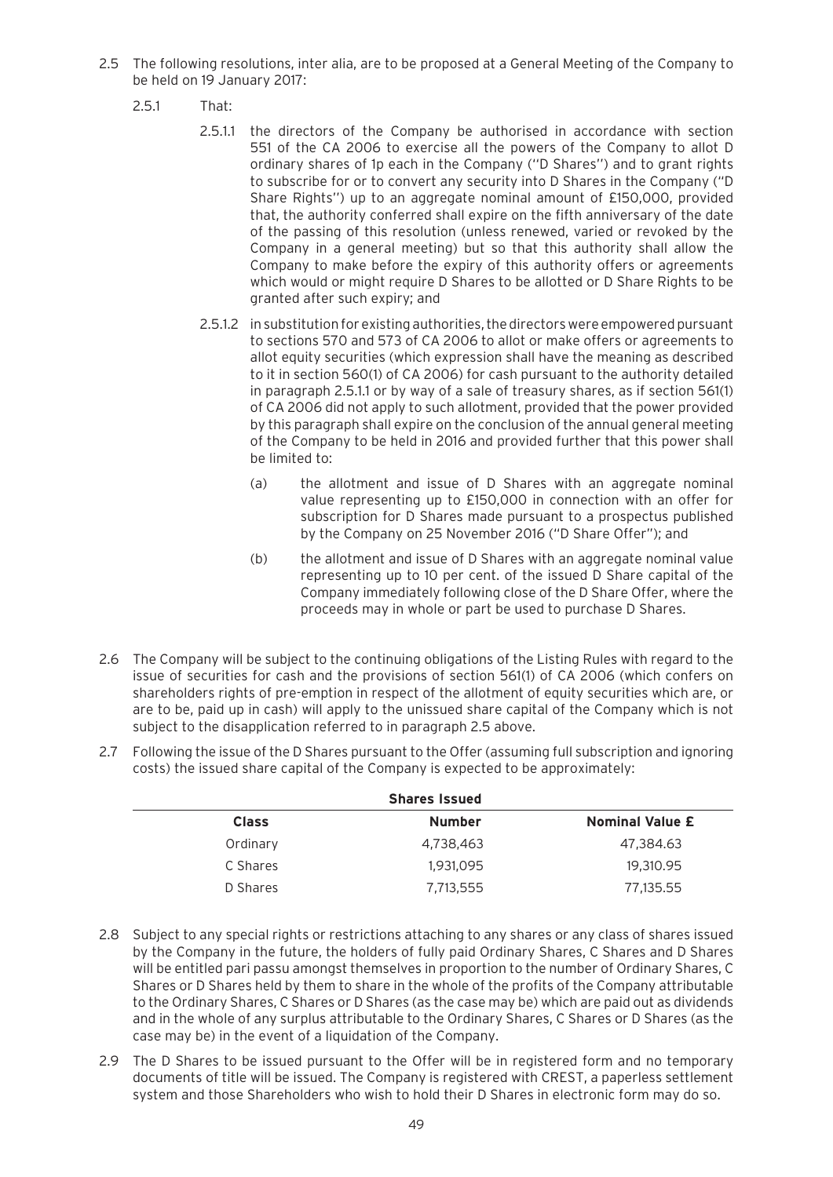2.5 The following resolutions, inter alia, are to be proposed at a General Meeting of the Company to be held on 19 January 2017:

2.5.1 That:

2.5.1.1 the directors of the Company be authorised in accordance with section 551 of the CA 2006 to exercise all the powers of the Company to allot D ordinary shares of 1p each in the Company (''D Shares'') and to grant rights to subscribe for or to convert any security into D Shares in the Company (''D Share Rights'') up to an aggregate nominal amount of £150,000, provided that, the authority conferred shall expire on the fifth anniversary of the date of the passing of this resolution (unless renewed, varied or revoked by the Company in a general meeting) but so that this authority shall allow the Company to make before the expiry of this authority offers or agreements which would or might require D Shares to be allotted or D Share Rights to be granted after such expiry; and

2.5.1.2 in substitution for existing authorities, the directors were empowered pursuant to sections 570 and 573 of CA 2006 to allot or make offers or agreements to allot equity securities (which expression shall have the meaning as described to it in section 560(1) of CA 2006) for cash pursuant to the authority detailed in paragraph 2.5.1.1 or by way of a sale of treasury shares, as if section 561(1) of CA 2006 did not apply to such allotment, provided that the power provided by this paragraph shall expire on the conclusion of the annual general meeting of the Company to be held in 2016 and provided further that this power shall be limited to:

(a) the allotment and issue of D Shares with an aggregate nominal value representing up to £150,000 in connection with an offer for subscription for D Shares made pursuant to a prospectus published by the Company on 25 November 2016 (''D Share Offer''); and

(b) the allotment and issue of D Shares with an aggregate nominal value representing up to 10 per cent. of the issued D Share capital of the Company immediately following close of the D Share Offer, where the proceeds may in whole or part be used to purchase D Shares.

2.6 The Company will be subject to the continuing obligations of the Listing Rules with regard to the issue of securities for cash and the provisions of section 561(1) of CA 2006 (which confers on shareholders rights of pre-emption in respect of the allotment of equity securities which are, or are to be, paid up in cash) will apply to the unissued share capital of the Company which is not subject to the disapplication referred to in paragraph 2.5 above.

2.7 Following the issue of the D Shares pursuant to the Offer (assuming full subscription and ignoring costs) the issued share capital of the Company is expected to be approximately:

| | **Shares Issued** | |
|---|---|---|
| **Class** | **Number** | **Nominal Value £** |
| Ordinary | 4,738,463 | 47,384.63 |
| C Shares | 1,931,095 | 19,310.95 |
| D Shares | 7,713,555 | 77,135.55 |

2.8 Subject to any special rights or restrictions attaching to any shares or any class of shares issued by the Company in the future, the holders of fully paid Ordinary Shares, C Shares and D Shares will be entitled pari passu amongst themselves in proportion to the number of Ordinary Shares, C Shares or D Shares held by them to share in the whole of the profits of the Company attributable to the Ordinary Shares, C Shares or D Shares (as the case may be) which are paid out as dividends and in the whole of any surplus attributable to the Ordinary Shares, C Shares or D Shares (as the case may be) in the event of a liquidation of the Company.

2.9 The D Shares to be issued pursuant to the Offer will be in registered form and no temporary documents of title will be issued. The Company is registered with CREST, a paperless settlement system and those Shareholders who wish to hold their D Shares in electronic form may do so.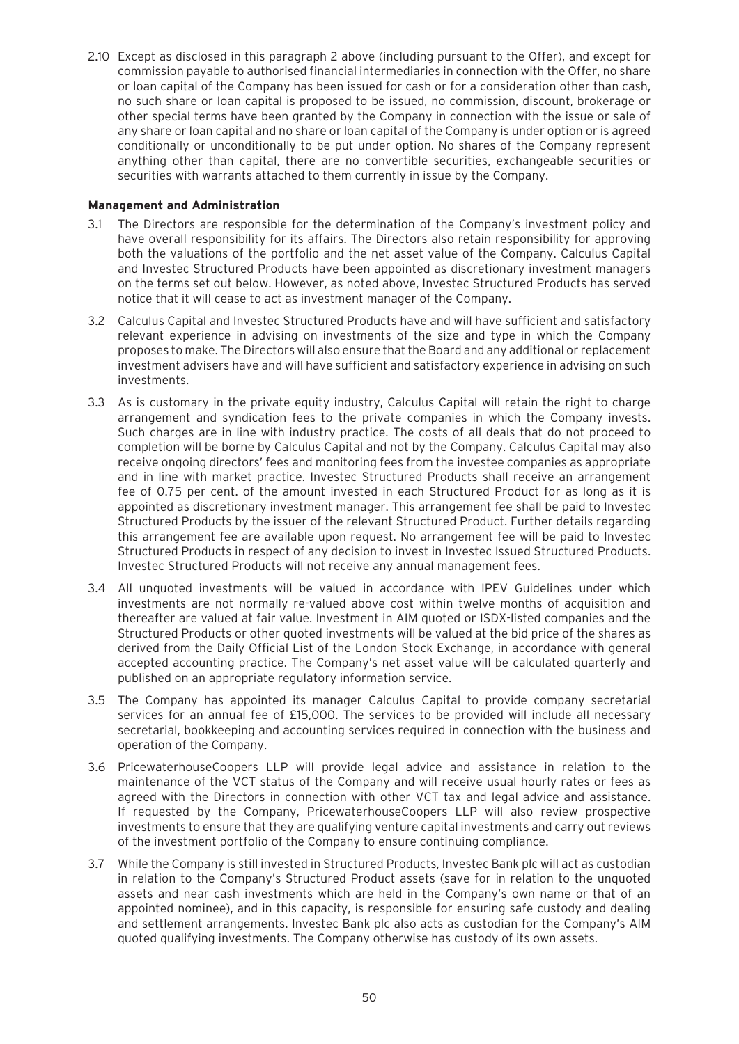2.10 Except as disclosed in this paragraph 2 above (including pursuant to the Offer), and except for commission payable to authorised financial intermediaries in connection with the Offer, no share or loan capital of the Company has been issued for cash or for a consideration other than cash, no such share or loan capital is proposed to be issued, no commission, discount, brokerage or other special terms have been granted by the Company in connection with the issue or sale of any share or loan capital and no share or loan capital of the Company is under option or is agreed conditionally or unconditionally to be put under option. No shares of the Company represent anything other than capital, there are no convertible securities, exchangeable securities or securities with warrants attached to them currently in issue by the Company.

**Management and Administration**

3.1 The Directors are responsible for the determination of the Company's investment policy and have overall responsibility for its affairs. The Directors also retain responsibility for approving both the valuations of the portfolio and the net asset value of the Company. Calculus Capital and Investec Structured Products have been appointed as discretionary investment managers on the terms set out below. However, as noted above, Investec Structured Products has served notice that it will cease to act as investment manager of the Company.

3.2 Calculus Capital and Investec Structured Products have and will have sufficient and satisfactory relevant experience in advising on investments of the size and type in which the Company proposes to make. The Directors will also ensure that the Board and any additional or replacement investment advisers have and will have sufficient and satisfactory experience in advising on such investments.

3.3 As is customary in the private equity industry, Calculus Capital will retain the right to charge arrangement and syndication fees to the private companies in which the Company invests. Such charges are in line with industry practice. The costs of all deals that do not proceed to completion will be borne by Calculus Capital and not by the Company. Calculus Capital may also receive ongoing directors' fees and monitoring fees from the investee companies as appropriate and in line with market practice. Investec Structured Products shall receive an arrangement fee of 0.75 per cent. of the amount invested in each Structured Product for as long as it is appointed as discretionary investment manager. This arrangement fee shall be paid to Investec Structured Products by the issuer of the relevant Structured Product. Further details regarding this arrangement fee are available upon request. No arrangement fee will be paid to Investec Structured Products in respect of any decision to invest in Investec Issued Structured Products. Investec Structured Products will not receive any annual management fees.

3.4 All unquoted investments will be valued in accordance with IPEV Guidelines under which investments are not normally re-valued above cost within twelve months of acquisition and thereafter are valued at fair value. Investment in AIM quoted or ISDX-listed companies and the Structured Products or other quoted investments will be valued at the bid price of the shares as derived from the Daily Official List of the London Stock Exchange, in accordance with general accepted accounting practice. The Company's net asset value will be calculated quarterly and published on an appropriate regulatory information service.

3.5 The Company has appointed its manager Calculus Capital to provide company secretarial services for an annual fee of £15,000. The services to be provided will include all necessary secretarial, bookkeeping and accounting services required in connection with the business and operation of the Company.

3.6 PricewaterhouseCoopers LLP will provide legal advice and assistance in relation to the maintenance of the VCT status of the Company and will receive usual hourly rates or fees as agreed with the Directors in connection with other VCT tax and legal advice and assistance. If requested by the Company, PricewaterhouseCoopers LLP will also review prospective investments to ensure that they are qualifying venture capital investments and carry out reviews of the investment portfolio of the Company to ensure continuing compliance.

3.7 While the Company is still invested in Structured Products, Investec Bank plc will act as custodian in relation to the Company's Structured Product assets (save for in relation to the unquoted assets and near cash investments which are held in the Company's own name or that of an appointed nominee), and in this capacity, is responsible for ensuring safe custody and dealing and settlement arrangements. Investec Bank plc also acts as custodian for the Company's AIM quoted qualifying investments. The Company otherwise has custody of its own assets.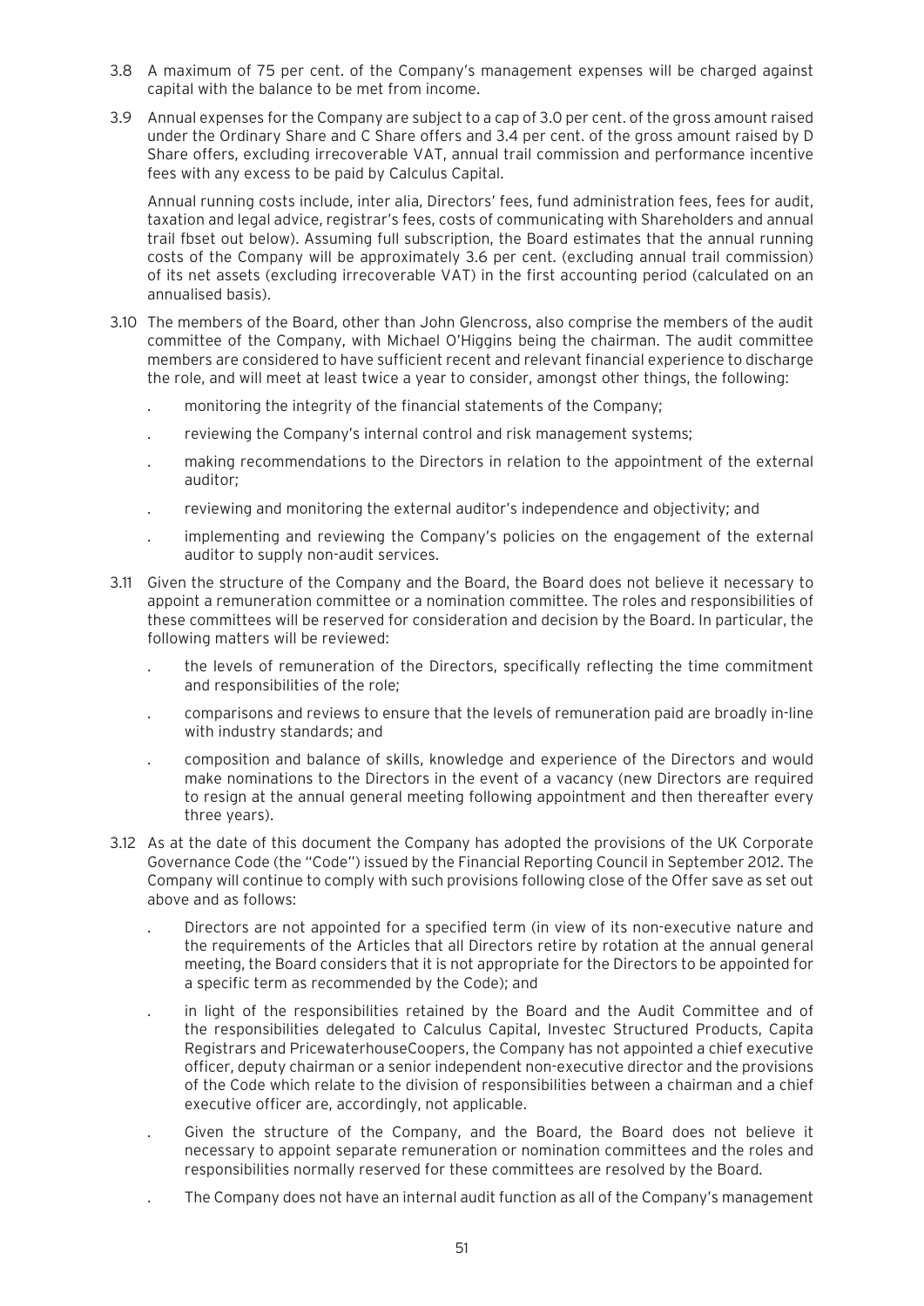3.8 A maximum of 75 per cent. of the Company's management expenses will be charged against capital with the balance to be met from income.

3.9 Annual expenses for the Company are subject to a cap of 3.0 per cent. of the gross amount raised under the Ordinary Share and C Share offers and 3.4 per cent. of the gross amount raised by D Share offers, excluding irrecoverable VAT, annual trail commission and performance incentive fees with any excess to be paid by Calculus Capital.

Annual running costs include, inter alia, Directors' fees, fund administration fees, fees for audit, taxation and legal advice, registrar's fees, costs of communicating with Shareholders and annual trail fbset out below). Assuming full subscription, the Board estimates that the annual running costs of the Company will be approximately 3.6 per cent. (excluding annual trail commission) of its net assets (excluding irrecoverable VAT) in the first accounting period (calculated on an annualised basis).

3.10 The members of the Board, other than John Glencross, also comprise the members of the audit committee of the Company, with Michael O'Higgins being the chairman. The audit committee members are considered to have sufficient recent and relevant financial experience to discharge the role, and will meet at least twice a year to consider, amongst other things, the following:

- monitoring the integrity of the financial statements of the Company;
- reviewing the Company's internal control and risk management systems;
- making recommendations to the Directors in relation to the appointment of the external auditor;
- reviewing and monitoring the external auditor's independence and objectivity; and
- implementing and reviewing the Company's policies on the engagement of the external auditor to supply non-audit services.

3.11 Given the structure of the Company and the Board, the Board does not believe it necessary to appoint a remuneration committee or a nomination committee. The roles and responsibilities of these committees will be reserved for consideration and decision by the Board. In particular, the following matters will be reviewed:

- the levels of remuneration of the Directors, specifically reflecting the time commitment and responsibilities of the role;
- comparisons and reviews to ensure that the levels of remuneration paid are broadly in-line with industry standards; and
- composition and balance of skills, knowledge and experience of the Directors and would make nominations to the Directors in the event of a vacancy (new Directors are required to resign at the annual general meeting following appointment and then thereafter every three years).

3.12 As at the date of this document the Company has adopted the provisions of the UK Corporate Governance Code (the "Code") issued by the Financial Reporting Council in September 2012. The Company will continue to comply with such provisions following close of the Offer save as set out above and as follows:

- Directors are not appointed for a specified term (in view of its non-executive nature and the requirements of the Articles that all Directors retire by rotation at the annual general meeting, the Board considers that it is not appropriate for the Directors to be appointed for a specific term as recommended by the Code); and
- in light of the responsibilities retained by the Board and the Audit Committee and of the responsibilities delegated to Calculus Capital, Investec Structured Products, Capita Registrars and PricewaterhouseCoopers, the Company has not appointed a chief executive officer, deputy chairman or a senior independent non-executive director and the provisions of the Code which relate to the division of responsibilities between a chairman and a chief executive officer are, accordingly, not applicable.
- Given the structure of the Company, and the Board, the Board does not believe it necessary to appoint separate remuneration or nomination committees and the roles and responsibilities normally reserved for these committees are resolved by the Board.
- The Company does not have an internal audit function as all of the Company's management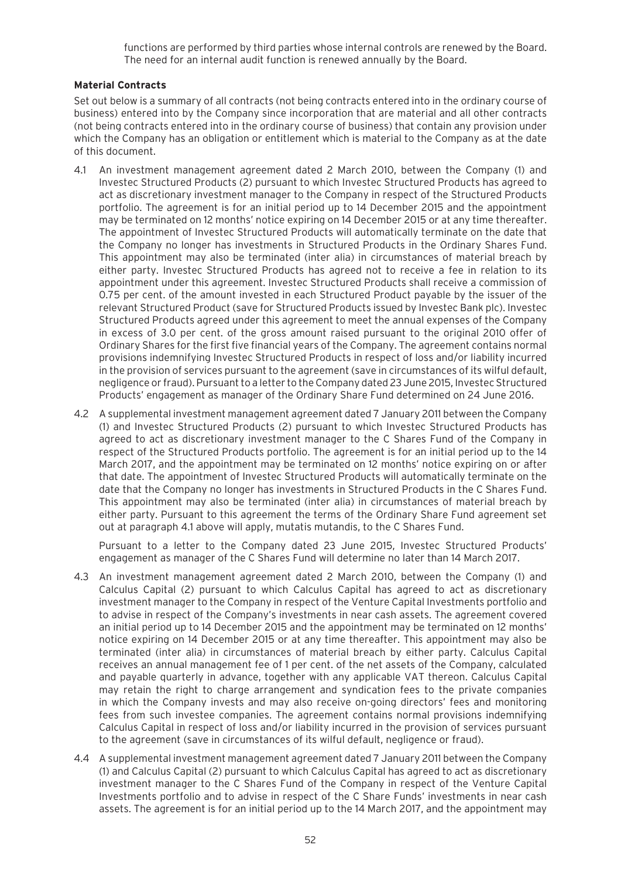functions are performed by third parties whose internal controls are renewed by the Board. The need for an internal audit function is renewed annually by the Board.

**Material Contracts**

Set out below is a summary of all contracts (not being contracts entered into in the ordinary course of business) entered into by the Company since incorporation that are material and all other contracts (not being contracts entered into in the ordinary course of business) that contain any provision under which the Company has an obligation or entitlement which is material to the Company as at the date of this document.

4.1 An investment management agreement dated 2 March 2010, between the Company (1) and Investec Structured Products (2) pursuant to which Investec Structured Products has agreed to act as discretionary investment manager to the Company in respect of the Structured Products portfolio. The agreement is for an initial period up to 14 December 2015 and the appointment may be terminated on 12 months' notice expiring on 14 December 2015 or at any time thereafter. The appointment of Investec Structured Products will automatically terminate on the date that the Company no longer has investments in Structured Products in the Ordinary Shares Fund. This appointment may also be terminated (inter alia) in circumstances of material breach by either party. Investec Structured Products has agreed not to receive a fee in relation to its appointment under this agreement. Investec Structured Products shall receive a commission of 0.75 per cent. of the amount invested in each Structured Product payable by the issuer of the relevant Structured Product (save for Structured Products issued by Investec Bank plc). Investec Structured Products agreed under this agreement to meet the annual expenses of the Company in excess of 3.0 per cent. of the gross amount raised pursuant to the original 2010 offer of Ordinary Shares for the first five financial years of the Company. The agreement contains normal provisions indemnifying Investec Structured Products in respect of loss and/or liability incurred in the provision of services pursuant to the agreement (save in circumstances of its wilful default, negligence or fraud). Pursuant to a letter to the Company dated 23 June 2015, Investec Structured Products' engagement as manager of the Ordinary Share Fund determined on 24 June 2016.

4.2 A supplemental investment management agreement dated 7 January 2011 between the Company (1) and Investec Structured Products (2) pursuant to which Investec Structured Products has agreed to act as discretionary investment manager to the C Shares Fund of the Company in respect of the Structured Products portfolio. The agreement is for an initial period up to the 14 March 2017, and the appointment may be terminated on 12 months' notice expiring on or after that date. The appointment of Investec Structured Products will automatically terminate on the date that the Company no longer has investments in Structured Products in the C Shares Fund. This appointment may also be terminated (inter alia) in circumstances of material breach by either party. Pursuant to this agreement the terms of the Ordinary Share Fund agreement set out at paragraph 4.1 above will apply, mutatis mutandis, to the C Shares Fund.

    Pursuant to a letter to the Company dated 23 June 2015, Investec Structured Products' engagement as manager of the C Shares Fund will determine no later than 14 March 2017.

4.3 An investment management agreement dated 2 March 2010, between the Company (1) and Calculus Capital (2) pursuant to which Calculus Capital has agreed to act as discretionary investment manager to the Company in respect of the Venture Capital Investments portfolio and to advise in respect of the Company's investments in near cash assets. The agreement covered an initial period up to 14 December 2015 and the appointment may be terminated on 12 months' notice expiring on 14 December 2015 or at any time thereafter. This appointment may also be terminated (inter alia) in circumstances of material breach by either party. Calculus Capital receives an annual management fee of 1 per cent. of the net assets of the Company, calculated and payable quarterly in advance, together with any applicable VAT thereon. Calculus Capital may retain the right to charge arrangement and syndication fees to the private companies in which the Company invests and may also receive on-going directors' fees and monitoring fees from such investee companies. The agreement contains normal provisions indemnifying Calculus Capital in respect of loss and/or liability incurred in the provision of services pursuant to the agreement (save in circumstances of its wilful default, negligence or fraud).

4.4 A supplemental investment management agreement dated 7 January 2011 between the Company (1) and Calculus Capital (2) pursuant to which Calculus Capital has agreed to act as discretionary investment manager to the C Shares Fund of the Company in respect of the Venture Capital Investments portfolio and to advise in respect of the C Share Funds' investments in near cash assets. The agreement is for an initial period up to the 14 March 2017, and the appointment may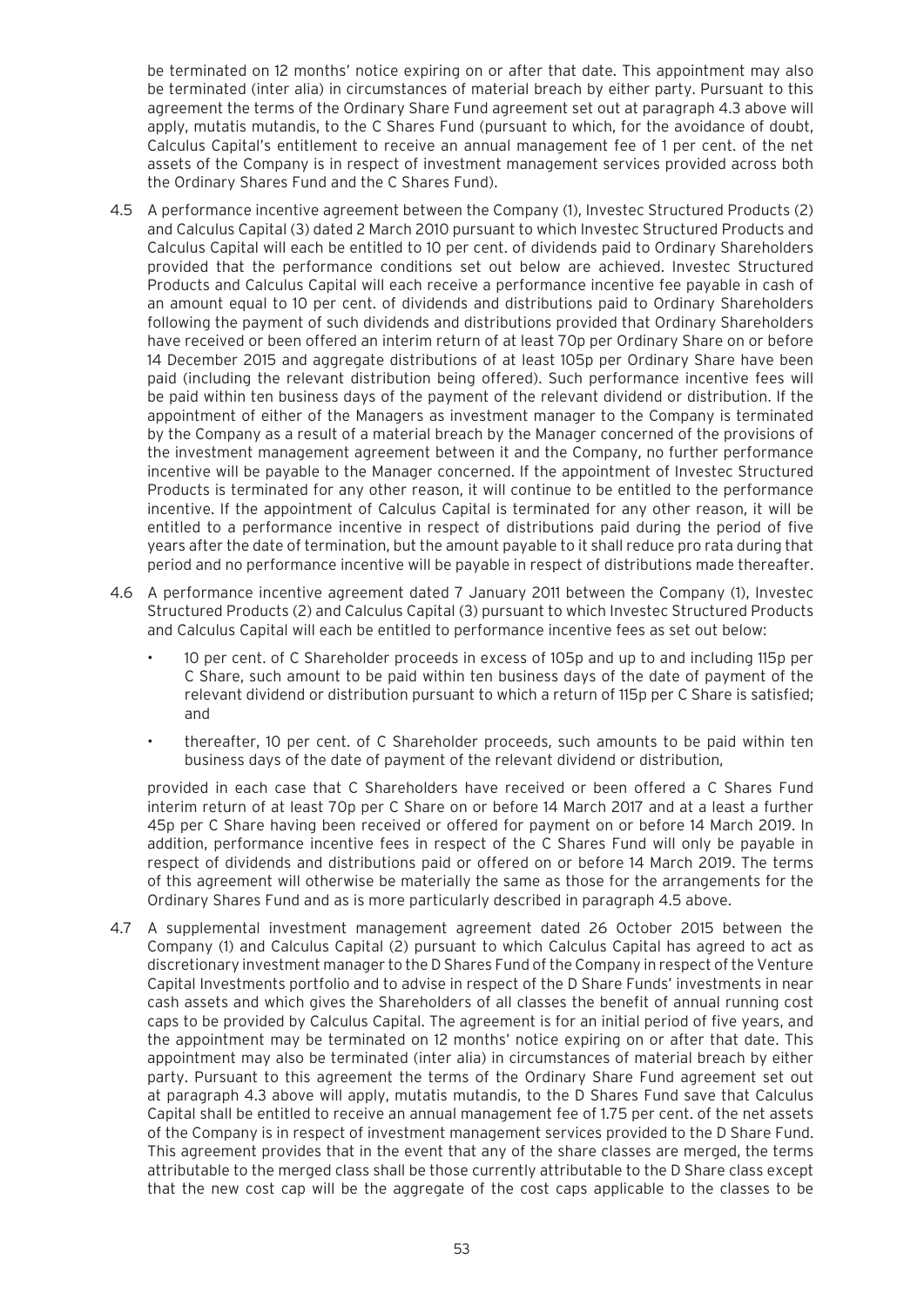be terminated on 12 months' notice expiring on or after that date. This appointment may also be terminated (inter alia) in circumstances of material breach by either party. Pursuant to this agreement the terms of the Ordinary Share Fund agreement set out at paragraph 4.3 above will apply, mutatis mutandis, to the C Shares Fund (pursuant to which, for the avoidance of doubt, Calculus Capital's entitlement to receive an annual management fee of 1 per cent. of the net assets of the Company is in respect of investment management services provided across both the Ordinary Shares Fund and the C Shares Fund).

4.5 A performance incentive agreement between the Company (1), Investec Structured Products (2) and Calculus Capital (3) dated 2 March 2010 pursuant to which Investec Structured Products and Calculus Capital will each be entitled to 10 per cent. of dividends paid to Ordinary Shareholders provided that the performance conditions set out below are achieved. Investec Structured Products and Calculus Capital will each receive a performance incentive fee payable in cash of an amount equal to 10 per cent. of dividends and distributions paid to Ordinary Shareholders following the payment of such dividends and distributions provided that Ordinary Shareholders have received or been offered an interim return of at least 70p per Ordinary Share on or before 14 December 2015 and aggregate distributions of at least 105p per Ordinary Share have been paid (including the relevant distribution being offered). Such performance incentive fees will be paid within ten business days of the payment of the relevant dividend or distribution. If the appointment of either of the Managers as investment manager to the Company is terminated by the Company as a result of a material breach by the Manager concerned of the provisions of the investment management agreement between it and the Company, no further performance incentive will be payable to the Manager concerned. If the appointment of Investec Structured Products is terminated for any other reason, it will continue to be entitled to the performance incentive. If the appointment of Calculus Capital is terminated for any other reason, it will be entitled to a performance incentive in respect of distributions paid during the period of five years after the date of termination, but the amount payable to it shall reduce pro rata during that period and no performance incentive will be payable in respect of distributions made thereafter.

4.6 A performance incentive agreement dated 7 January 2011 between the Company (1), Investec Structured Products (2) and Calculus Capital (3) pursuant to which Investec Structured Products and Calculus Capital will each be entitled to performance incentive fees as set out below:

- 10 per cent. of C Shareholder proceeds in excess of 105p and up to and including 115p per C Share, such amount to be paid within ten business days of the date of payment of the relevant dividend or distribution pursuant to which a return of 115p per C Share is satisfied; and
- thereafter, 10 per cent. of C Shareholder proceeds, such amounts to be paid within ten business days of the date of payment of the relevant dividend or distribution,

provided in each case that C Shareholders have received or been offered a C Shares Fund interim return of at least 70p per C Share on or before 14 March 2017 and at a least a further 45p per C Share having been received or offered for payment on or before 14 March 2019. In addition, performance incentive fees in respect of the C Shares Fund will only be payable in respect of dividends and distributions paid or offered on or before 14 March 2019. The terms of this agreement will otherwise be materially the same as those for the arrangements for the Ordinary Shares Fund and as is more particularly described in paragraph 4.5 above.

4.7 A supplemental investment management agreement dated 26 October 2015 between the Company (1) and Calculus Capital (2) pursuant to which Calculus Capital has agreed to act as discretionary investment manager to the D Shares Fund of the Company in respect of the Venture Capital Investments portfolio and to advise in respect of the D Share Funds' investments in near cash assets and which gives the Shareholders of all classes the benefit of annual running cost caps to be provided by Calculus Capital. The agreement is for an initial period of five years, and the appointment may be terminated on 12 months' notice expiring on or after that date. This appointment may also be terminated (inter alia) in circumstances of material breach by either party. Pursuant to this agreement the terms of the Ordinary Share Fund agreement set out at paragraph 4.3 above will apply, mutatis mutandis, to the D Shares Fund save that Calculus Capital shall be entitled to receive an annual management fee of 1.75 per cent. of the net assets of the Company is in respect of investment management services provided to the D Share Fund. This agreement provides that in the event that any of the share classes are merged, the terms attributable to the merged class shall be those currently attributable to the D Share class except that the new cost cap will be the aggregate of the cost caps applicable to the classes to be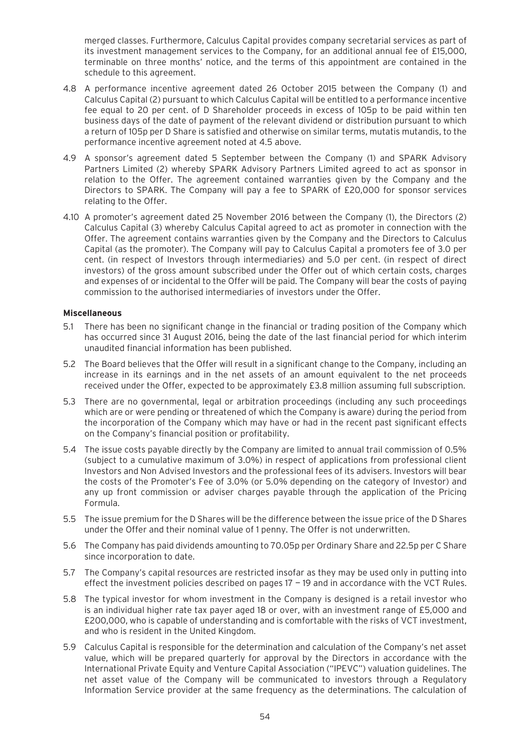merged classes. Furthermore, Calculus Capital provides company secretarial services as part of its investment management services to the Company, for an additional annual fee of £15,000, terminable on three months' notice, and the terms of this appointment are contained in the schedule to this agreement.

4.8 A performance incentive agreement dated 26 October 2015 between the Company (1) and Calculus Capital (2) pursuant to which Calculus Capital will be entitled to a performance incentive fee equal to 20 per cent. of D Shareholder proceeds in excess of 105p to be paid within ten business days of the date of payment of the relevant dividend or distribution pursuant to which a return of 105p per D Share is satisfied and otherwise on similar terms, mutatis mutandis, to the performance incentive agreement noted at 4.5 above.

4.9 A sponsor's agreement dated 5 September between the Company (1) and SPARK Advisory Partners Limited (2) whereby SPARK Advisory Partners Limited agreed to act as sponsor in relation to the Offer. The agreement contained warranties given by the Company and the Directors to SPARK. The Company will pay a fee to SPARK of £20,000 for sponsor services relating to the Offer.

4.10 A promoter's agreement dated 25 November 2016 between the Company (1), the Directors (2) Calculus Capital (3) whereby Calculus Capital agreed to act as promoter in connection with the Offer. The agreement contains warranties given by the Company and the Directors to Calculus Capital (as the promoter). The Company will pay to Calculus Capital a promoters fee of 3.0 per cent. (in respect of Investors through intermediaries) and 5.0 per cent. (in respect of direct investors) of the gross amount subscribed under the Offer out of which certain costs, charges and expenses of or incidental to the Offer will be paid. The Company will bear the costs of paying commission to the authorised intermediaries of investors under the Offer.

**Miscellaneous**

5.1 There has been no significant change in the financial or trading position of the Company which has occurred since 31 August 2016, being the date of the last financial period for which interim unaudited financial information has been published.

5.2 The Board believes that the Offer will result in a significant change to the Company, including an increase in its earnings and in the net assets of an amount equivalent to the net proceeds received under the Offer, expected to be approximately £3.8 million assuming full subscription.

5.3 There are no governmental, legal or arbitration proceedings (including any such proceedings which are or were pending or threatened of which the Company is aware) during the period from the incorporation of the Company which may have or had in the recent past significant effects on the Company's financial position or profitability.

5.4 The issue costs payable directly by the Company are limited to annual trail commission of 0.5% (subject to a cumulative maximum of 3.0%) in respect of applications from professional client Investors and Non Advised Investors and the professional fees of its advisers. Investors will bear the costs of the Promoter's Fee of 3.0% (or 5.0% depending on the category of Investor) and any up front commission or adviser charges payable through the application of the Pricing Formula.

5.5 The issue premium for the D Shares will be the difference between the issue price of the D Shares under the Offer and their nominal value of 1 penny. The Offer is not underwritten.

5.6 The Company has paid dividends amounting to 70.05p per Ordinary Share and 22.5p per C Share since incorporation to date.

5.7 The Company's capital resources are restricted insofar as they may be used only in putting into effect the investment policies described on pages 17 – 19 and in accordance with the VCT Rules.

5.8 The typical investor for whom investment in the Company is designed is a retail investor who is an individual higher rate tax payer aged 18 or over, with an investment range of £5,000 and £200,000, who is capable of understanding and is comfortable with the risks of VCT investment, and who is resident in the United Kingdom.

5.9 Calculus Capital is responsible for the determination and calculation of the Company's net asset value, which will be prepared quarterly for approval by the Directors in accordance with the International Private Equity and Venture Capital Association ("IPEVC") valuation guidelines. The net asset value of the Company will be communicated to investors through a Regulatory Information Service provider at the same frequency as the determinations. The calculation of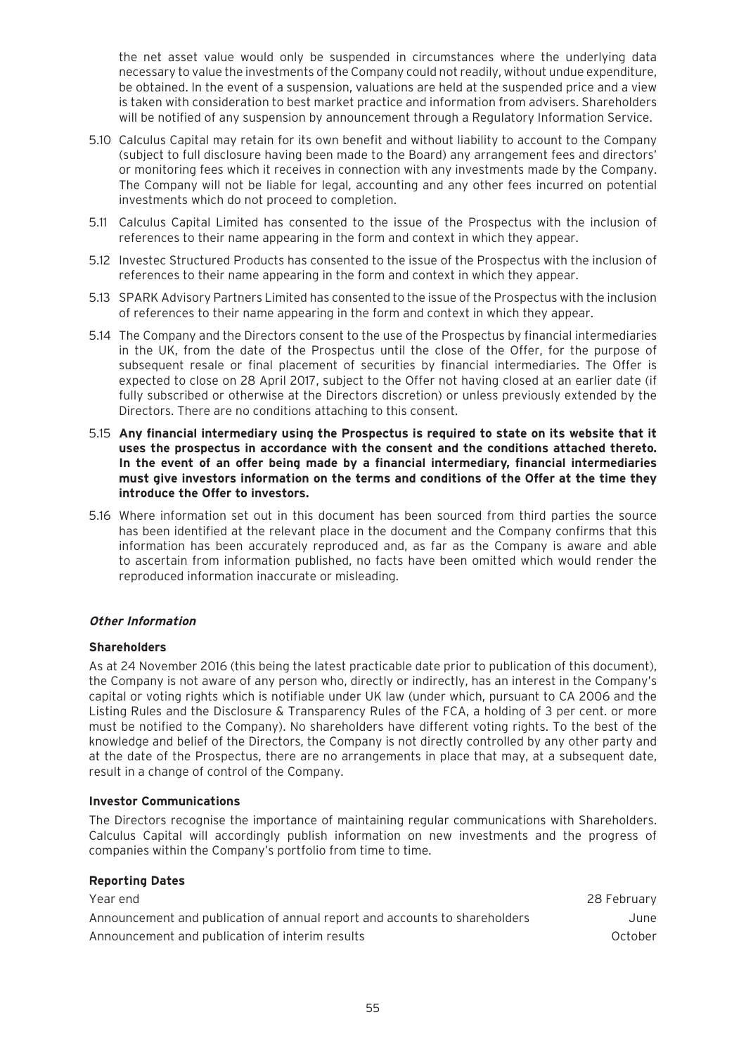the net asset value would only be suspended in circumstances where the underlying data necessary to value the investments of the Company could not readily, without undue expenditure, be obtained. In the event of a suspension, valuations are held at the suspended price and a view is taken with consideration to best market practice and information from advisers. Shareholders will be notified of any suspension by announcement through a Regulatory Information Service.

5.10 Calculus Capital may retain for its own benefit and without liability to account to the Company (subject to full disclosure having been made to the Board) any arrangement fees and directors' or monitoring fees which it receives in connection with any investments made by the Company. The Company will not be liable for legal, accounting and any other fees incurred on potential investments which do not proceed to completion.

5.11 Calculus Capital Limited has consented to the issue of the Prospectus with the inclusion of references to their name appearing in the form and context in which they appear.

5.12 Investec Structured Products has consented to the issue of the Prospectus with the inclusion of references to their name appearing in the form and context in which they appear.

5.13 SPARK Advisory Partners Limited has consented to the issue of the Prospectus with the inclusion of references to their name appearing in the form and context in which they appear.

5.14 The Company and the Directors consent to the use of the Prospectus by financial intermediaries in the UK, from the date of the Prospectus until the close of the Offer, for the purpose of subsequent resale or final placement of securities by financial intermediaries. The Offer is expected to close on 28 April 2017, subject to the Offer not having closed at an earlier date (if fully subscribed or otherwise at the Directors discretion) or unless previously extended by the Directors. There are no conditions attaching to this consent.

5.15 **Any financial intermediary using the Prospectus is required to state on its website that it uses the prospectus in accordance with the consent and the conditions attached thereto. In the event of an offer being made by a financial intermediary, financial intermediaries must give investors information on the terms and conditions of the Offer at the time they introduce the Offer to investors.**

5.16 Where information set out in this document has been sourced from third parties the source has been identified at the relevant place in the document and the Company confirms that this information has been accurately reproduced and, as far as the Company is aware and able to ascertain from information published, no facts have been omitted which would render the reproduced information inaccurate or misleading.

***Other Information***

**Shareholders**

As at 24 November 2016 (this being the latest practicable date prior to publication of this document), the Company is not aware of any person who, directly or indirectly, has an interest in the Company's capital or voting rights which is notifiable under UK law (under which, pursuant to CA 2006 and the Listing Rules and the Disclosure & Transparency Rules of the FCA, a holding of 3 per cent. or more must be notified to the Company). No shareholders have different voting rights. To the best of the knowledge and belief of the Directors, the Company is not directly controlled by any other party and at the date of the Prospectus, there are no arrangements in place that may, at a subsequent date, result in a change of control of the Company.

**Investor Communications**

The Directors recognise the importance of maintaining regular communications with Shareholders. Calculus Capital will accordingly publish information on new investments and the progress of companies within the Company's portfolio from time to time.

**Reporting Dates**

| | |
|---|---|
| Year end | 28 February |
| Announcement and publication of annual report and accounts to shareholders | June |
| Announcement and publication of interim results | October |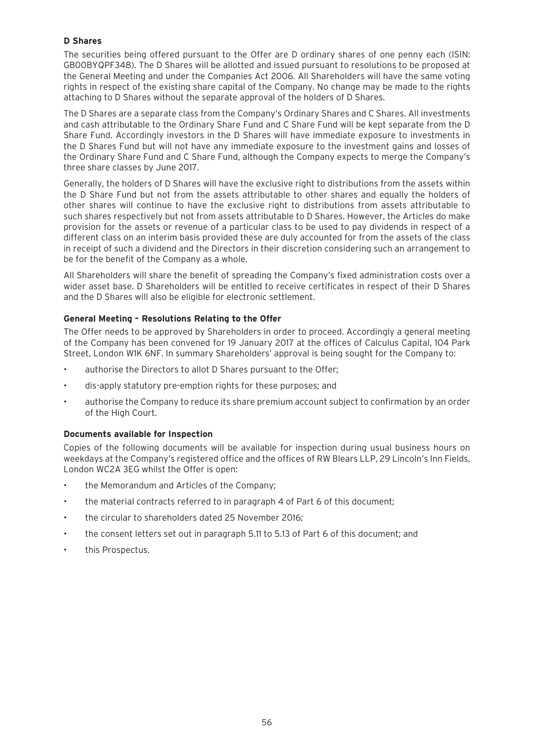### D Shares

The securities being offered pursuant to the Offer are D ordinary shares of one penny each (ISIN: GB00BYQPF348). The D Shares will be allotted and issued pursuant to resolutions to be proposed at the General Meeting and under the Companies Act 2006. All Shareholders will have the same voting rights in respect of the existing share capital of the Company. No change may be made to the rights attaching to D Shares without the separate approval of the holders of D Shares.

The D Shares are a separate class from the Company's Ordinary Shares and C Shares. All investments and cash attributable to the Ordinary Share Fund and C Share Fund will be kept separate from the D Share Fund. Accordingly investors in the D Shares will have immediate exposure to investments in the D Shares Fund but will not have any immediate exposure to the investment gains and losses of the Ordinary Share Fund and C Share Fund, although the Company expects to merge the Company's three share classes by June 2017.

Generally, the holders of D Shares will have the exclusive right to distributions from the assets within the D Share Fund but not from the assets attributable to other shares and equally the holders of other shares will continue to have the exclusive right to distributions from assets attributable to such shares respectively but not from assets attributable to D Shares. However, the Articles do make provision for the assets or revenue of a particular class to be used to pay dividends in respect of a different class on an interim basis provided these are duly accounted for from the assets of the class in receipt of such a dividend and the Directors in their discretion considering such an arrangement to be for the benefit of the Company as a whole.

All Shareholders will share the benefit of spreading the Company's fixed administration costs over a wider asset base. D Shareholders will be entitled to receive certificates in respect of their D Shares and the D Shares will also be eligible for electronic settlement.

### General Meeting – Resolutions Relating to the Offer

The Offer needs to be approved by Shareholders in order to proceed. Accordingly a general meeting of the Company has been convened for 19 January 2017 at the offices of Calculus Capital, 104 Park Street, London W1K 6NF. In summary Shareholders' approval is being sought for the Company to:

- authorise the Directors to allot D Shares pursuant to the Offer;
- dis-apply statutory pre-emption rights for these purposes; and
- authorise the Company to reduce its share premium account subject to confirmation by an order of the High Court.

### Documents available for Inspection

Copies of the following documents will be available for inspection during usual business hours on weekdays at the Company's registered office and the offices of RW Blears LLP, 29 Lincoln's Inn Fields, London WC2A 3EG whilst the Offer is open:

- the Memorandum and Articles of the Company;
- the material contracts referred to in paragraph 4 of Part 6 of this document;
- the circular to shareholders dated 25 November 2016;
- the consent letters set out in paragraph 5.11 to 5.13 of Part 6 of this document; and
- this Prospectus.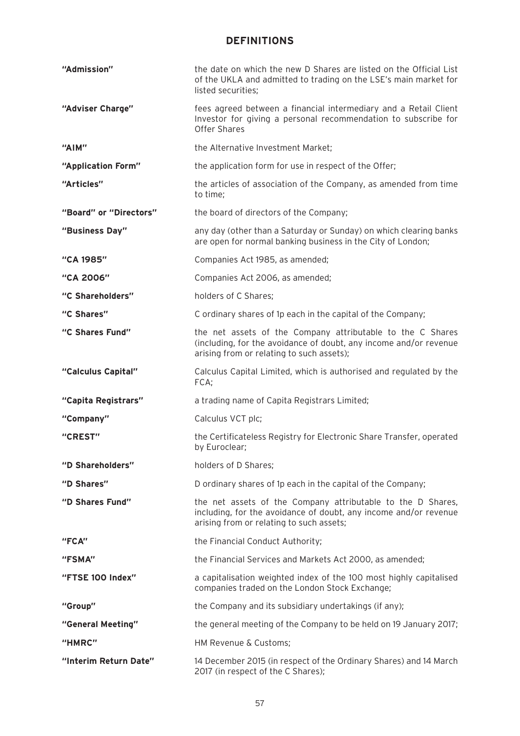## DEFINITIONS

| | |
|---|---|
| **"Admission"** | the date on which the new D Shares are listed on the Official List of the UKLA and admitted to trading on the LSE's main market for listed securities; |
| **"Adviser Charge"** | fees agreed between a financial intermediary and a Retail Client Investor for giving a personal recommendation to subscribe for Offer Shares |
| **"AIM"** | the Alternative Investment Market; |
| **"Application Form"** | the application form for use in respect of the Offer; |
| **"Articles"** | the articles of association of the Company, as amended from time to time; |
| **"Board" or "Directors"** | the board of directors of the Company; |
| **"Business Day"** | any day (other than a Saturday or Sunday) on which clearing banks are open for normal banking business in the City of London; |
| **"CA 1985"** | Companies Act 1985, as amended; |
| **"CA 2006"** | Companies Act 2006, as amended; |
| **"C Shareholders"** | holders of C Shares; |
| **"C Shares"** | C ordinary shares of 1p each in the capital of the Company; |
| **"C Shares Fund"** | the net assets of the Company attributable to the C Shares (including, for the avoidance of doubt, any income and/or revenue arising from or relating to such assets); |
| **"Calculus Capital"** | Calculus Capital Limited, which is authorised and regulated by the FCA; |
| **"Capita Registrars"** | a trading name of Capita Registrars Limited; |
| **"Company"** | Calculus VCT plc; |
| **"CREST"** | the Certificateless Registry for Electronic Share Transfer, operated by Euroclear; |
| **"D Shareholders"** | holders of D Shares; |
| **"D Shares"** | D ordinary shares of 1p each in the capital of the Company; |
| **"D Shares Fund"** | the net assets of the Company attributable to the D Shares, including, for the avoidance of doubt, any income and/or revenue arising from or relating to such assets; |
| **"FCA"** | the Financial Conduct Authority; |
| **"FSMA"** | the Financial Services and Markets Act 2000, as amended; |
| **"FTSE 100 Index"** | a capitalisation weighted index of the 100 most highly capitalised companies traded on the London Stock Exchange; |
| **"Group"** | the Company and its subsidiary undertakings (if any); |
| **"General Meeting"** | the general meeting of the Company to be held on 19 January 2017; |
| **"HMRC"** | HM Revenue & Customs; |
| **"Interim Return Date"** | 14 December 2015 (in respect of the Ordinary Shares) and 14 March 2017 (in respect of the C Shares); |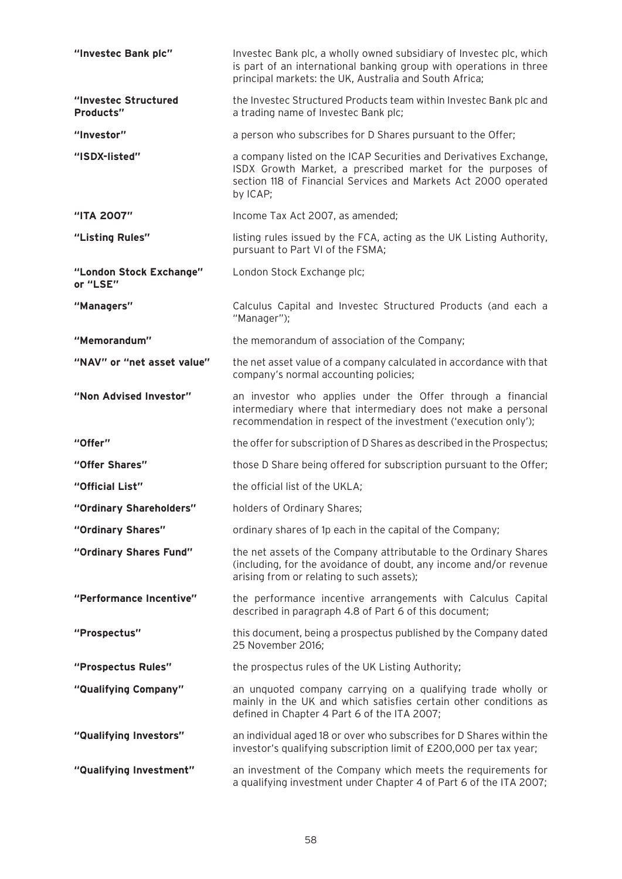| | |
|---|---|
| **"Investec Bank plc"** | Investec Bank plc, a wholly owned subsidiary of Investec plc, which is part of an international banking group with operations in three principal markets: the UK, Australia and South Africa; |
| **"Investec Structured Products"** | the Investec Structured Products team within Investec Bank plc and a trading name of Investec Bank plc; |
| **"Investor"** | a person who subscribes for D Shares pursuant to the Offer; |
| **"ISDX-listed"** | a company listed on the ICAP Securities and Derivatives Exchange, ISDX Growth Market, a prescribed market for the purposes of section 118 of Financial Services and Markets Act 2000 operated by ICAP; |
| **"ITA 2007"** | Income Tax Act 2007, as amended; |
| **"Listing Rules"** | listing rules issued by the FCA, acting as the UK Listing Authority, pursuant to Part VI of the FSMA; |
| **"London Stock Exchange" or "LSE"** | London Stock Exchange plc; |
| **"Managers"** | Calculus Capital and Investec Structured Products (and each a "Manager"); |
| **"Memorandum"** | the memorandum of association of the Company; |
| **"NAV" or "net asset value"** | the net asset value of a company calculated in accordance with that company's normal accounting policies; |
| **"Non Advised Investor"** | an investor who applies under the Offer through a financial intermediary where that intermediary does not make a personal recommendation in respect of the investment ('execution only'); |
| **"Offer"** | the offer for subscription of D Shares as described in the Prospectus; |
| **"Offer Shares"** | those D Share being offered for subscription pursuant to the Offer; |
| **"Official List"** | the official list of the UKLA; |
| **"Ordinary Shareholders"** | holders of Ordinary Shares; |
| **"Ordinary Shares"** | ordinary shares of 1p each in the capital of the Company; |
| **"Ordinary Shares Fund"** | the net assets of the Company attributable to the Ordinary Shares (including, for the avoidance of doubt, any income and/or revenue arising from or relating to such assets); |
| **"Performance Incentive"** | the performance incentive arrangements with Calculus Capital described in paragraph 4.8 of Part 6 of this document; |
| **"Prospectus"** | this document, being a prospectus published by the Company dated 25 November 2016; |
| **"Prospectus Rules"** | the prospectus rules of the UK Listing Authority; |
| **"Qualifying Company"** | an unquoted company carrying on a qualifying trade wholly or mainly in the UK and which satisfies certain other conditions as defined in Chapter 4 Part 6 of the ITA 2007; |
| **"Qualifying Investors"** | an individual aged 18 or over who subscribes for D Shares within the investor's qualifying subscription limit of £200,000 per tax year; |
| **"Qualifying Investment"** | an investment of the Company which meets the requirements for a qualifying investment under Chapter 4 of Part 6 of the ITA 2007; |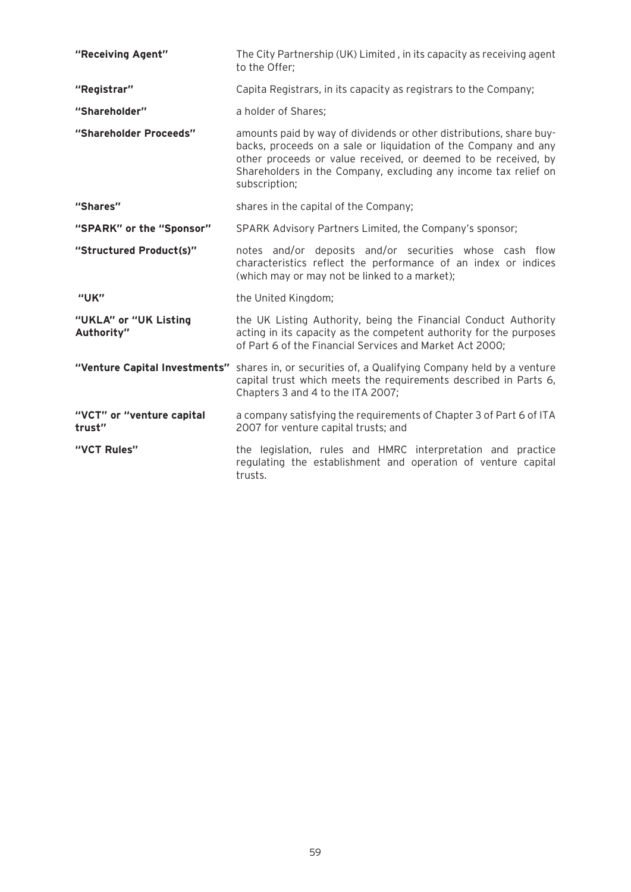| | |
|---|---|
| **"Receiving Agent"** | The City Partnership (UK) Limited , in its capacity as receiving agent to the Offer; |
| **"Registrar"** | Capita Registrars, in its capacity as registrars to the Company; |
| **"Shareholder"** | a holder of Shares; |
| **"Shareholder Proceeds"** | amounts paid by way of dividends or other distributions, share buy-backs, proceeds on a sale or liquidation of the Company and any other proceeds or value received, or deemed to be received, by Shareholders in the Company, excluding any income tax relief on subscription; |
| **"Shares"** | shares in the capital of the Company; |
| **"SPARK" or the "Sponsor"** | SPARK Advisory Partners Limited, the Company's sponsor; |
| **"Structured Product(s)"** | notes and/or deposits and/or securities whose cash flow characteristics reflect the performance of an index or indices (which may or may not be linked to a market); |
| **"UK"** | the United Kingdom; |
| **"UKLA" or "UK Listing Authority"** | the UK Listing Authority, being the Financial Conduct Authority acting in its capacity as the competent authority for the purposes of Part 6 of the Financial Services and Market Act 2000; |
| **"Venture Capital Investments"** | shares in, or securities of, a Qualifying Company held by a venture capital trust which meets the requirements described in Parts 6, Chapters 3 and 4 to the ITA 2007; |
| **"VCT" or "venture capital trust"** | a company satisfying the requirements of Chapter 3 of Part 6 of ITA 2007 for venture capital trusts; and |
| **"VCT Rules"** | the legislation, rules and HMRC interpretation and practice regulating the establishment and operation of venture capital trusts. |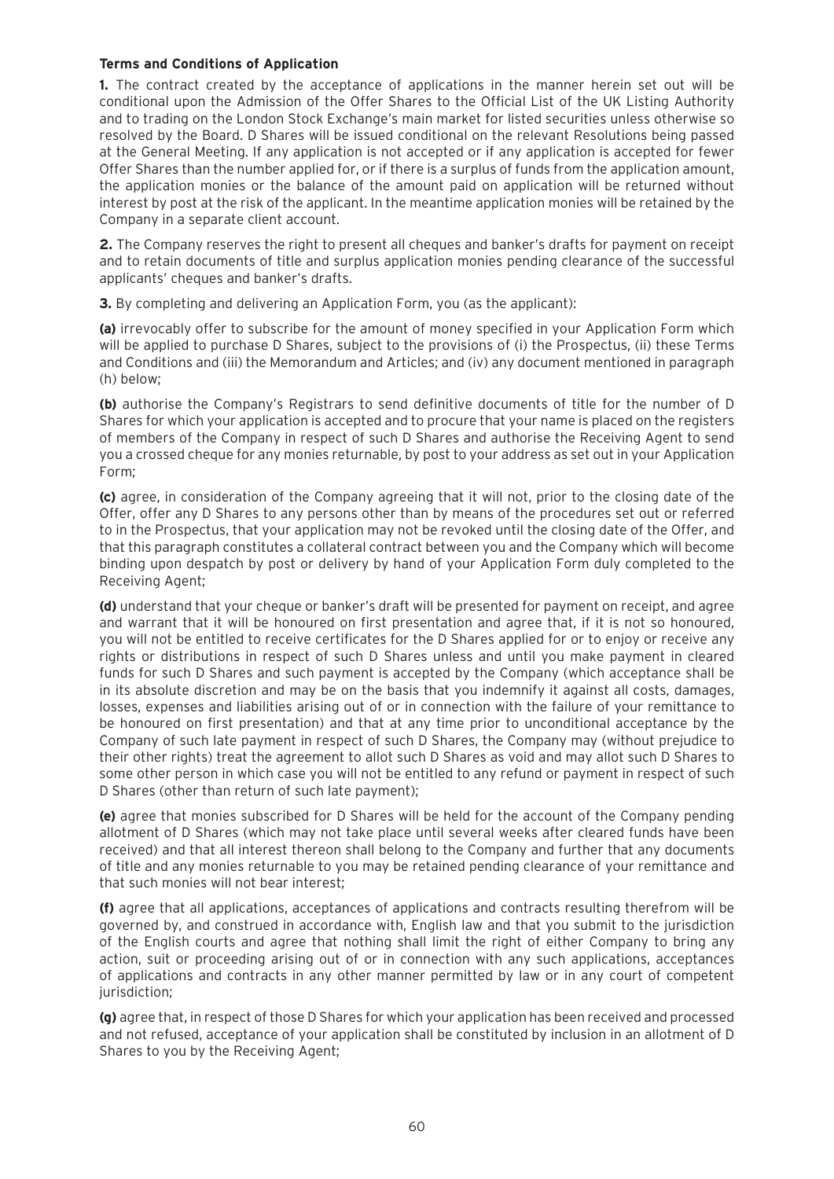**Terms and Conditions of Application**

**1.** The contract created by the acceptance of applications in the manner herein set out will be conditional upon the Admission of the Offer Shares to the Official List of the UK Listing Authority and to trading on the London Stock Exchange's main market for listed securities unless otherwise so resolved by the Board. D Shares will be issued conditional on the relevant Resolutions being passed at the General Meeting. If any application is not accepted or if any application is accepted for fewer Offer Shares than the number applied for, or if there is a surplus of funds from the application amount, the application monies or the balance of the amount paid on application will be returned without interest by post at the risk of the applicant. In the meantime application monies will be retained by the Company in a separate client account.

**2.** The Company reserves the right to present all cheques and banker's drafts for payment on receipt and to retain documents of title and surplus application monies pending clearance of the successful applicants' cheques and banker's drafts.

**3.** By completing and delivering an Application Form, you (as the applicant):

**(a)** irrevocably offer to subscribe for the amount of money specified in your Application Form which will be applied to purchase D Shares, subject to the provisions of (i) the Prospectus, (ii) these Terms and Conditions and (iii) the Memorandum and Articles; and (iv) any document mentioned in paragraph (h) below;

**(b)** authorise the Company's Registrars to send definitive documents of title for the number of D Shares for which your application is accepted and to procure that your name is placed on the registers of members of the Company in respect of such D Shares and authorise the Receiving Agent to send you a crossed cheque for any monies returnable, by post to your address as set out in your Application Form;

**(c)** agree, in consideration of the Company agreeing that it will not, prior to the closing date of the Offer, offer any D Shares to any persons other than by means of the procedures set out or referred to in the Prospectus, that your application may not be revoked until the closing date of the Offer, and that this paragraph constitutes a collateral contract between you and the Company which will become binding upon despatch by post or delivery by hand of your Application Form duly completed to the Receiving Agent;

**(d)** understand that your cheque or banker's draft will be presented for payment on receipt, and agree and warrant that it will be honoured on first presentation and agree that, if it is not so honoured, you will not be entitled to receive certificates for the D Shares applied for or to enjoy or receive any rights or distributions in respect of such D Shares unless and until you make payment in cleared funds for such D Shares and such payment is accepted by the Company (which acceptance shall be in its absolute discretion and may be on the basis that you indemnify it against all costs, damages, losses, expenses and liabilities arising out of or in connection with the failure of your remittance to be honoured on first presentation) and that at any time prior to unconditional acceptance by the Company of such late payment in respect of such D Shares, the Company may (without prejudice to their other rights) treat the agreement to allot such D Shares as void and may allot such D Shares to some other person in which case you will not be entitled to any refund or payment in respect of such D Shares (other than return of such late payment);

**(e)** agree that monies subscribed for D Shares will be held for the account of the Company pending allotment of D Shares (which may not take place until several weeks after cleared funds have been received) and that all interest thereon shall belong to the Company and further that any documents of title and any monies returnable to you may be retained pending clearance of your remittance and that such monies will not bear interest;

**(f)** agree that all applications, acceptances of applications and contracts resulting therefrom will be governed by, and construed in accordance with, English law and that you submit to the jurisdiction of the English courts and agree that nothing shall limit the right of either Company to bring any action, suit or proceeding arising out of or in connection with any such applications, acceptances of applications and contracts in any other manner permitted by law or in any court of competent jurisdiction;

**(g)** agree that, in respect of those D Shares for which your application has been received and processed and not refused, acceptance of your application shall be constituted by inclusion in an allotment of D Shares to you by the Receiving Agent;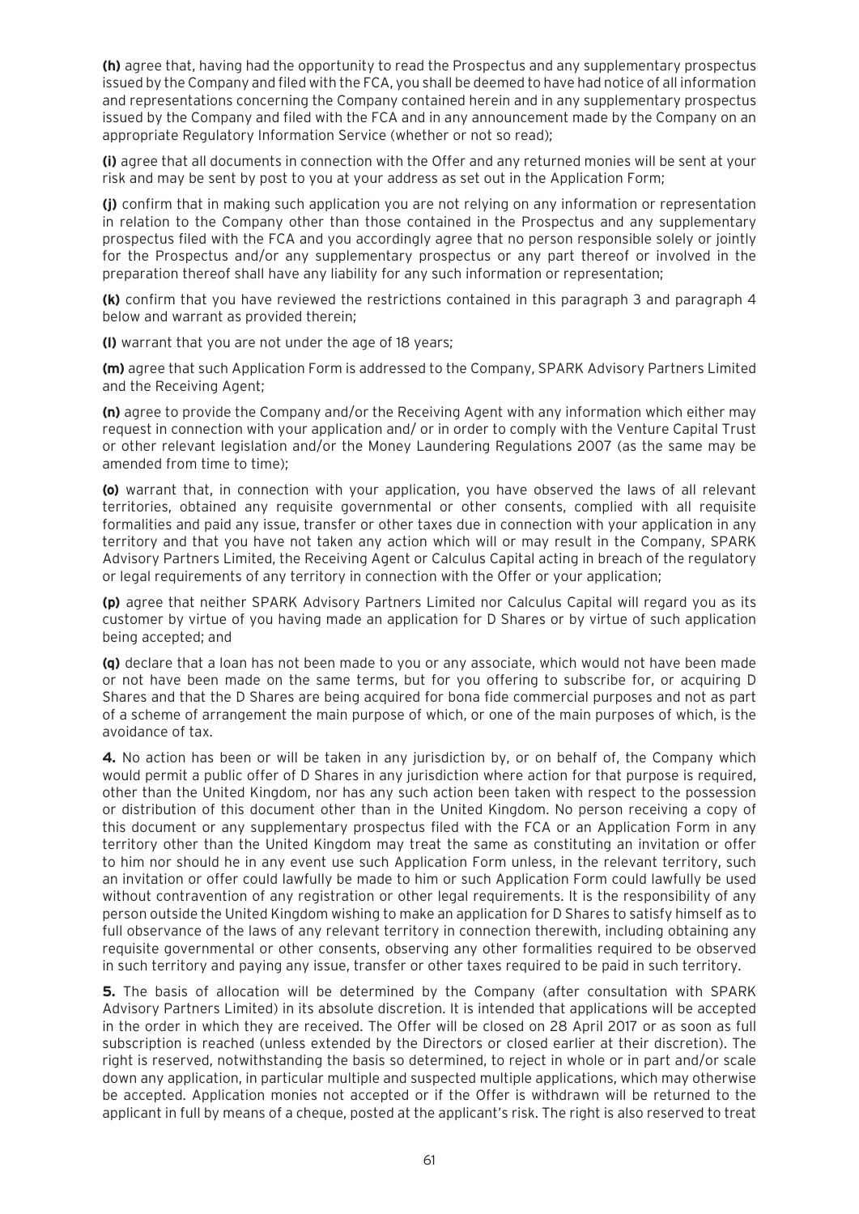**(h)** agree that, having had the opportunity to read the Prospectus and any supplementary prospectus issued by the Company and filed with the FCA, you shall be deemed to have had notice of all information and representations concerning the Company contained herein and in any supplementary prospectus issued by the Company and filed with the FCA and in any announcement made by the Company on an appropriate Regulatory Information Service (whether or not so read);

**(i)** agree that all documents in connection with the Offer and any returned monies will be sent at your risk and may be sent by post to you at your address as set out in the Application Form;

**(j)** confirm that in making such application you are not relying on any information or representation in relation to the Company other than those contained in the Prospectus and any supplementary prospectus filed with the FCA and you accordingly agree that no person responsible solely or jointly for the Prospectus and/or any supplementary prospectus or any part thereof or involved in the preparation thereof shall have any liability for any such information or representation;

**(k)** confirm that you have reviewed the restrictions contained in this paragraph 3 and paragraph 4 below and warrant as provided therein;

**(l)** warrant that you are not under the age of 18 years;

**(m)** agree that such Application Form is addressed to the Company, SPARK Advisory Partners Limited and the Receiving Agent;

**(n)** agree to provide the Company and/or the Receiving Agent with any information which either may request in connection with your application and/ or in order to comply with the Venture Capital Trust or other relevant legislation and/or the Money Laundering Regulations 2007 (as the same may be amended from time to time);

**(o)** warrant that, in connection with your application, you have observed the laws of all relevant territories, obtained any requisite governmental or other consents, complied with all requisite formalities and paid any issue, transfer or other taxes due in connection with your application in any territory and that you have not taken any action which will or may result in the Company, SPARK Advisory Partners Limited, the Receiving Agent or Calculus Capital acting in breach of the regulatory or legal requirements of any territory in connection with the Offer or your application;

**(p)** agree that neither SPARK Advisory Partners Limited nor Calculus Capital will regard you as its customer by virtue of you having made an application for D Shares or by virtue of such application being accepted; and

**(q)** declare that a loan has not been made to you or any associate, which would not have been made or not have been made on the same terms, but for you offering to subscribe for, or acquiring D Shares and that the D Shares are being acquired for bona fide commercial purposes and not as part of a scheme of arrangement the main purpose of which, or one of the main purposes of which, is the avoidance of tax.

**4.** No action has been or will be taken in any jurisdiction by, or on behalf of, the Company which would permit a public offer of D Shares in any jurisdiction where action for that purpose is required, other than the United Kingdom, nor has any such action been taken with respect to the possession or distribution of this document other than in the United Kingdom. No person receiving a copy of this document or any supplementary prospectus filed with the FCA or an Application Form in any territory other than the United Kingdom may treat the same as constituting an invitation or offer to him nor should he in any event use such Application Form unless, in the relevant territory, such an invitation or offer could lawfully be made to him or such Application Form could lawfully be used without contravention of any registration or other legal requirements. It is the responsibility of any person outside the United Kingdom wishing to make an application for D Shares to satisfy himself as to full observance of the laws of any relevant territory in connection therewith, including obtaining any requisite governmental or other consents, observing any other formalities required to be observed in such territory and paying any issue, transfer or other taxes required to be paid in such territory.

**5.** The basis of allocation will be determined by the Company (after consultation with SPARK Advisory Partners Limited) in its absolute discretion. It is intended that applications will be accepted in the order in which they are received. The Offer will be closed on 28 April 2017 or as soon as full subscription is reached (unless extended by the Directors or closed earlier at their discretion). The right is reserved, notwithstanding the basis so determined, to reject in whole or in part and/or scale down any application, in particular multiple and suspected multiple applications, which may otherwise be accepted. Application monies not accepted or if the Offer is withdrawn will be returned to the applicant in full by means of a cheque, posted at the applicant's risk. The right is also reserved to treat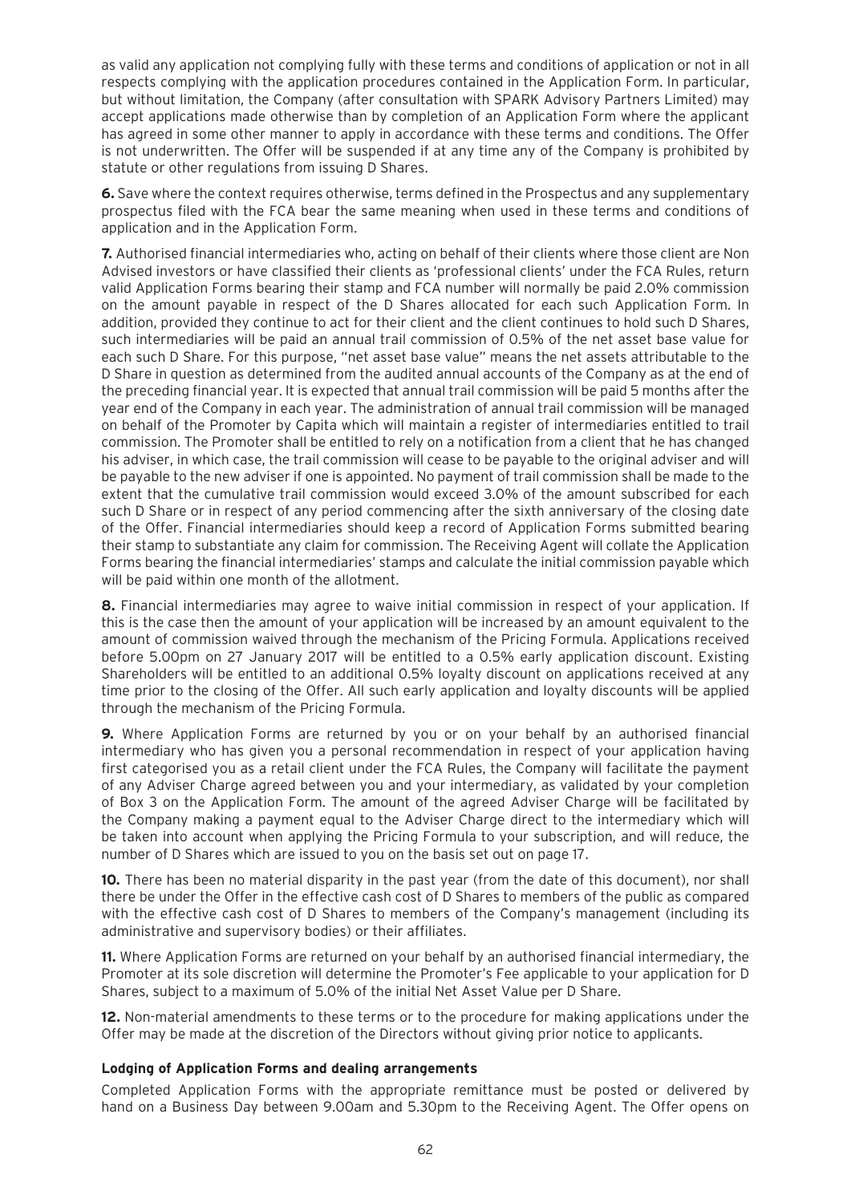as valid any application not complying fully with these terms and conditions of application or not in all respects complying with the application procedures contained in the Application Form. In particular, but without limitation, the Company (after consultation with SPARK Advisory Partners Limited) may accept applications made otherwise than by completion of an Application Form where the applicant has agreed in some other manner to apply in accordance with these terms and conditions. The Offer is not underwritten. The Offer will be suspended if at any time any of the Company is prohibited by statute or other regulations from issuing D Shares.

**6.** Save where the context requires otherwise, terms defined in the Prospectus and any supplementary prospectus filed with the FCA bear the same meaning when used in these terms and conditions of application and in the Application Form.

**7.** Authorised financial intermediaries who, acting on behalf of their clients where those client are Non Advised investors or have classified their clients as 'professional clients' under the FCA Rules, return valid Application Forms bearing their stamp and FCA number will normally be paid 2.0% commission on the amount payable in respect of the D Shares allocated for each such Application Form. In addition, provided they continue to act for their client and the client continues to hold such D Shares, such intermediaries will be paid an annual trail commission of 0.5% of the net asset base value for each such D Share. For this purpose, "net asset base value" means the net assets attributable to the D Share in question as determined from the audited annual accounts of the Company as at the end of the preceding financial year. It is expected that annual trail commission will be paid 5 months after the year end of the Company in each year. The administration of annual trail commission will be managed on behalf of the Promoter by Capita which will maintain a register of intermediaries entitled to trail commission. The Promoter shall be entitled to rely on a notification from a client that he has changed his adviser, in which case, the trail commission will cease to be payable to the original adviser and will be payable to the new adviser if one is appointed. No payment of trail commission shall be made to the extent that the cumulative trail commission would exceed 3.0% of the amount subscribed for each such D Share or in respect of any period commencing after the sixth anniversary of the closing date of the Offer. Financial intermediaries should keep a record of Application Forms submitted bearing their stamp to substantiate any claim for commission. The Receiving Agent will collate the Application Forms bearing the financial intermediaries' stamps and calculate the initial commission payable which will be paid within one month of the allotment.

**8.** Financial intermediaries may agree to waive initial commission in respect of your application. If this is the case then the amount of your application will be increased by an amount equivalent to the amount of commission waived through the mechanism of the Pricing Formula. Applications received before 5.00pm on 27 January 2017 will be entitled to a 0.5% early application discount. Existing Shareholders will be entitled to an additional 0.5% loyalty discount on applications received at any time prior to the closing of the Offer. All such early application and loyalty discounts will be applied through the mechanism of the Pricing Formula.

**9.** Where Application Forms are returned by you or on your behalf by an authorised financial intermediary who has given you a personal recommendation in respect of your application having first categorised you as a retail client under the FCA Rules, the Company will facilitate the payment of any Adviser Charge agreed between you and your intermediary, as validated by your completion of Box 3 on the Application Form. The amount of the agreed Adviser Charge will be facilitated by the Company making a payment equal to the Adviser Charge direct to the intermediary which will be taken into account when applying the Pricing Formula to your subscription, and will reduce, the number of D Shares which are issued to you on the basis set out on page 17.

**10.** There has been no material disparity in the past year (from the date of this document), nor shall there be under the Offer in the effective cash cost of D Shares to members of the public as compared with the effective cash cost of D Shares to members of the Company's management (including its administrative and supervisory bodies) or their affiliates.

**11.** Where Application Forms are returned on your behalf by an authorised financial intermediary, the Promoter at its sole discretion will determine the Promoter's Fee applicable to your application for D Shares, subject to a maximum of 5.0% of the initial Net Asset Value per D Share.

**12.** Non-material amendments to these terms or to the procedure for making applications under the Offer may be made at the discretion of the Directors without giving prior notice to applicants.

### Lodging of Application Forms and dealing arrangements

Completed Application Forms with the appropriate remittance must be posted or delivered by hand on a Business Day between 9.00am and 5.30pm to the Receiving Agent. The Offer opens on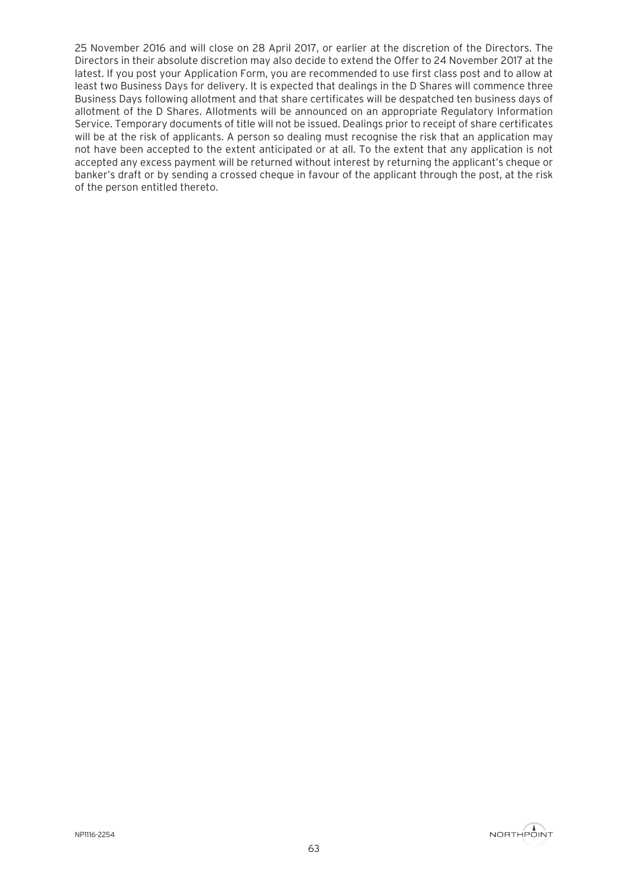25 November 2016 and will close on 28 April 2017, or earlier at the discretion of the Directors. The Directors in their absolute discretion may also decide to extend the Offer to 24 November 2017 at the latest. If you post your Application Form, you are recommended to use first class post and to allow at least two Business Days for delivery. It is expected that dealings in the D Shares will commence three Business Days following allotment and that share certificates will be despatched ten business days of allotment of the D Shares. Allotments will be announced on an appropriate Regulatory Information Service. Temporary documents of title will not be issued. Dealings prior to receipt of share certificates will be at the risk of applicants. A person so dealing must recognise the risk that an application may not have been accepted to the extent anticipated or at all. To the extent that any application is not accepted any excess payment will be returned without interest by returning the applicant's cheque or banker's draft or by sending a crossed cheque in favour of the applicant through the post, at the risk of the person entitled thereto.